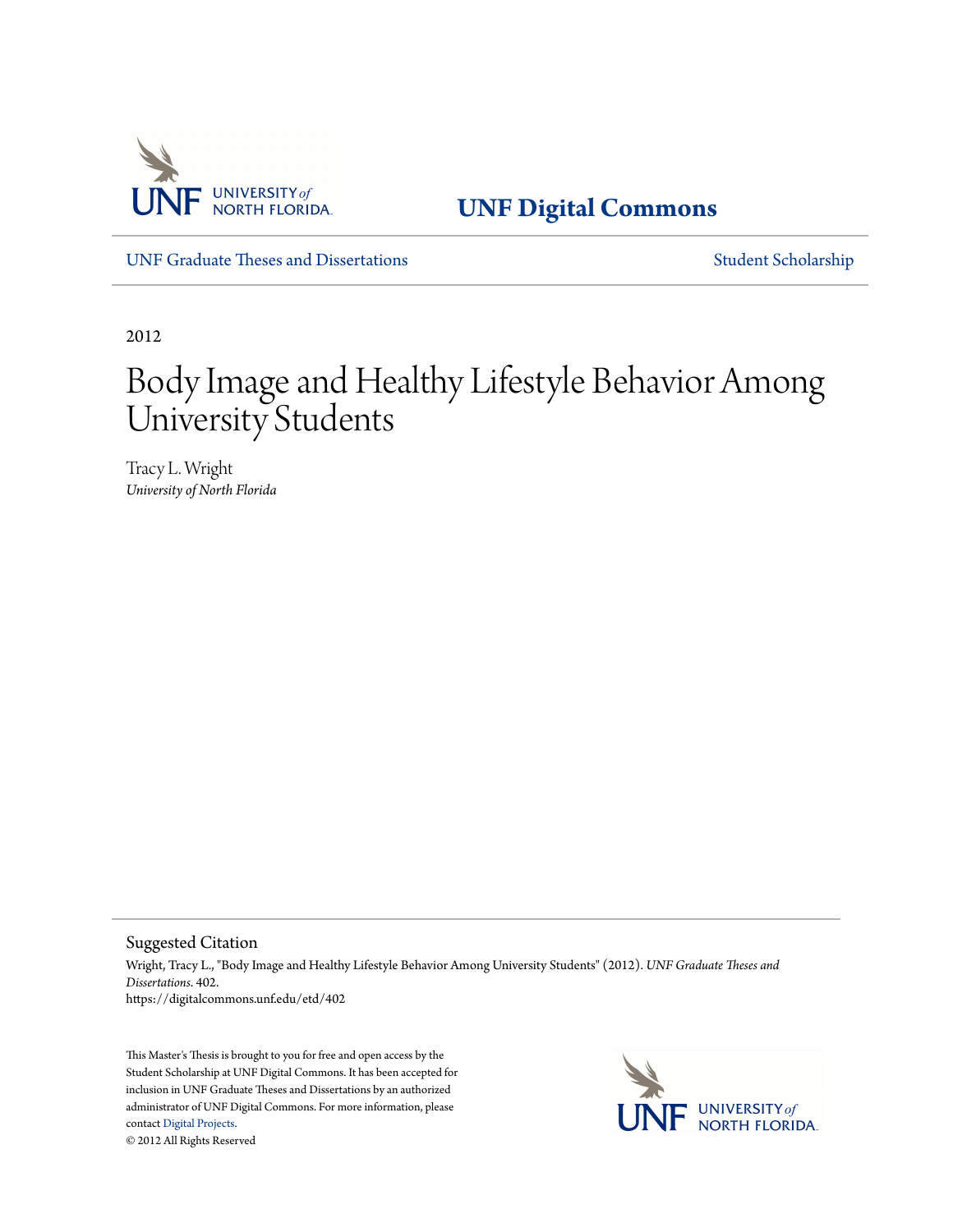UNF Digital Commons

UNF Graduate Theses and Dissertations

Student Scholarship

2012

# Body Image and Healthy Lifestyle Behavior Among University Students

Tracy L. Wright
*University of North Florida*

## Suggested Citation

Wright, Tracy L., "Body Image and Healthy Lifestyle Behavior Among University Students" (2012). *UNF Graduate Theses and Dissertations*. 402.
https://digitalcommons.unf.edu/etd/402

This Master's Thesis is brought to you for free and open access by the Student Scholarship at UNF Digital Commons. It has been accepted for inclusion in UNF Graduate Theses and Dissertations by an authorized administrator of UNF Digital Commons. For more information, please contact Digital Projects.
© 2012 All Rights Reserved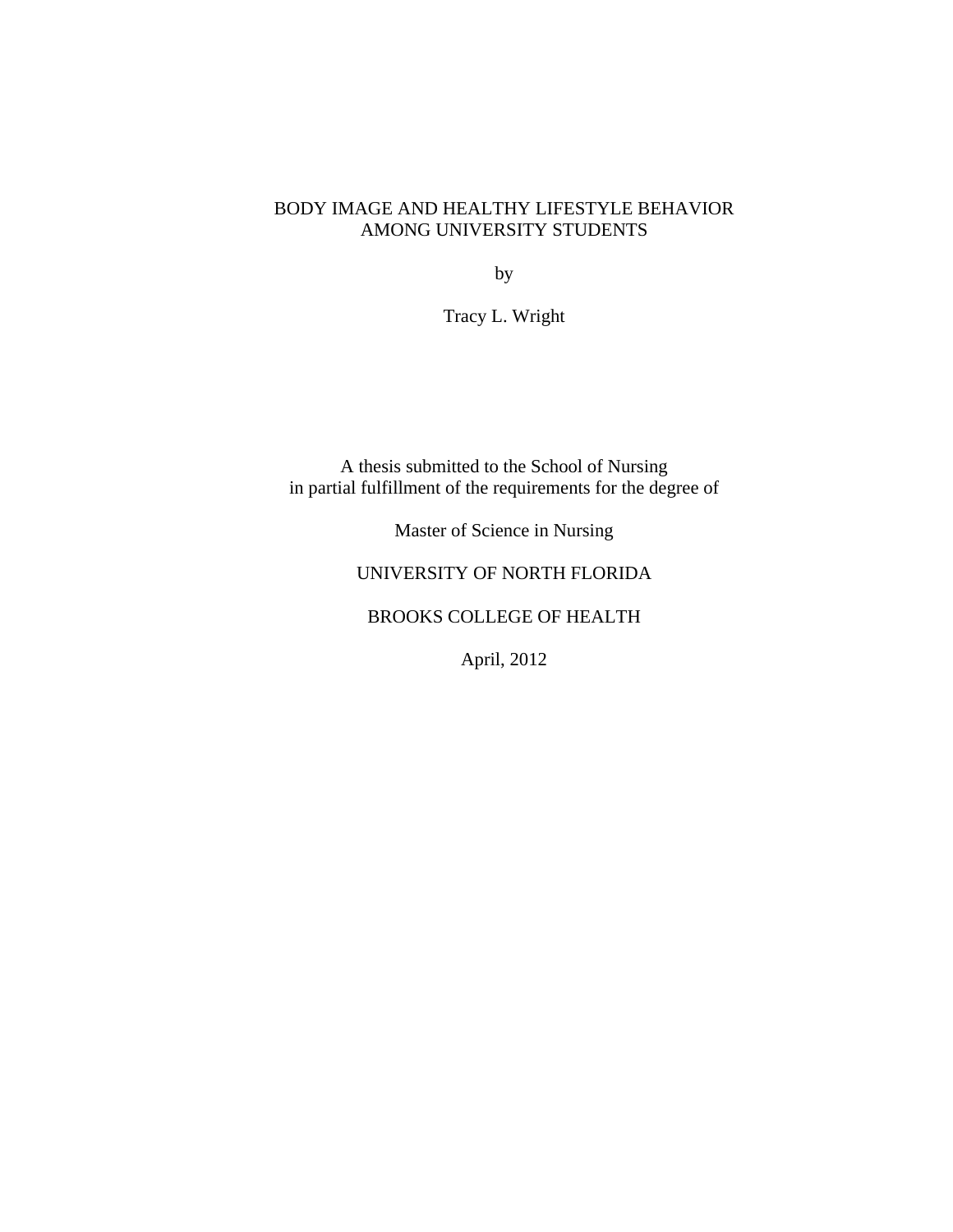# BODY IMAGE AND HEALTHY LIFESTYLE BEHAVIOR AMONG UNIVERSITY STUDENTS

by

Tracy L. Wright

A thesis submitted to the School of Nursing
in partial fulfillment of the requirements for the degree of

Master of Science in Nursing

UNIVERSITY OF NORTH FLORIDA

BROOKS COLLEGE OF HEALTH

April, 2012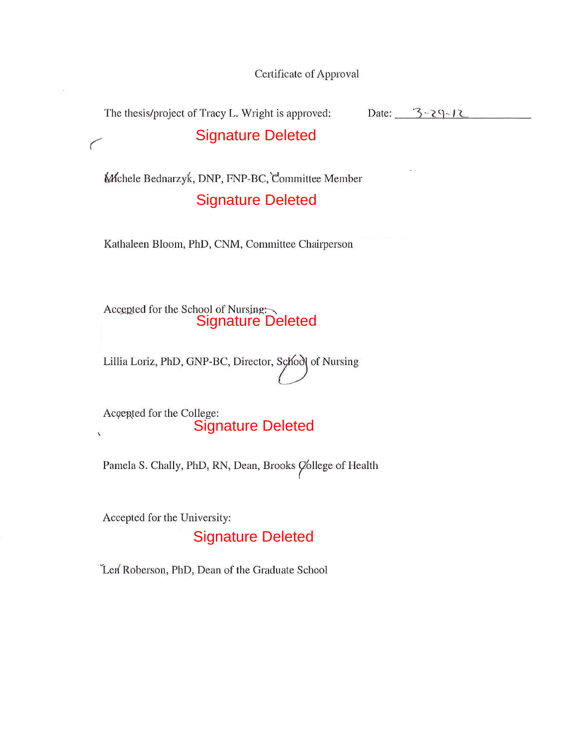# Certificate of Approval

The thesis/project of Tracy L. Wright is approved: Date: 3-29-12

Signature Deleted

Michele Bednarzyk, DNP, FNP-BC, Committee Member

Signature Deleted

Kathaleen Bloom, PhD, CNM, Committee Chairperson

Accepted for the School of Nursing:

Signature Deleted

Lillia Loriz, PhD, GNP-BC, Director, School of Nursing

Accepted for the College:

Signature Deleted

Pamela S. Chally, PhD, RN, Dean, Brooks College of Health

Accepted for the University:

Signature Deleted

Len Roberson, PhD, Dean of the Graduate School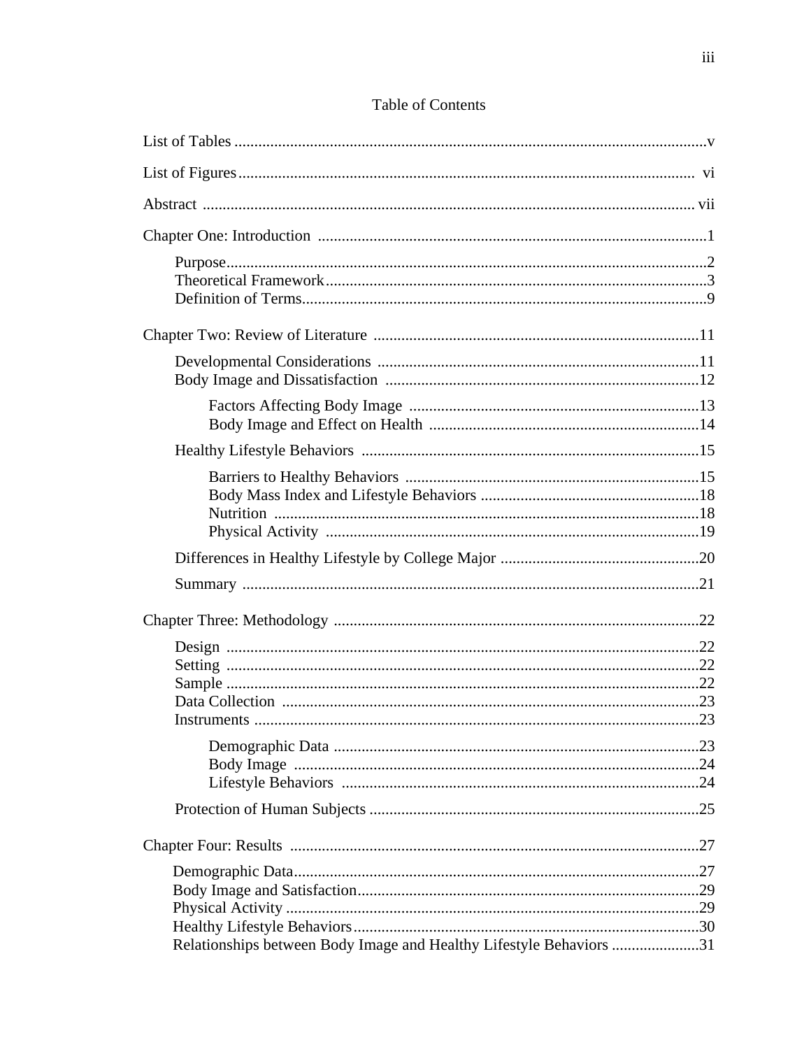# Table of Contents

List of Tables ........................................................................................................v

List of Figures ........................................................................................................vi

Abstract ........................................................................................................vii

Chapter One: Introduction ........................................................................................................1

- Purpose ........................................................................................................2
- Theoretical Framework ........................................................................................................3
- Definition of Terms ........................................................................................................9

Chapter Two: Review of Literature ........................................................................................................11

- Developmental Considerations ........................................................................................................11
- Body Image and Dissatisfaction ........................................................................................................12
    - Factors Affecting Body Image ........................................................................................................13
    - Body Image and Effect on Health ........................................................................................................14
- Healthy Lifestyle Behaviors ........................................................................................................15
    - Barriers to Healthy Behaviors ........................................................................................................15
    - Body Mass Index and Lifestyle Behaviors ........................................................................................................18
    - Nutrition ........................................................................................................18
    - Physical Activity ........................................................................................................19
- Differences in Healthy Lifestyle by College Major ........................................................................................................20
- Summary ........................................................................................................21

Chapter Three: Methodology ........................................................................................................22

- Design ........................................................................................................22
- Setting ........................................................................................................22
- Sample ........................................................................................................22
- Data Collection ........................................................................................................23
- Instruments ........................................................................................................23
    - Demographic Data ........................................................................................................23
    - Body Image ........................................................................................................24
    - Lifestyle Behaviors ........................................................................................................24
- Protection of Human Subjects ........................................................................................................25

Chapter Four: Results ........................................................................................................27

- Demographic Data ........................................................................................................27
- Body Image and Satisfaction ........................................................................................................29
- Physical Activity ........................................................................................................29
- Healthy Lifestyle Behaviors ........................................................................................................30
- Relationships between Body Image and Healthy Lifestyle Behaviors ........................................................................................................31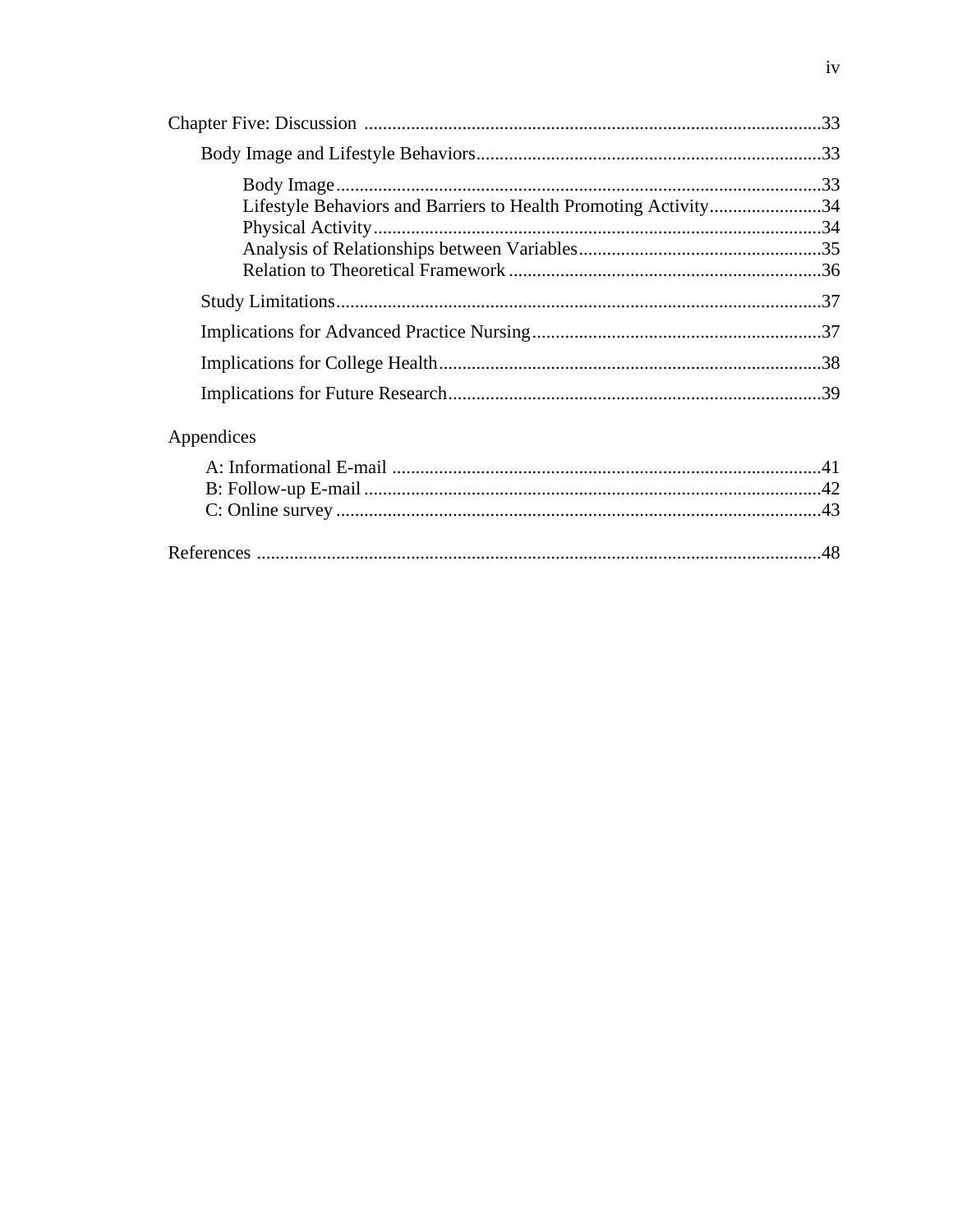Chapter Five: Discussion ..................................................................................................33

Body Image and Lifestyle Behaviors..........................................................................33

Body Image.......................................................................................................33

Lifestyle Behaviors and Barriers to Health Promoting Activity........................34

Physical Activity...............................................................................................34

Analysis of Relationships between Variables....................................................35

Relation to Theoretical Framework ...................................................................36

Study Limitations.......................................................................................................37

Implications for Advanced Practice Nursing..............................................................37

Implications for College Health.................................................................................38

Implications for Future Research...............................................................................39

Appendices

A: Informational E-mail ............................................................................................41

B: Follow-up E-mail .................................................................................................42

C: Online survey .......................................................................................................43

References .......................................................................................................................48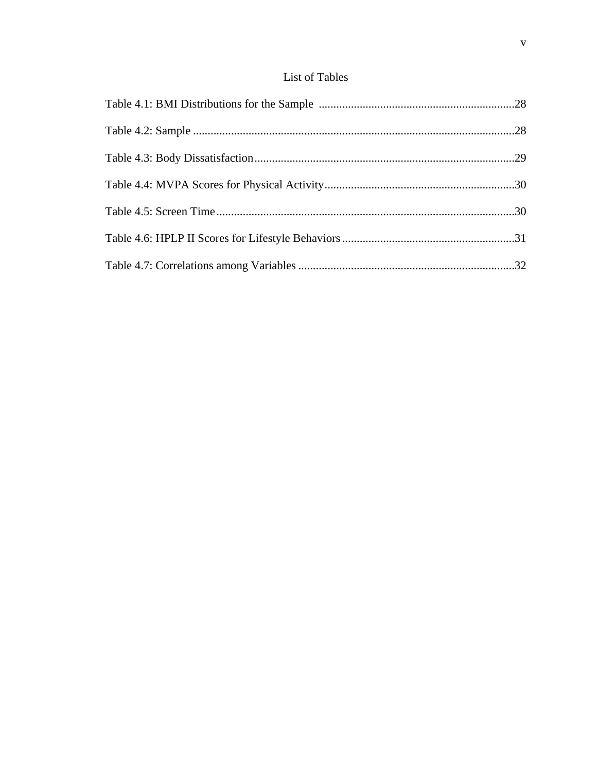# List of Tables

Table 4.1: BMI Distributions for the Sample ....................................................................28

Table 4.2: Sample ...............................................................................................................28

Table 4.3: Body Dissatisfaction..........................................................................................29

Table 4.4: MVPA Scores for Physical Activity..................................................................30

Table 4.5: Screen Time.......................................................................................................30

Table 4.6: HPLP II Scores for Lifestyle Behaviors............................................................31

Table 4.7: Correlations among Variables ...........................................................................32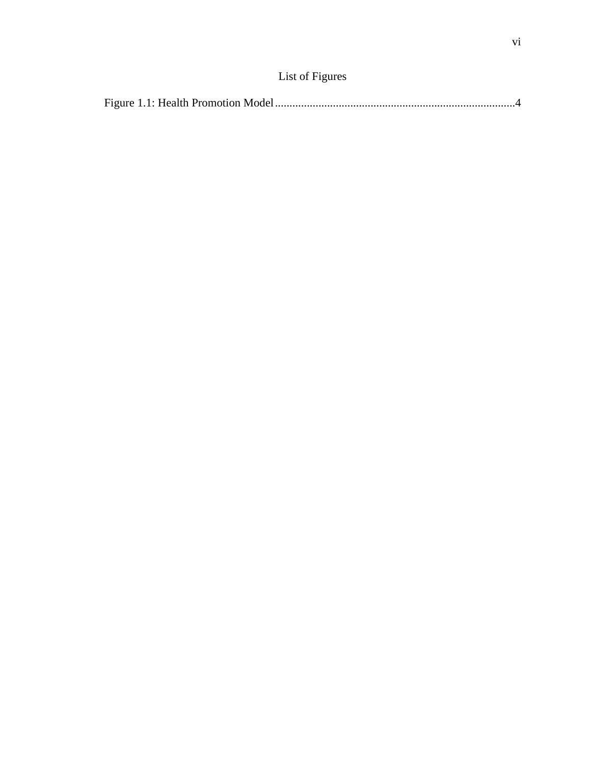# List of Figures

Figure 1.1: Health Promotion Model....................................................................................4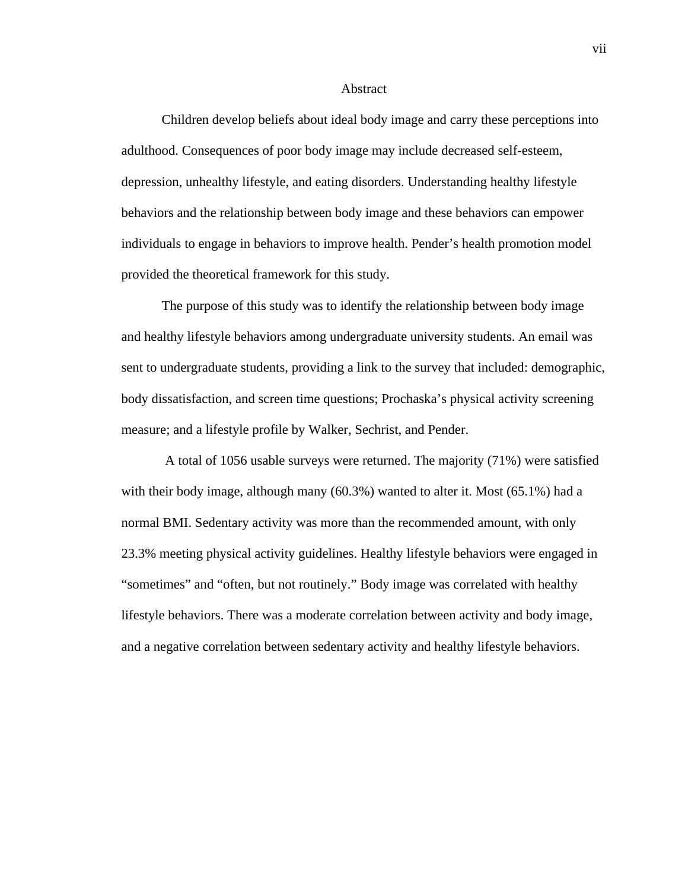# Abstract

Children develop beliefs about ideal body image and carry these perceptions into adulthood. Consequences of poor body image may include decreased self-esteem, depression, unhealthy lifestyle, and eating disorders. Understanding healthy lifestyle behaviors and the relationship between body image and these behaviors can empower individuals to engage in behaviors to improve health. Pender's health promotion model provided the theoretical framework for this study.

The purpose of this study was to identify the relationship between body image and healthy lifestyle behaviors among undergraduate university students. An email was sent to undergraduate students, providing a link to the survey that included: demographic, body dissatisfaction, and screen time questions; Prochaska's physical activity screening measure; and a lifestyle profile by Walker, Sechrist, and Pender.

A total of 1056 usable surveys were returned. The majority (71%) were satisfied with their body image, although many (60.3%) wanted to alter it. Most (65.1%) had a normal BMI. Sedentary activity was more than the recommended amount, with only 23.3% meeting physical activity guidelines. Healthy lifestyle behaviors were engaged in "sometimes" and "often, but not routinely." Body image was correlated with healthy lifestyle behaviors. There was a moderate correlation between activity and body image, and a negative correlation between sedentary activity and healthy lifestyle behaviors.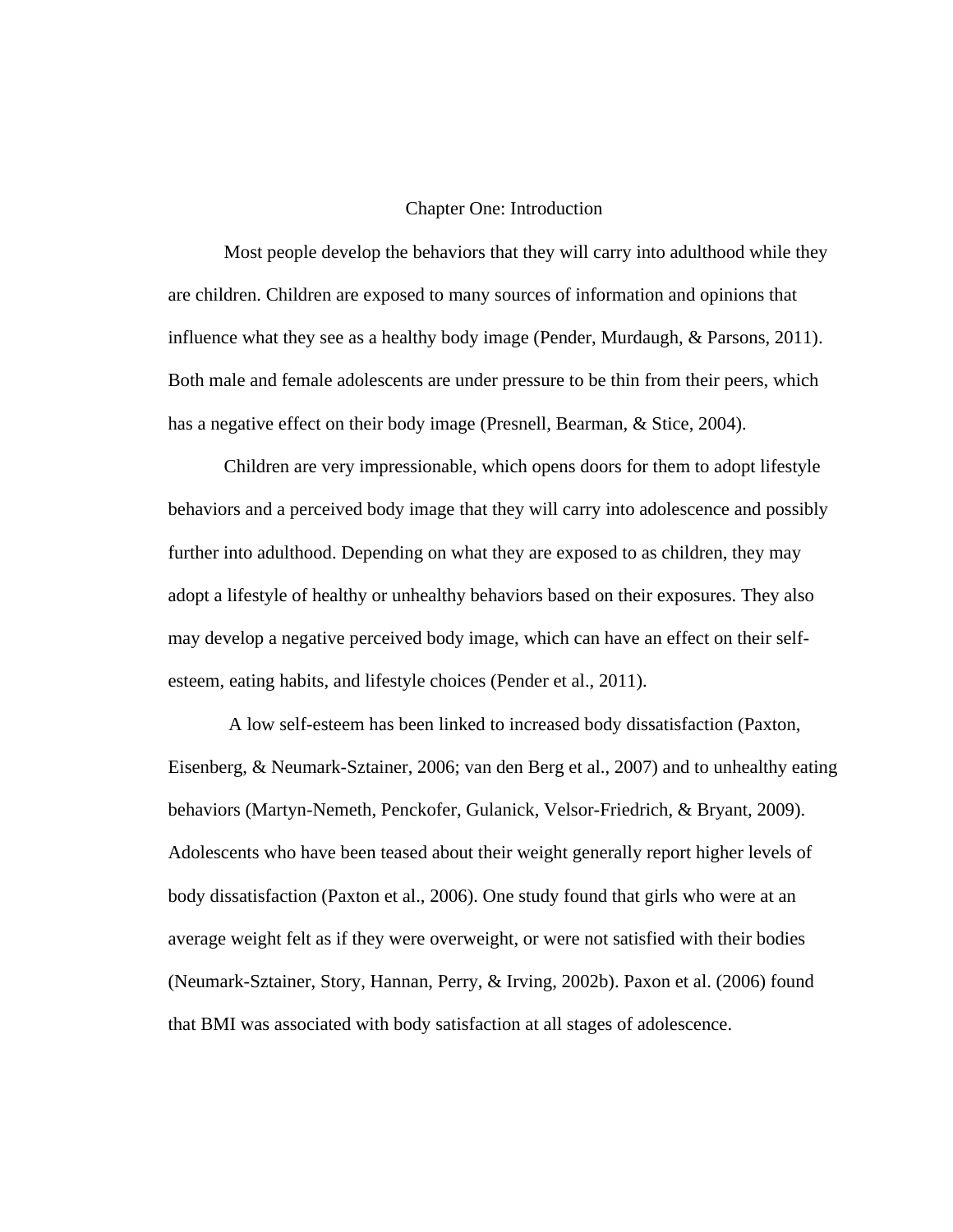# Chapter One: Introduction

Most people develop the behaviors that they will carry into adulthood while they are children. Children are exposed to many sources of information and opinions that influence what they see as a healthy body image (Pender, Murdaugh, & Parsons, 2011). Both male and female adolescents are under pressure to be thin from their peers, which has a negative effect on their body image (Presnell, Bearman, & Stice, 2004).

Children are very impressionable, which opens doors for them to adopt lifestyle behaviors and a perceived body image that they will carry into adolescence and possibly further into adulthood. Depending on what they are exposed to as children, they may adopt a lifestyle of healthy or unhealthy behaviors based on their exposures. They also may develop a negative perceived body image, which can have an effect on their self-esteem, eating habits, and lifestyle choices (Pender et al., 2011).

A low self-esteem has been linked to increased body dissatisfaction (Paxton, Eisenberg, & Neumark-Sztainer, 2006; van den Berg et al., 2007) and to unhealthy eating behaviors (Martyn-Nemeth, Penckofer, Gulanick, Velsor-Friedrich, & Bryant, 2009). Adolescents who have been teased about their weight generally report higher levels of body dissatisfaction (Paxton et al., 2006). One study found that girls who were at an average weight felt as if they were overweight, or were not satisfied with their bodies (Neumark-Sztainer, Story, Hannan, Perry, & Irving, 2002b). Paxon et al. (2006) found that BMI was associated with body satisfaction at all stages of adolescence.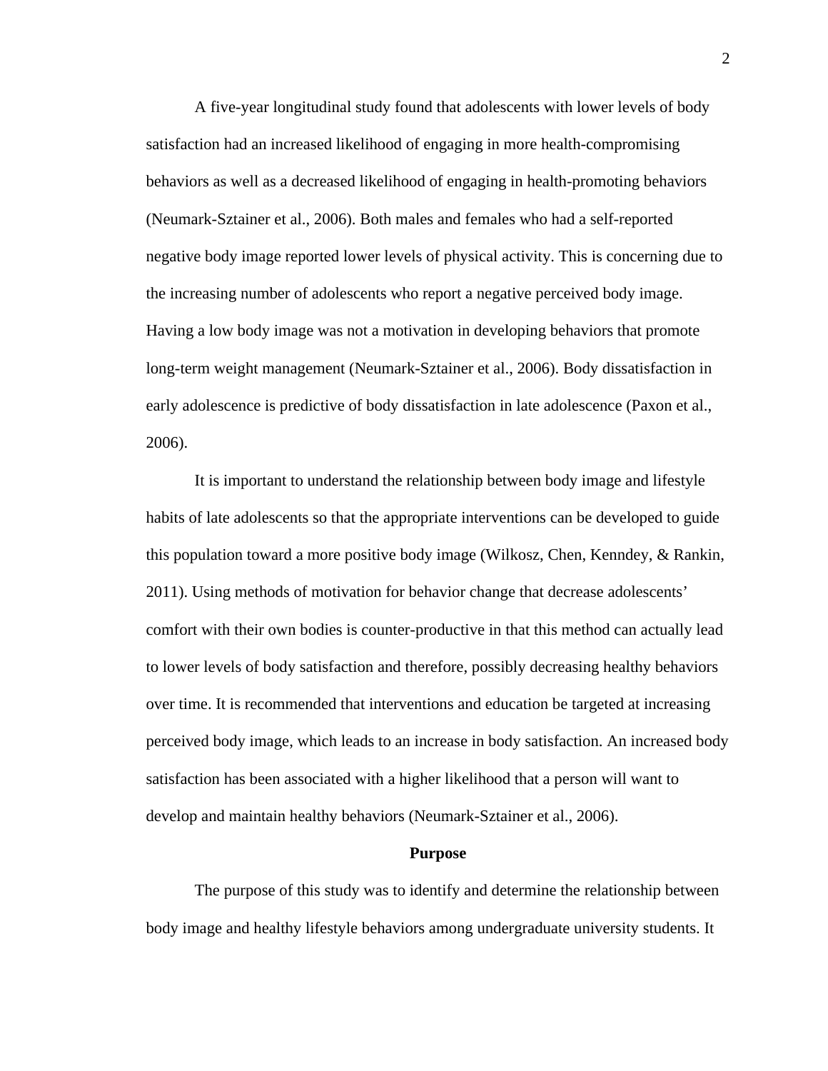A five-year longitudinal study found that adolescents with lower levels of body satisfaction had an increased likelihood of engaging in more health-compromising behaviors as well as a decreased likelihood of engaging in health-promoting behaviors (Neumark-Sztainer et al., 2006). Both males and females who had a self-reported negative body image reported lower levels of physical activity. This is concerning due to the increasing number of adolescents who report a negative perceived body image. Having a low body image was not a motivation in developing behaviors that promote long-term weight management (Neumark-Sztainer et al., 2006). Body dissatisfaction in early adolescence is predictive of body dissatisfaction in late adolescence (Paxon et al., 2006).

It is important to understand the relationship between body image and lifestyle habits of late adolescents so that the appropriate interventions can be developed to guide this population toward a more positive body image (Wilkosz, Chen, Kenndey, & Rankin, 2011). Using methods of motivation for behavior change that decrease adolescents' comfort with their own bodies is counter-productive in that this method can actually lead to lower levels of body satisfaction and therefore, possibly decreasing healthy behaviors over time. It is recommended that interventions and education be targeted at increasing perceived body image, which leads to an increase in body satisfaction. An increased body satisfaction has been associated with a higher likelihood that a person will want to develop and maintain healthy behaviors (Neumark-Sztainer et al., 2006).

## Purpose

The purpose of this study was to identify and determine the relationship between body image and healthy lifestyle behaviors among undergraduate university students. It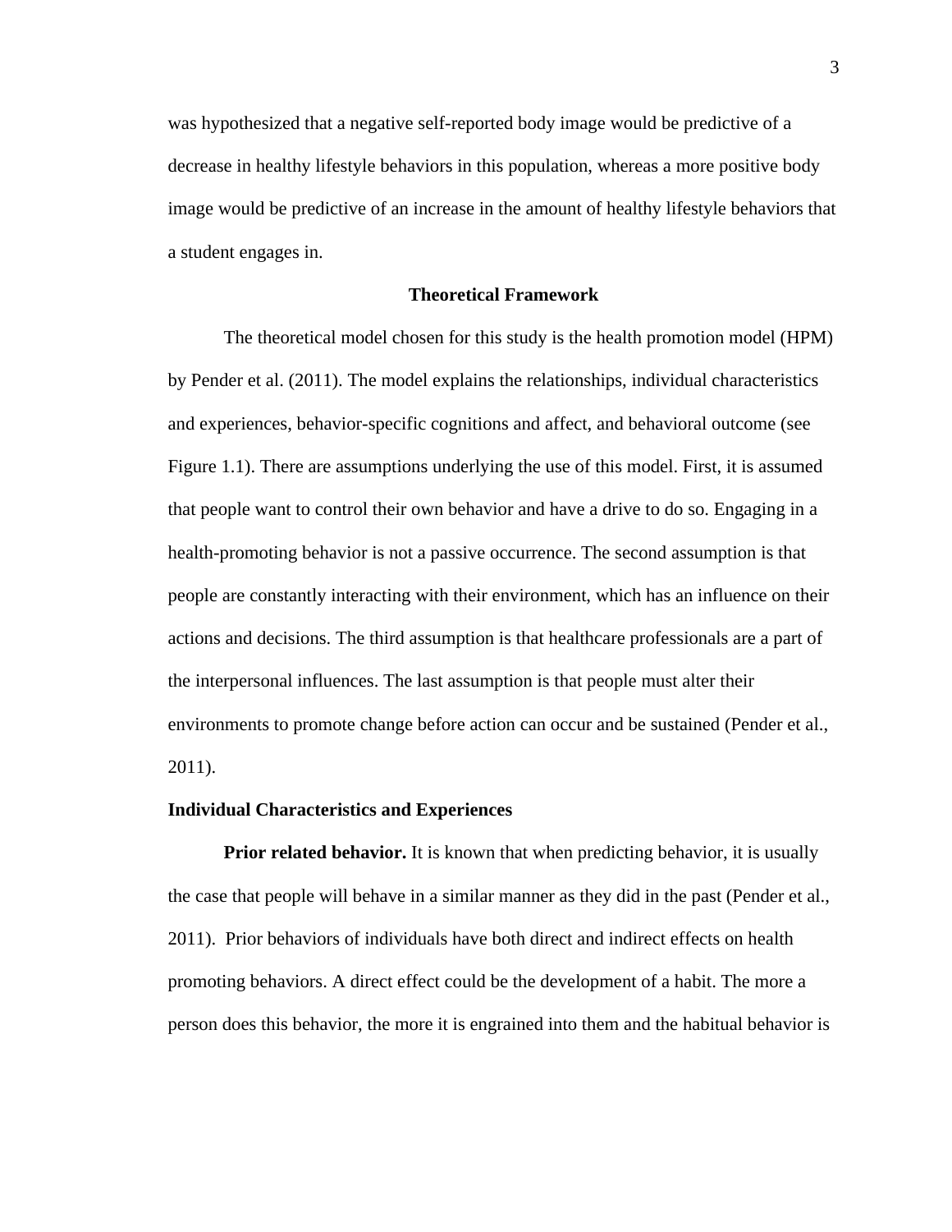was hypothesized that a negative self-reported body image would be predictive of a decrease in healthy lifestyle behaviors in this population, whereas a more positive body image would be predictive of an increase in the amount of healthy lifestyle behaviors that a student engages in.

## Theoretical Framework

The theoretical model chosen for this study is the health promotion model (HPM) by Pender et al. (2011). The model explains the relationships, individual characteristics and experiences, behavior-specific cognitions and affect, and behavioral outcome (see Figure 1.1). There are assumptions underlying the use of this model. First, it is assumed that people want to control their own behavior and have a drive to do so. Engaging in a health-promoting behavior is not a passive occurrence. The second assumption is that people are constantly interacting with their environment, which has an influence on their actions and decisions. The third assumption is that healthcare professionals are a part of the interpersonal influences. The last assumption is that people must alter their environments to promote change before action can occur and be sustained (Pender et al., 2011).

### Individual Characteristics and Experiences

**Prior related behavior.** It is known that when predicting behavior, it is usually the case that people will behave in a similar manner as they did in the past (Pender et al., 2011). Prior behaviors of individuals have both direct and indirect effects on health promoting behaviors. A direct effect could be the development of a habit. The more a person does this behavior, the more it is engrained into them and the habitual behavior is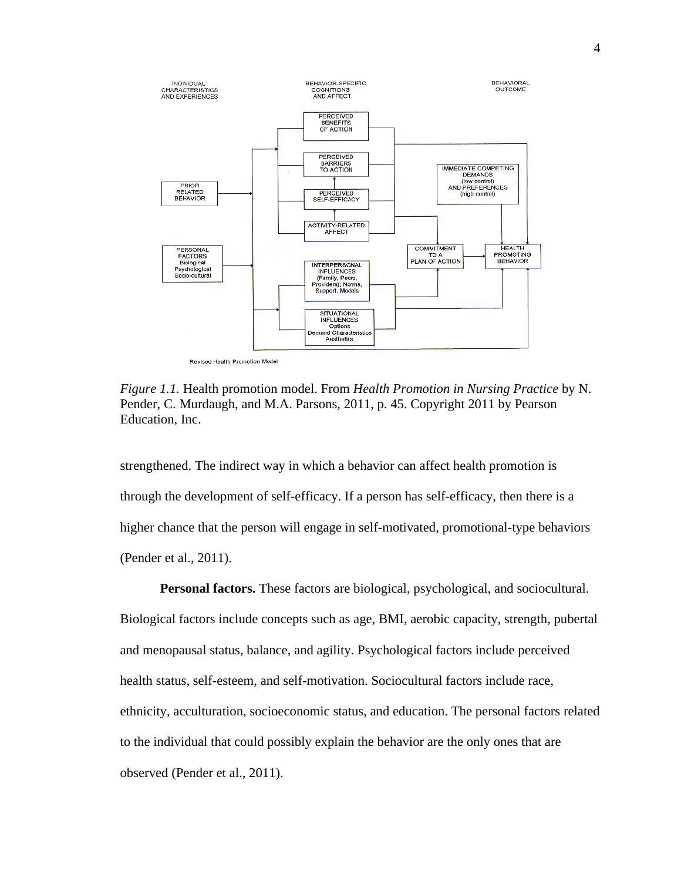*Figure 1.1.* Health promotion model. From *Health Promotion in Nursing Practice* by N. Pender, C. Murdaugh, and M.A. Parsons, 2011, p. 45. Copyright 2011 by Pearson Education, Inc.

strengthened. The indirect way in which a behavior can affect health promotion is through the development of self-efficacy. If a person has self-efficacy, then there is a higher chance that the person will engage in self-motivated, promotional-type behaviors (Pender et al., 2011).

**Personal factors.** These factors are biological, psychological, and sociocultural. Biological factors include concepts such as age, BMI, aerobic capacity, strength, pubertal and menopausal status, balance, and agility. Psychological factors include perceived health status, self-esteem, and self-motivation. Sociocultural factors include race, ethnicity, acculturation, socioeconomic status, and education. The personal factors related to the individual that could possibly explain the behavior are the only ones that are observed (Pender et al., 2011).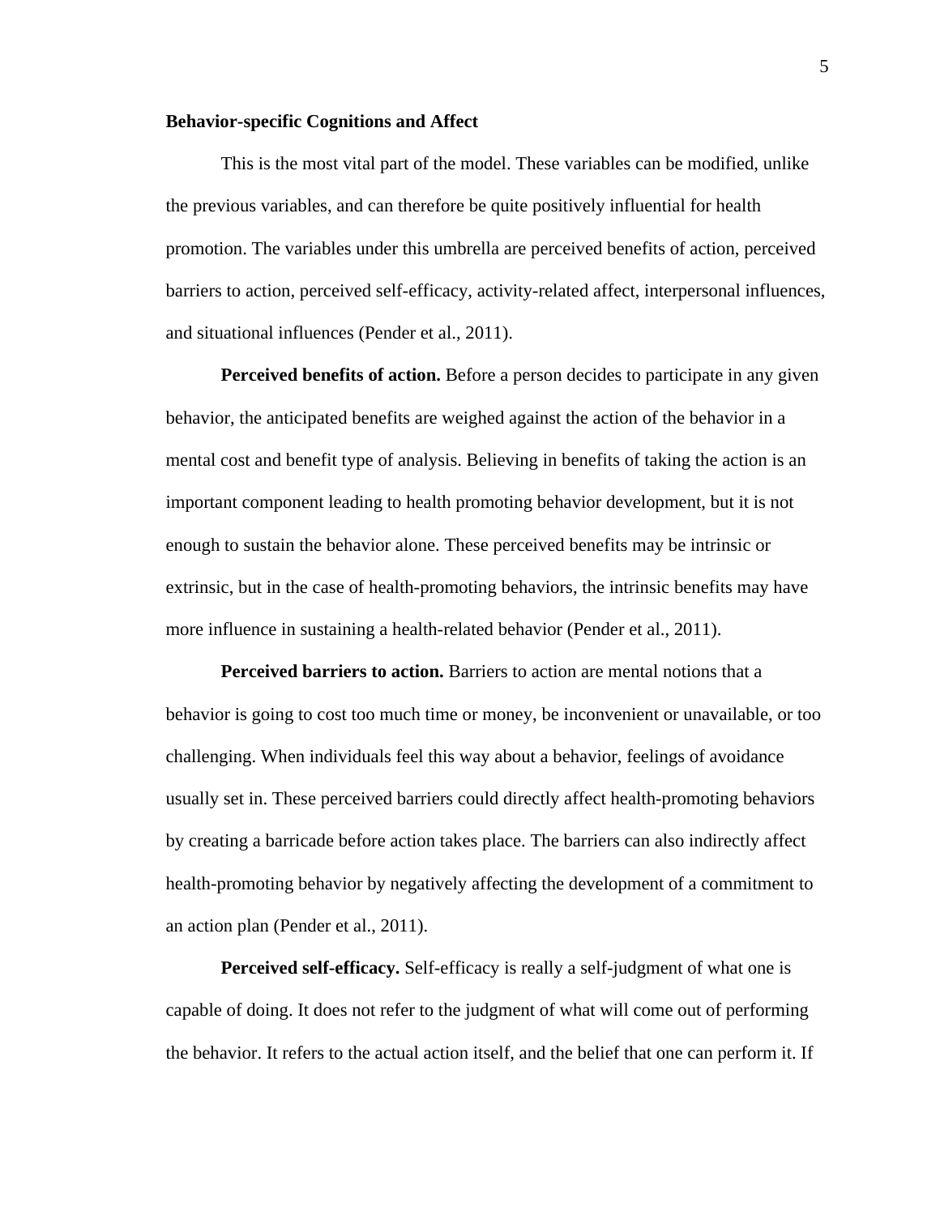**Behavior-specific Cognitions and Affect**

This is the most vital part of the model. These variables can be modified, unlike the previous variables, and can therefore be quite positively influential for health promotion. The variables under this umbrella are perceived benefits of action, perceived barriers to action, perceived self-efficacy, activity-related affect, interpersonal influences, and situational influences (Pender et al., 2011).

**Perceived benefits of action.** Before a person decides to participate in any given behavior, the anticipated benefits are weighed against the action of the behavior in a mental cost and benefit type of analysis. Believing in benefits of taking the action is an important component leading to health promoting behavior development, but it is not enough to sustain the behavior alone. These perceived benefits may be intrinsic or extrinsic, but in the case of health-promoting behaviors, the intrinsic benefits may have more influence in sustaining a health-related behavior (Pender et al., 2011).

**Perceived barriers to action.** Barriers to action are mental notions that a behavior is going to cost too much time or money, be inconvenient or unavailable, or too challenging. When individuals feel this way about a behavior, feelings of avoidance usually set in. These perceived barriers could directly affect health-promoting behaviors by creating a barricade before action takes place. The barriers can also indirectly affect health-promoting behavior by negatively affecting the development of a commitment to an action plan (Pender et al., 2011).

**Perceived self-efficacy.** Self-efficacy is really a self-judgment of what one is capable of doing. It does not refer to the judgment of what will come out of performing the behavior. It refers to the actual action itself, and the belief that one can perform it. If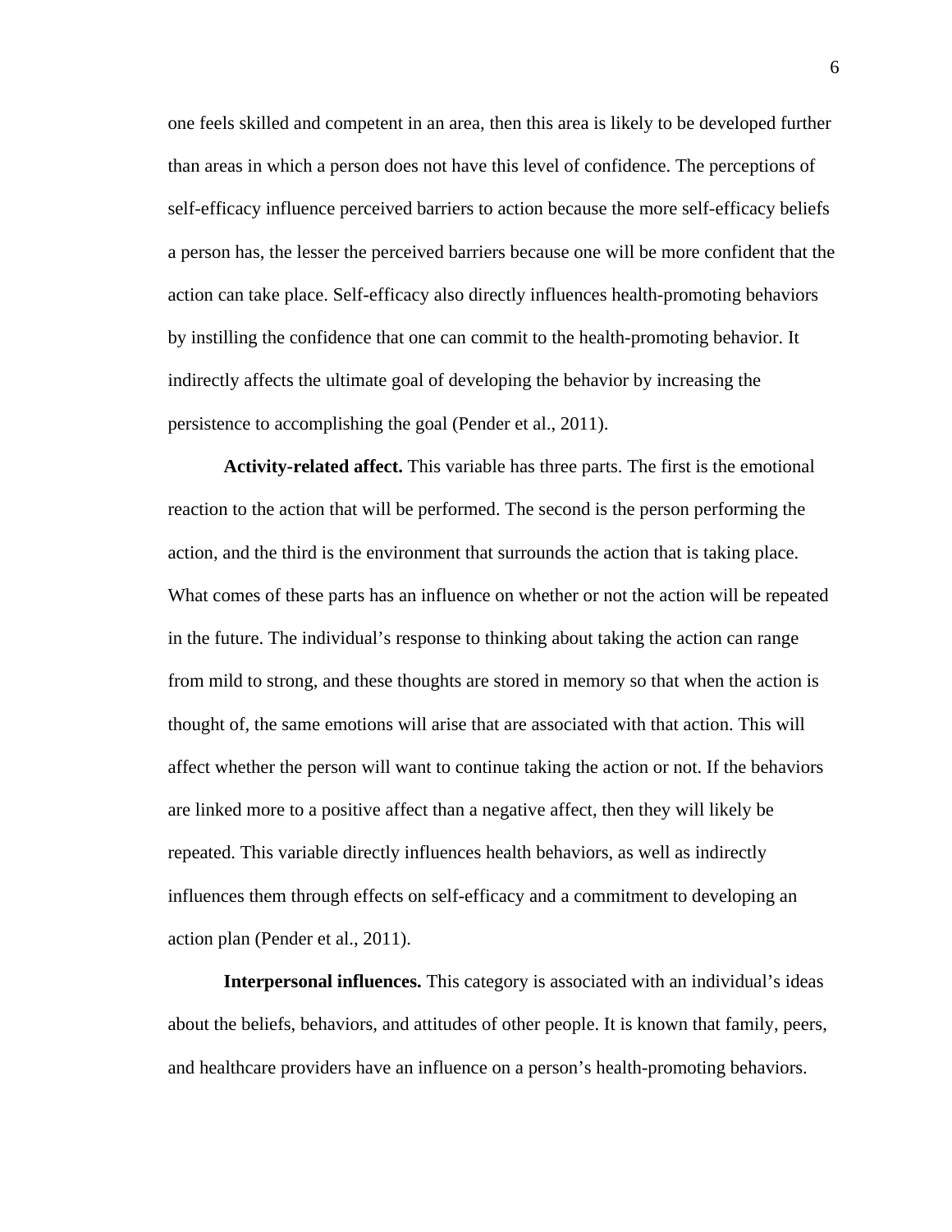one feels skilled and competent in an area, then this area is likely to be developed further than areas in which a person does not have this level of confidence. The perceptions of self-efficacy influence perceived barriers to action because the more self-efficacy beliefs a person has, the lesser the perceived barriers because one will be more confident that the action can take place. Self-efficacy also directly influences health-promoting behaviors by instilling the confidence that one can commit to the health-promoting behavior. It indirectly affects the ultimate goal of developing the behavior by increasing the persistence to accomplishing the goal (Pender et al., 2011).

**Activity-related affect.** This variable has three parts. The first is the emotional reaction to the action that will be performed. The second is the person performing the action, and the third is the environment that surrounds the action that is taking place. What comes of these parts has an influence on whether or not the action will be repeated in the future. The individual's response to thinking about taking the action can range from mild to strong, and these thoughts are stored in memory so that when the action is thought of, the same emotions will arise that are associated with that action. This will affect whether the person will want to continue taking the action or not. If the behaviors are linked more to a positive affect than a negative affect, then they will likely be repeated. This variable directly influences health behaviors, as well as indirectly influences them through effects on self-efficacy and a commitment to developing an action plan (Pender et al., 2011).

**Interpersonal influences.** This category is associated with an individual's ideas about the beliefs, behaviors, and attitudes of other people. It is known that family, peers, and healthcare providers have an influence on a person's health-promoting behaviors.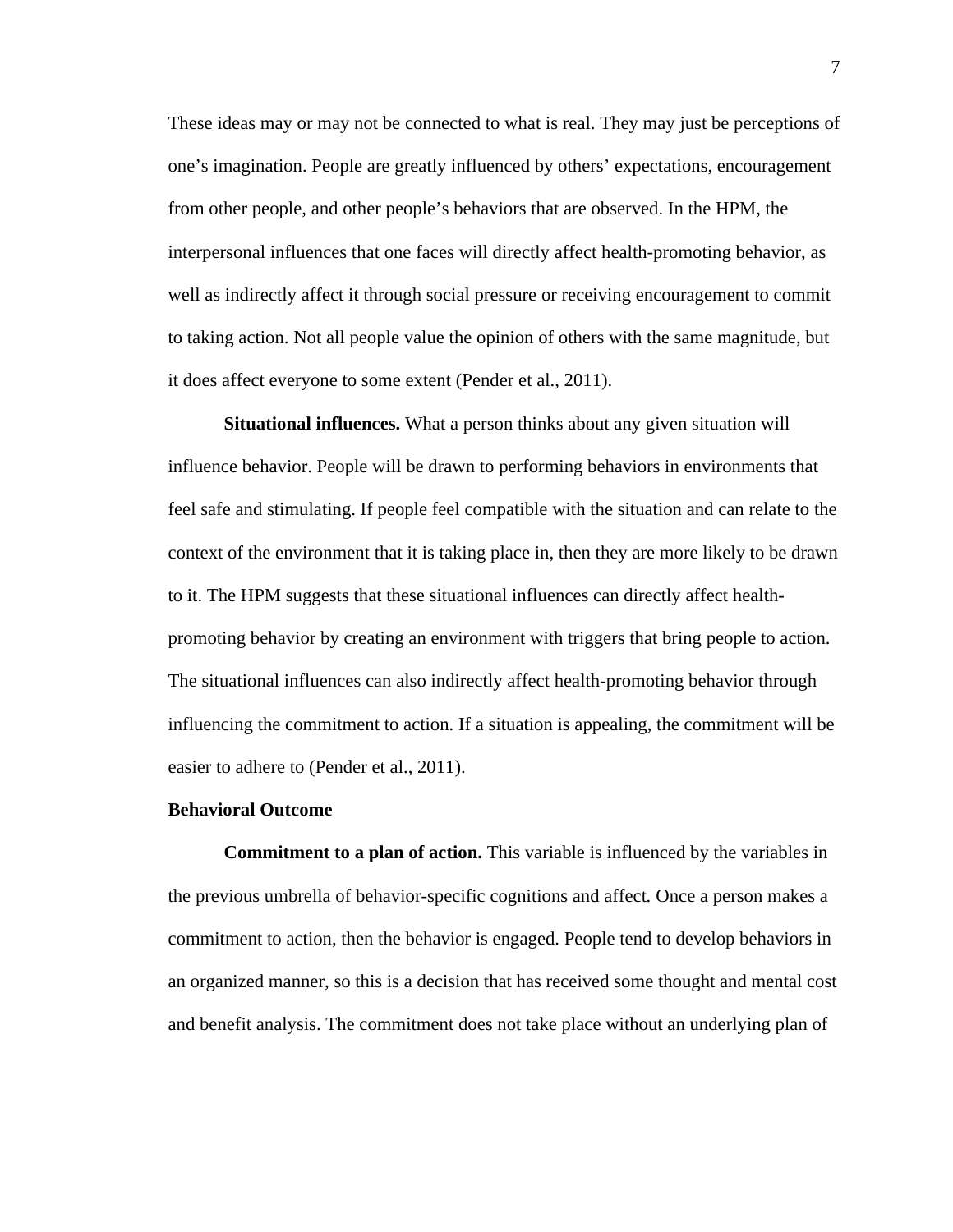These ideas may or may not be connected to what is real. They may just be perceptions of one's imagination. People are greatly influenced by others' expectations, encouragement from other people, and other people's behaviors that are observed. In the HPM, the interpersonal influences that one faces will directly affect health-promoting behavior, as well as indirectly affect it through social pressure or receiving encouragement to commit to taking action. Not all people value the opinion of others with the same magnitude, but it does affect everyone to some extent (Pender et al., 2011).

**Situational influences.** What a person thinks about any given situation will influence behavior. People will be drawn to performing behaviors in environments that feel safe and stimulating. If people feel compatible with the situation and can relate to the context of the environment that it is taking place in, then they are more likely to be drawn to it. The HPM suggests that these situational influences can directly affect health-promoting behavior by creating an environment with triggers that bring people to action. The situational influences can also indirectly affect health-promoting behavior through influencing the commitment to action. If a situation is appealing, the commitment will be easier to adhere to (Pender et al., 2011).

### Behavioral Outcome

**Commitment to a plan of action.** This variable is influenced by the variables in the previous umbrella of behavior-specific cognitions and affect. Once a person makes a commitment to action, then the behavior is engaged. People tend to develop behaviors in an organized manner, so this is a decision that has received some thought and mental cost and benefit analysis. The commitment does not take place without an underlying plan of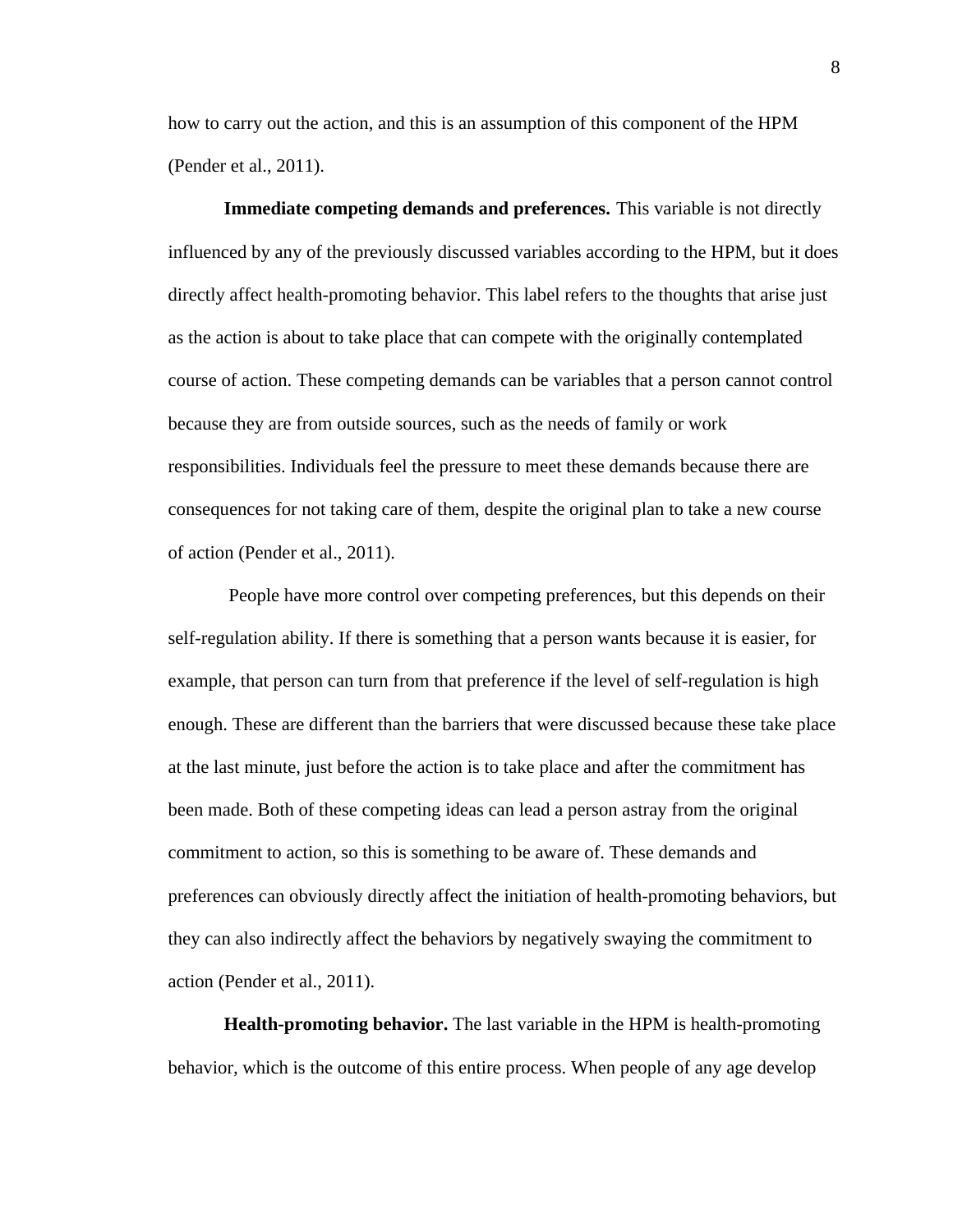how to carry out the action, and this is an assumption of this component of the HPM (Pender et al., 2011).

**Immediate competing demands and preferences.** This variable is not directly influenced by any of the previously discussed variables according to the HPM, but it does directly affect health-promoting behavior. This label refers to the thoughts that arise just as the action is about to take place that can compete with the originally contemplated course of action. These competing demands can be variables that a person cannot control because they are from outside sources, such as the needs of family or work responsibilities. Individuals feel the pressure to meet these demands because there are consequences for not taking care of them, despite the original plan to take a new course of action (Pender et al., 2011).

People have more control over competing preferences, but this depends on their self-regulation ability. If there is something that a person wants because it is easier, for example, that person can turn from that preference if the level of self-regulation is high enough. These are different than the barriers that were discussed because these take place at the last minute, just before the action is to take place and after the commitment has been made. Both of these competing ideas can lead a person astray from the original commitment to action, so this is something to be aware of. These demands and preferences can obviously directly affect the initiation of health-promoting behaviors, but they can also indirectly affect the behaviors by negatively swaying the commitment to action (Pender et al., 2011).

**Health-promoting behavior.** The last variable in the HPM is health-promoting behavior, which is the outcome of this entire process. When people of any age develop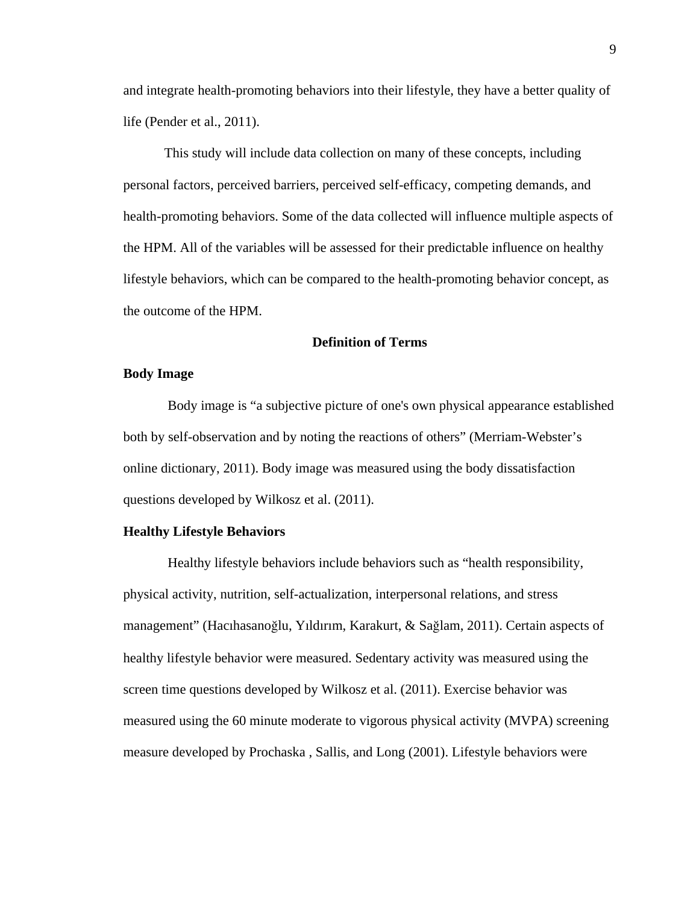and integrate health-promoting behaviors into their lifestyle, they have a better quality of life (Pender et al., 2011).

This study will include data collection on many of these concepts, including personal factors, perceived barriers, perceived self-efficacy, competing demands, and health-promoting behaviors. Some of the data collected will influence multiple aspects of the HPM. All of the variables will be assessed for their predictable influence on healthy lifestyle behaviors, which can be compared to the health-promoting behavior concept, as the outcome of the HPM.

## Definition of Terms

### Body Image

Body image is “a subjective picture of one's own physical appearance established both by self-observation and by noting the reactions of others” (Merriam-Webster’s online dictionary, 2011). Body image was measured using the body dissatisfaction questions developed by Wilkosz et al. (2011).

### Healthy Lifestyle Behaviors

Healthy lifestyle behaviors include behaviors such as “health responsibility, physical activity, nutrition, self-actualization, interpersonal relations, and stress management” (Hacıhasanoğlu, Yıldırım, Karakurt, & Sağlam, 2011). Certain aspects of healthy lifestyle behavior were measured. Sedentary activity was measured using the screen time questions developed by Wilkosz et al. (2011). Exercise behavior was measured using the 60 minute moderate to vigorous physical activity (MVPA) screening measure developed by Prochaska , Sallis, and Long (2001). Lifestyle behaviors were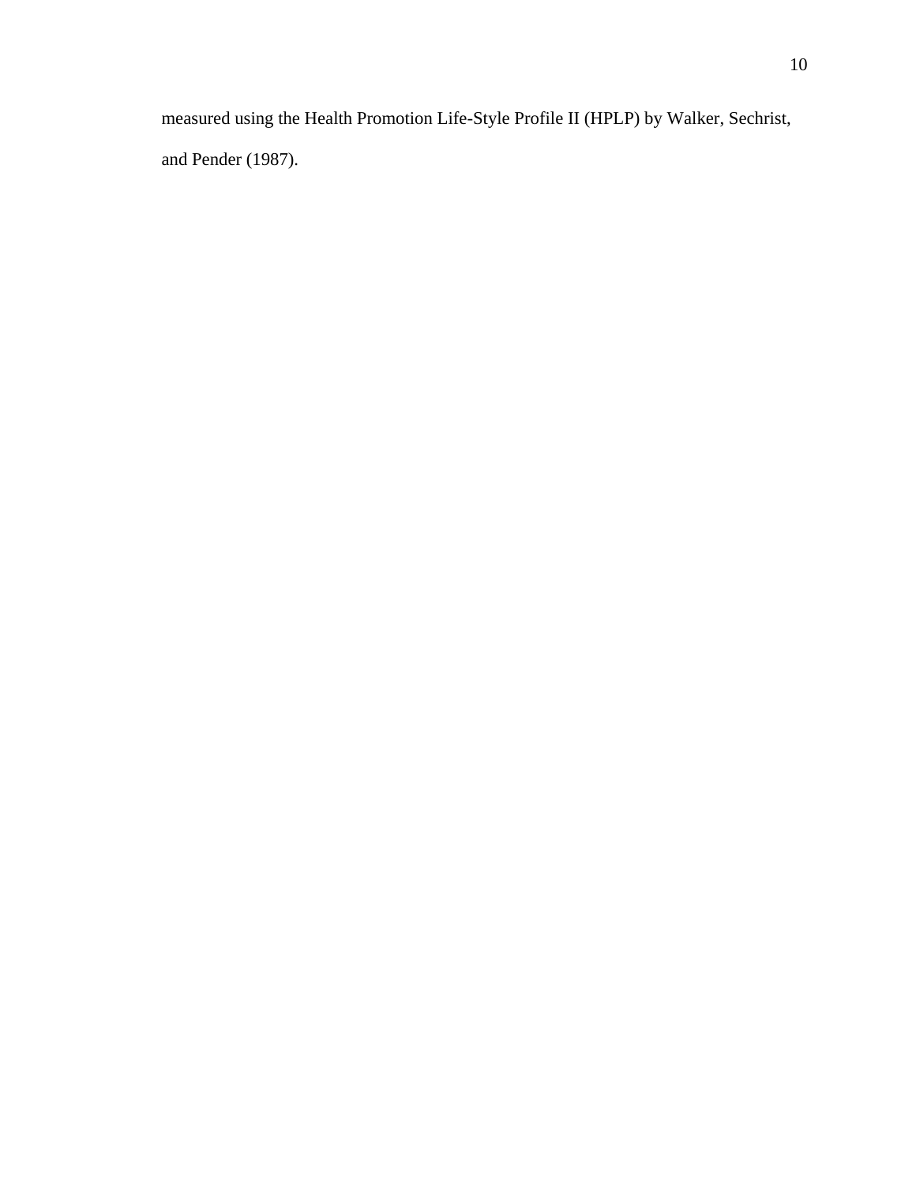measured using the Health Promotion Life-Style Profile II (HPLP) by Walker, Sechrist, and Pender (1987).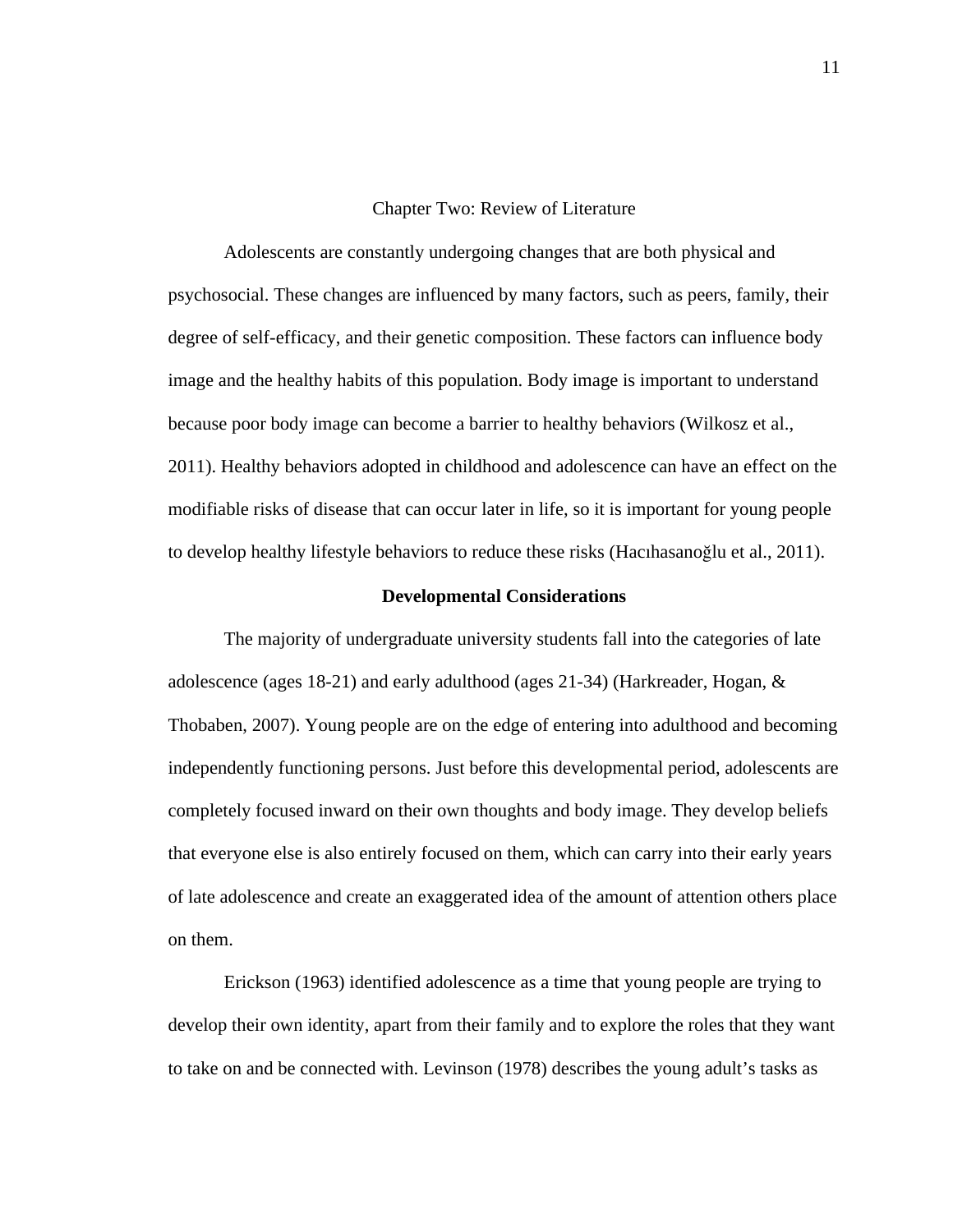# Chapter Two: Review of Literature

Adolescents are constantly undergoing changes that are both physical and psychosocial. These changes are influenced by many factors, such as peers, family, their degree of self-efficacy, and their genetic composition. These factors can influence body image and the healthy habits of this population. Body image is important to understand because poor body image can become a barrier to healthy behaviors (Wilkosz et al., 2011). Healthy behaviors adopted in childhood and adolescence can have an effect on the modifiable risks of disease that can occur later in life, so it is important for young people to develop healthy lifestyle behaviors to reduce these risks (Hacıhasanoğlu et al., 2011).

## Developmental Considerations

The majority of undergraduate university students fall into the categories of late adolescence (ages 18-21) and early adulthood (ages 21-34) (Harkreader, Hogan, & Thobaben, 2007). Young people are on the edge of entering into adulthood and becoming independently functioning persons. Just before this developmental period, adolescents are completely focused inward on their own thoughts and body image. They develop beliefs that everyone else is also entirely focused on them, which can carry into their early years of late adolescence and create an exaggerated idea of the amount of attention others place on them.

Erickson (1963) identified adolescence as a time that young people are trying to develop their own identity, apart from their family and to explore the roles that they want to take on and be connected with. Levinson (1978) describes the young adult's tasks as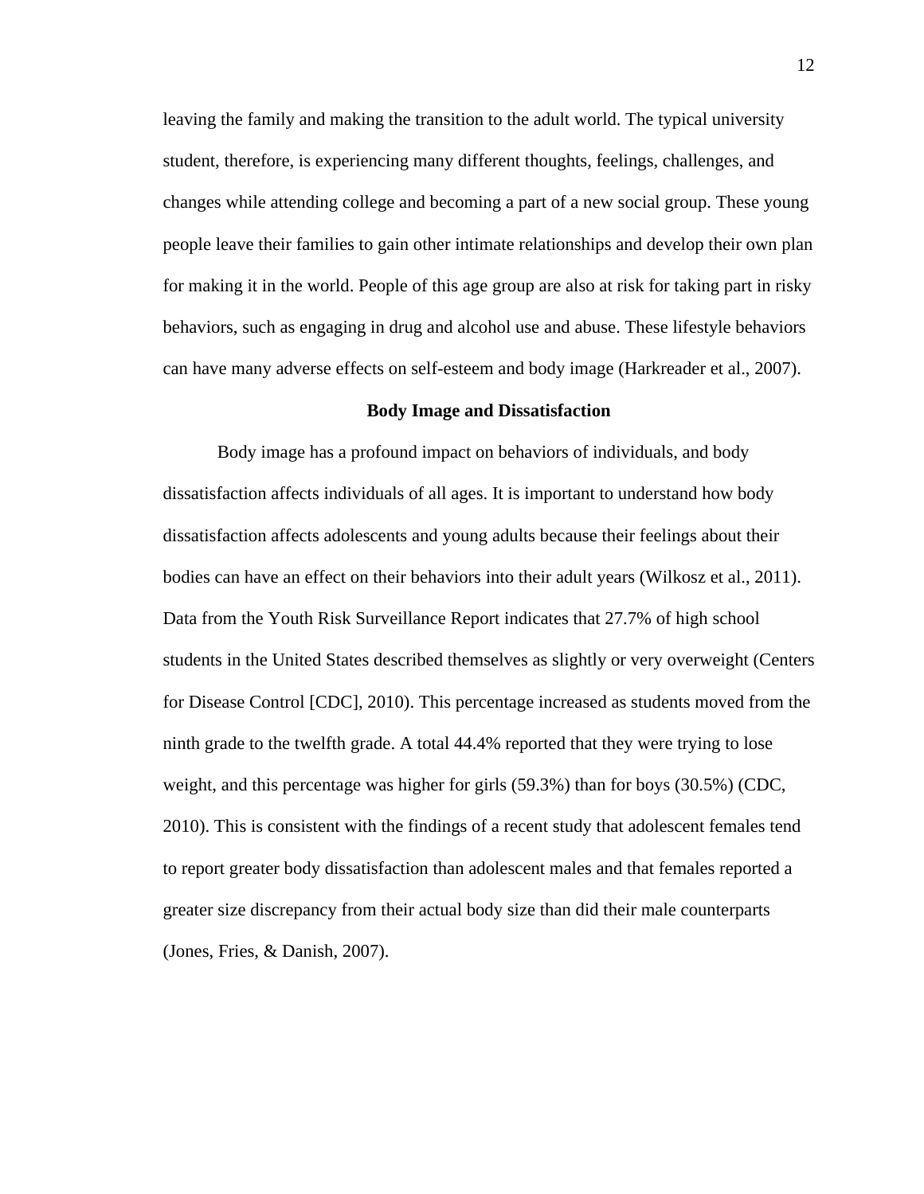leaving the family and making the transition to the adult world. The typical university student, therefore, is experiencing many different thoughts, feelings, challenges, and changes while attending college and becoming a part of a new social group. These young people leave their families to gain other intimate relationships and develop their own plan for making it in the world. People of this age group are also at risk for taking part in risky behaviors, such as engaging in drug and alcohol use and abuse. These lifestyle behaviors can have many adverse effects on self-esteem and body image (Harkreader et al., 2007).

## Body Image and Dissatisfaction

Body image has a profound impact on behaviors of individuals, and body dissatisfaction affects individuals of all ages. It is important to understand how body dissatisfaction affects adolescents and young adults because their feelings about their bodies can have an effect on their behaviors into their adult years (Wilkosz et al., 2011). Data from the Youth Risk Surveillance Report indicates that 27.7% of high school students in the United States described themselves as slightly or very overweight (Centers for Disease Control [CDC], 2010). This percentage increased as students moved from the ninth grade to the twelfth grade. A total 44.4% reported that they were trying to lose weight, and this percentage was higher for girls (59.3%) than for boys (30.5%) (CDC, 2010). This is consistent with the findings of a recent study that adolescent females tend to report greater body dissatisfaction than adolescent males and that females reported a greater size discrepancy from their actual body size than did their male counterparts (Jones, Fries, & Danish, 2007).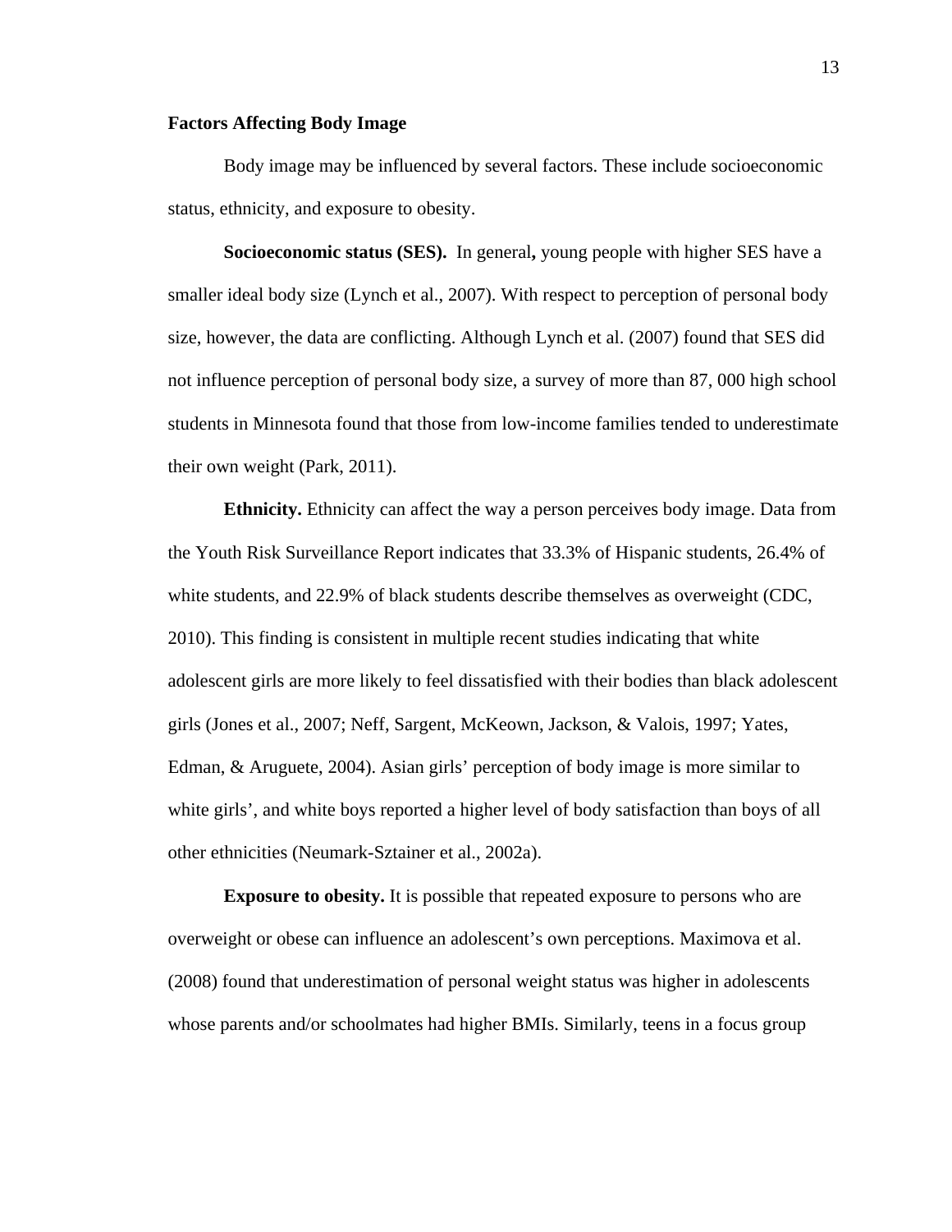## Factors Affecting Body Image

Body image may be influenced by several factors. These include socioeconomic status, ethnicity, and exposure to obesity.

**Socioeconomic status (SES).** In general**,** young people with higher SES have a smaller ideal body size (Lynch et al., 2007). With respect to perception of personal body size, however, the data are conflicting. Although Lynch et al. (2007) found that SES did not influence perception of personal body size, a survey of more than 87, 000 high school students in Minnesota found that those from low-income families tended to underestimate their own weight (Park, 2011).

**Ethnicity.** Ethnicity can affect the way a person perceives body image. Data from the Youth Risk Surveillance Report indicates that 33.3% of Hispanic students, 26.4% of white students, and 22.9% of black students describe themselves as overweight (CDC, 2010). This finding is consistent in multiple recent studies indicating that white adolescent girls are more likely to feel dissatisfied with their bodies than black adolescent girls (Jones et al., 2007; Neff, Sargent, McKeown, Jackson, & Valois, 1997; Yates, Edman, & Aruguete, 2004). Asian girls' perception of body image is more similar to white girls', and white boys reported a higher level of body satisfaction than boys of all other ethnicities (Neumark-Sztainer et al., 2002a).

**Exposure to obesity.** It is possible that repeated exposure to persons who are overweight or obese can influence an adolescent's own perceptions. Maximova et al. (2008) found that underestimation of personal weight status was higher in adolescents whose parents and/or schoolmates had higher BMIs. Similarly, teens in a focus group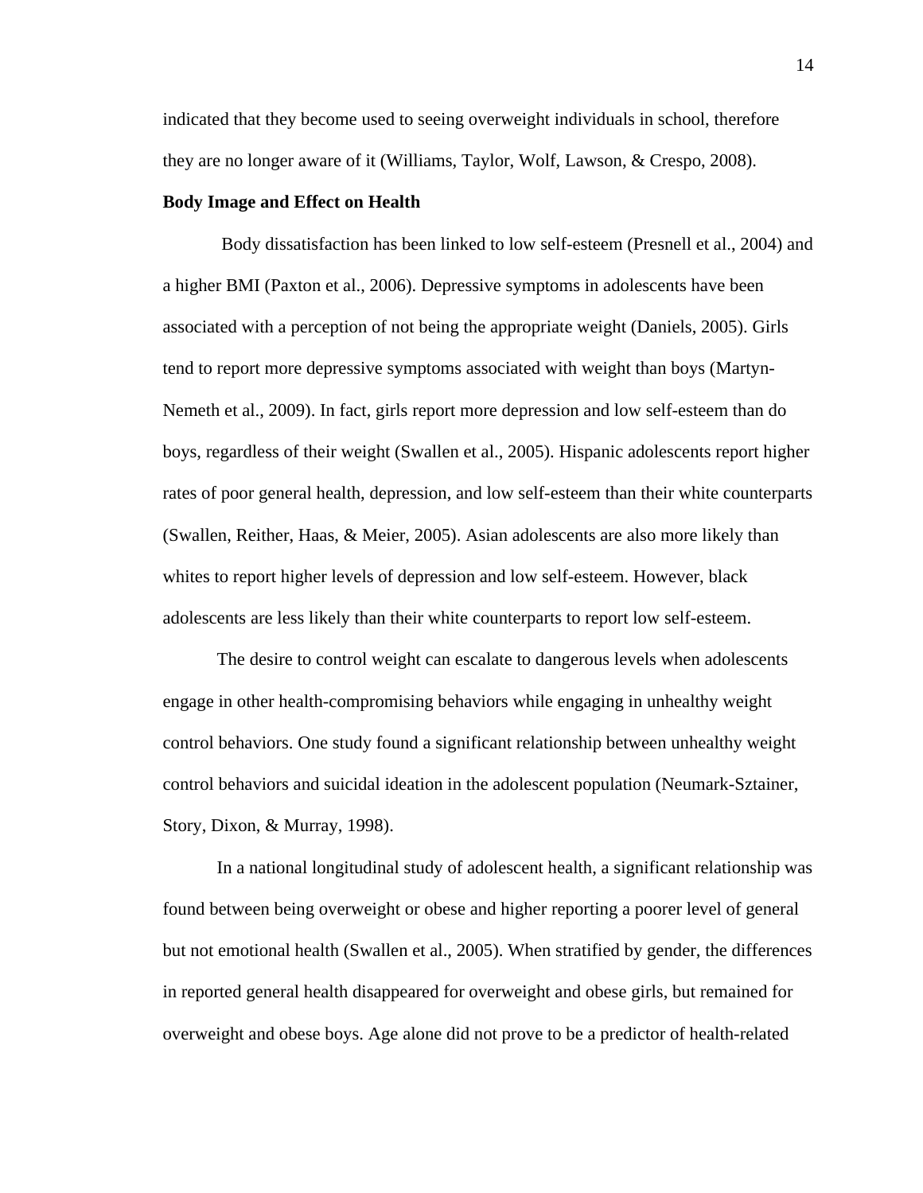indicated that they become used to seeing overweight individuals in school, therefore they are no longer aware of it (Williams, Taylor, Wolf, Lawson, & Crespo, 2008).

**Body Image and Effect on Health**

Body dissatisfaction has been linked to low self-esteem (Presnell et al., 2004) and a higher BMI (Paxton et al., 2006). Depressive symptoms in adolescents have been associated with a perception of not being the appropriate weight (Daniels, 2005). Girls tend to report more depressive symptoms associated with weight than boys (Martyn-Nemeth et al., 2009). In fact, girls report more depression and low self-esteem than do boys, regardless of their weight (Swallen et al., 2005). Hispanic adolescents report higher rates of poor general health, depression, and low self-esteem than their white counterparts (Swallen, Reither, Haas, & Meier, 2005). Asian adolescents are also more likely than whites to report higher levels of depression and low self-esteem. However, black adolescents are less likely than their white counterparts to report low self-esteem.

The desire to control weight can escalate to dangerous levels when adolescents engage in other health-compromising behaviors while engaging in unhealthy weight control behaviors. One study found a significant relationship between unhealthy weight control behaviors and suicidal ideation in the adolescent population (Neumark-Sztainer, Story, Dixon, & Murray, 1998).

In a national longitudinal study of adolescent health, a significant relationship was found between being overweight or obese and higher reporting a poorer level of general but not emotional health (Swallen et al., 2005). When stratified by gender, the differences in reported general health disappeared for overweight and obese girls, but remained for overweight and obese boys. Age alone did not prove to be a predictor of health-related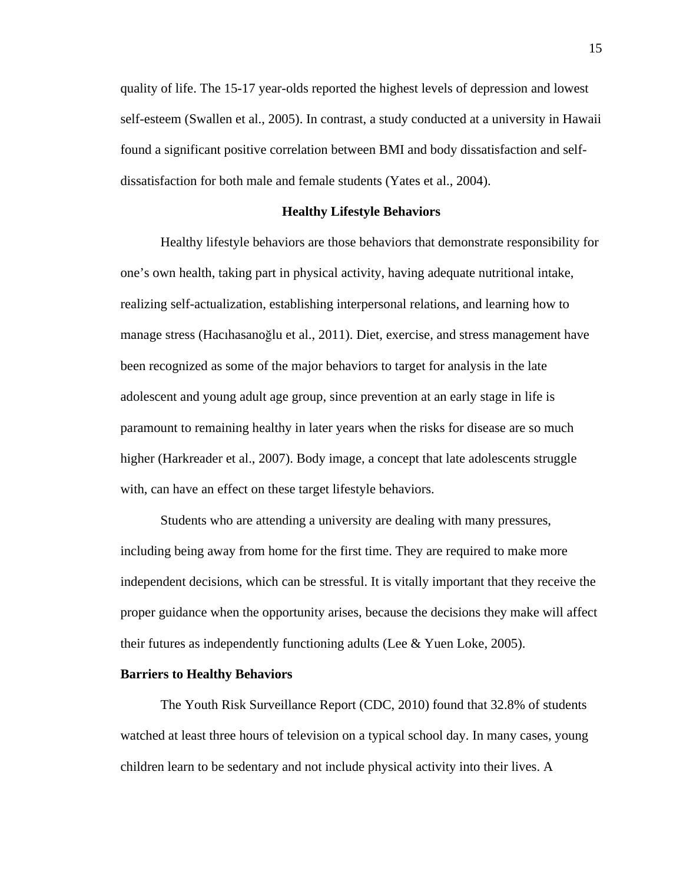quality of life. The 15-17 year-olds reported the highest levels of depression and lowest self-esteem (Swallen et al., 2005). In contrast, a study conducted at a university in Hawaii found a significant positive correlation between BMI and body dissatisfaction and self-dissatisfaction for both male and female students (Yates et al., 2004).

## Healthy Lifestyle Behaviors

Healthy lifestyle behaviors are those behaviors that demonstrate responsibility for one's own health, taking part in physical activity, having adequate nutritional intake, realizing self-actualization, establishing interpersonal relations, and learning how to manage stress (Hacıhasanoğlu et al., 2011). Diet, exercise, and stress management have been recognized as some of the major behaviors to target for analysis in the late adolescent and young adult age group, since prevention at an early stage in life is paramount to remaining healthy in later years when the risks for disease are so much higher (Harkreader et al., 2007). Body image, a concept that late adolescents struggle with, can have an effect on these target lifestyle behaviors.

Students who are attending a university are dealing with many pressures, including being away from home for the first time. They are required to make more independent decisions, which can be stressful. It is vitally important that they receive the proper guidance when the opportunity arises, because the decisions they make will affect their futures as independently functioning adults (Lee & Yuen Loke, 2005).

### Barriers to Healthy Behaviors

The Youth Risk Surveillance Report (CDC, 2010) found that 32.8% of students watched at least three hours of television on a typical school day. In many cases, young children learn to be sedentary and not include physical activity into their lives. A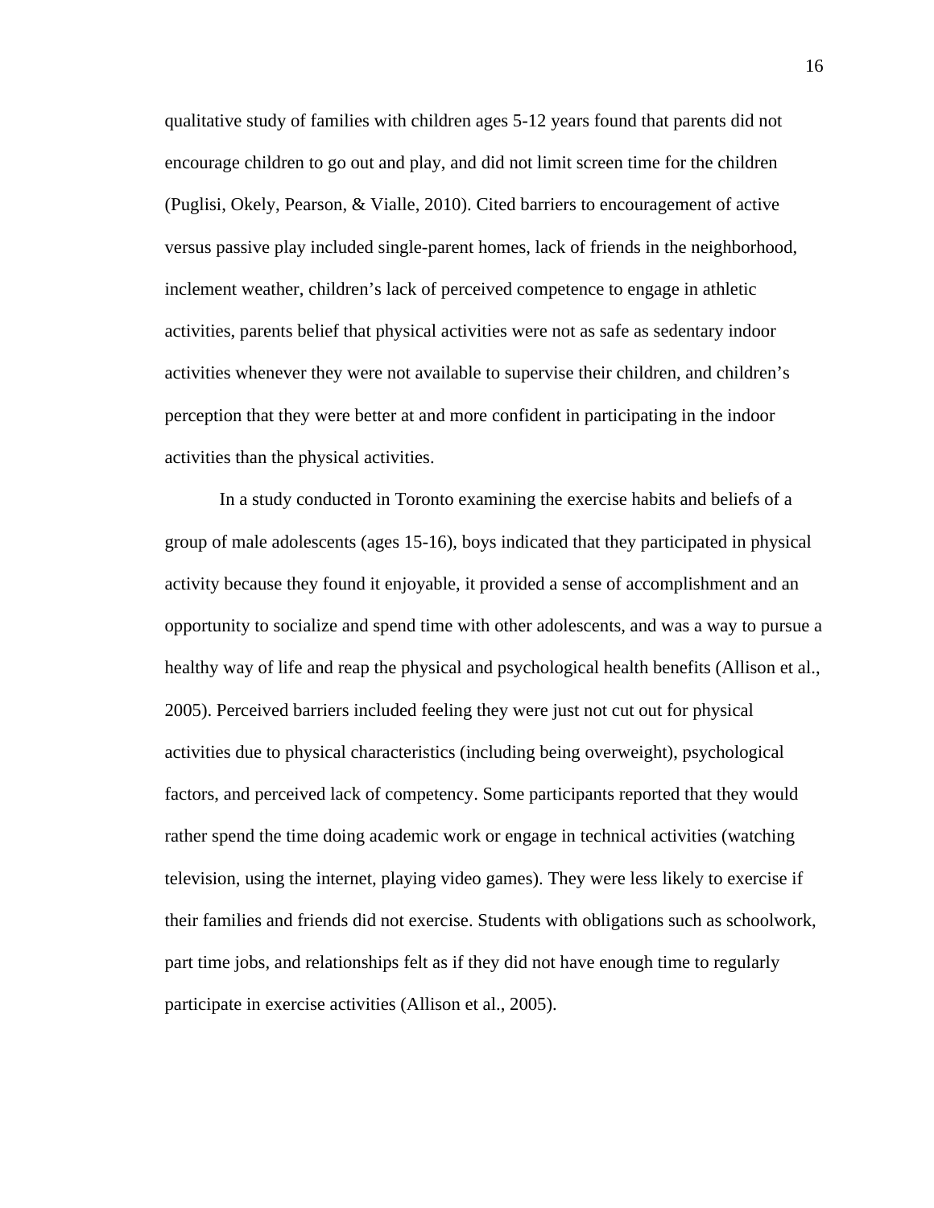qualitative study of families with children ages 5-12 years found that parents did not encourage children to go out and play, and did not limit screen time for the children (Puglisi, Okely, Pearson, & Vialle, 2010). Cited barriers to encouragement of active versus passive play included single-parent homes, lack of friends in the neighborhood, inclement weather, children's lack of perceived competence to engage in athletic activities, parents belief that physical activities were not as safe as sedentary indoor activities whenever they were not available to supervise their children, and children's perception that they were better at and more confident in participating in the indoor activities than the physical activities.

In a study conducted in Toronto examining the exercise habits and beliefs of a group of male adolescents (ages 15-16), boys indicated that they participated in physical activity because they found it enjoyable, it provided a sense of accomplishment and an opportunity to socialize and spend time with other adolescents, and was a way to pursue a healthy way of life and reap the physical and psychological health benefits (Allison et al., 2005). Perceived barriers included feeling they were just not cut out for physical activities due to physical characteristics (including being overweight), psychological factors, and perceived lack of competency. Some participants reported that they would rather spend the time doing academic work or engage in technical activities (watching television, using the internet, playing video games). They were less likely to exercise if their families and friends did not exercise. Students with obligations such as schoolwork, part time jobs, and relationships felt as if they did not have enough time to regularly participate in exercise activities (Allison et al., 2005).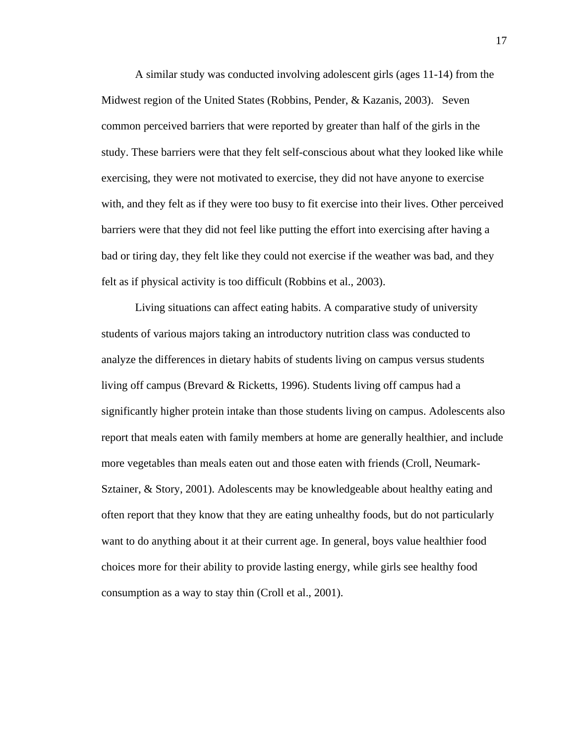A similar study was conducted involving adolescent girls (ages 11-14) from the Midwest region of the United States (Robbins, Pender, & Kazanis, 2003).   Seven common perceived barriers that were reported by greater than half of the girls in the study. These barriers were that they felt self-conscious about what they looked like while exercising, they were not motivated to exercise, they did not have anyone to exercise with, and they felt as if they were too busy to fit exercise into their lives. Other perceived barriers were that they did not feel like putting the effort into exercising after having a bad or tiring day, they felt like they could not exercise if the weather was bad, and they felt as if physical activity is too difficult (Robbins et al., 2003).

Living situations can affect eating habits. A comparative study of university students of various majors taking an introductory nutrition class was conducted to analyze the differences in dietary habits of students living on campus versus students living off campus (Brevard & Ricketts, 1996). Students living off campus had a significantly higher protein intake than those students living on campus. Adolescents also report that meals eaten with family members at home are generally healthier, and include more vegetables than meals eaten out and those eaten with friends (Croll, Neumark-Sztainer, & Story, 2001). Adolescents may be knowledgeable about healthy eating and often report that they know that they are eating unhealthy foods, but do not particularly want to do anything about it at their current age. In general, boys value healthier food choices more for their ability to provide lasting energy, while girls see healthy food consumption as a way to stay thin (Croll et al., 2001).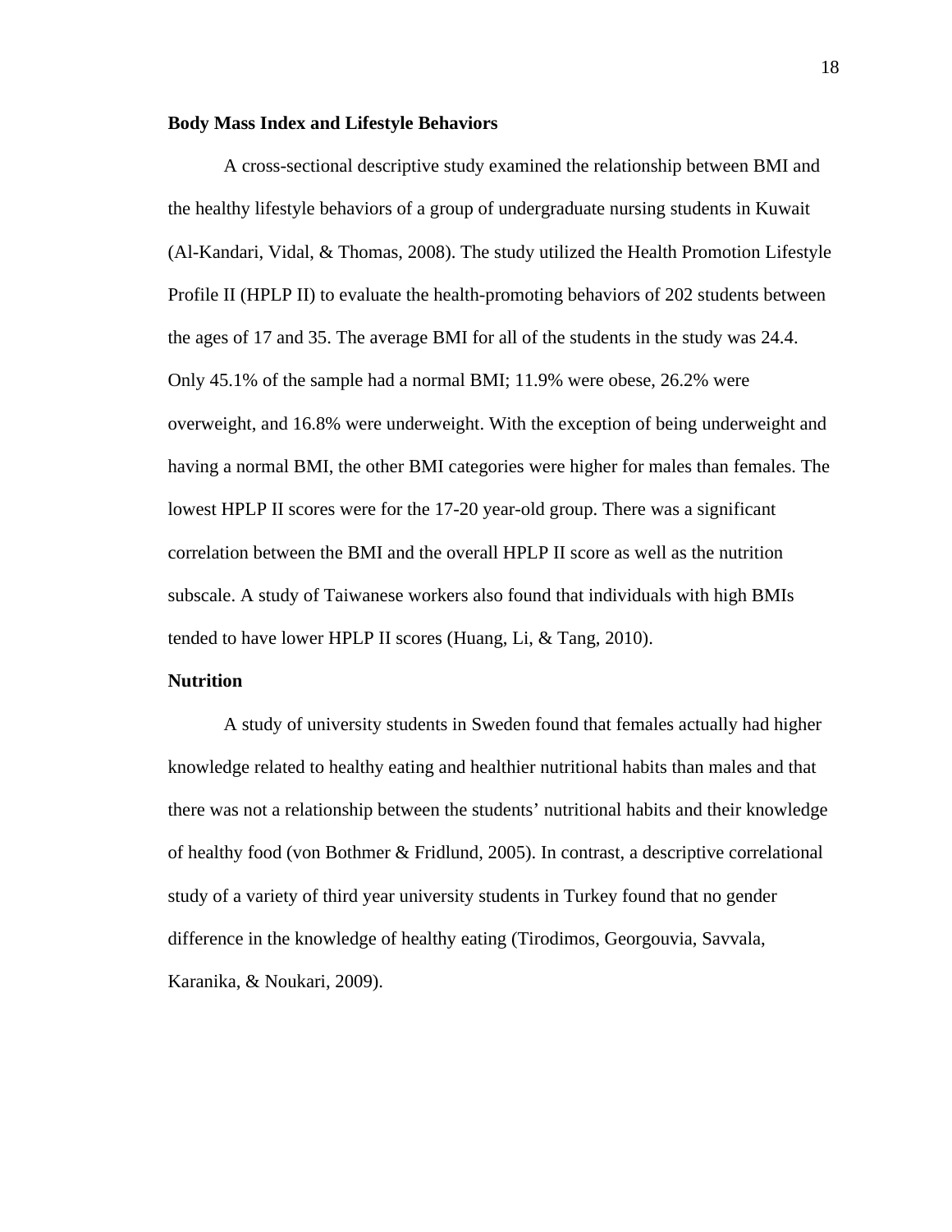**Body Mass Index and Lifestyle Behaviors**

A cross-sectional descriptive study examined the relationship between BMI and the healthy lifestyle behaviors of a group of undergraduate nursing students in Kuwait (Al-Kandari, Vidal, & Thomas, 2008). The study utilized the Health Promotion Lifestyle Profile II (HPLP II) to evaluate the health-promoting behaviors of 202 students between the ages of 17 and 35. The average BMI for all of the students in the study was 24.4. Only 45.1% of the sample had a normal BMI; 11.9% were obese, 26.2% were overweight, and 16.8% were underweight. With the exception of being underweight and having a normal BMI, the other BMI categories were higher for males than females. The lowest HPLP II scores were for the 17-20 year-old group. There was a significant correlation between the BMI and the overall HPLP II score as well as the nutrition subscale. A study of Taiwanese workers also found that individuals with high BMIs tended to have lower HPLP II scores (Huang, Li, & Tang, 2010).

**Nutrition**

A study of university students in Sweden found that females actually had higher knowledge related to healthy eating and healthier nutritional habits than males and that there was not a relationship between the students' nutritional habits and their knowledge of healthy food (von Bothmer & Fridlund, 2005). In contrast, a descriptive correlational study of a variety of third year university students in Turkey found that no gender difference in the knowledge of healthy eating (Tirodimos, Georgouvia, Savvala, Karanika, & Noukari, 2009).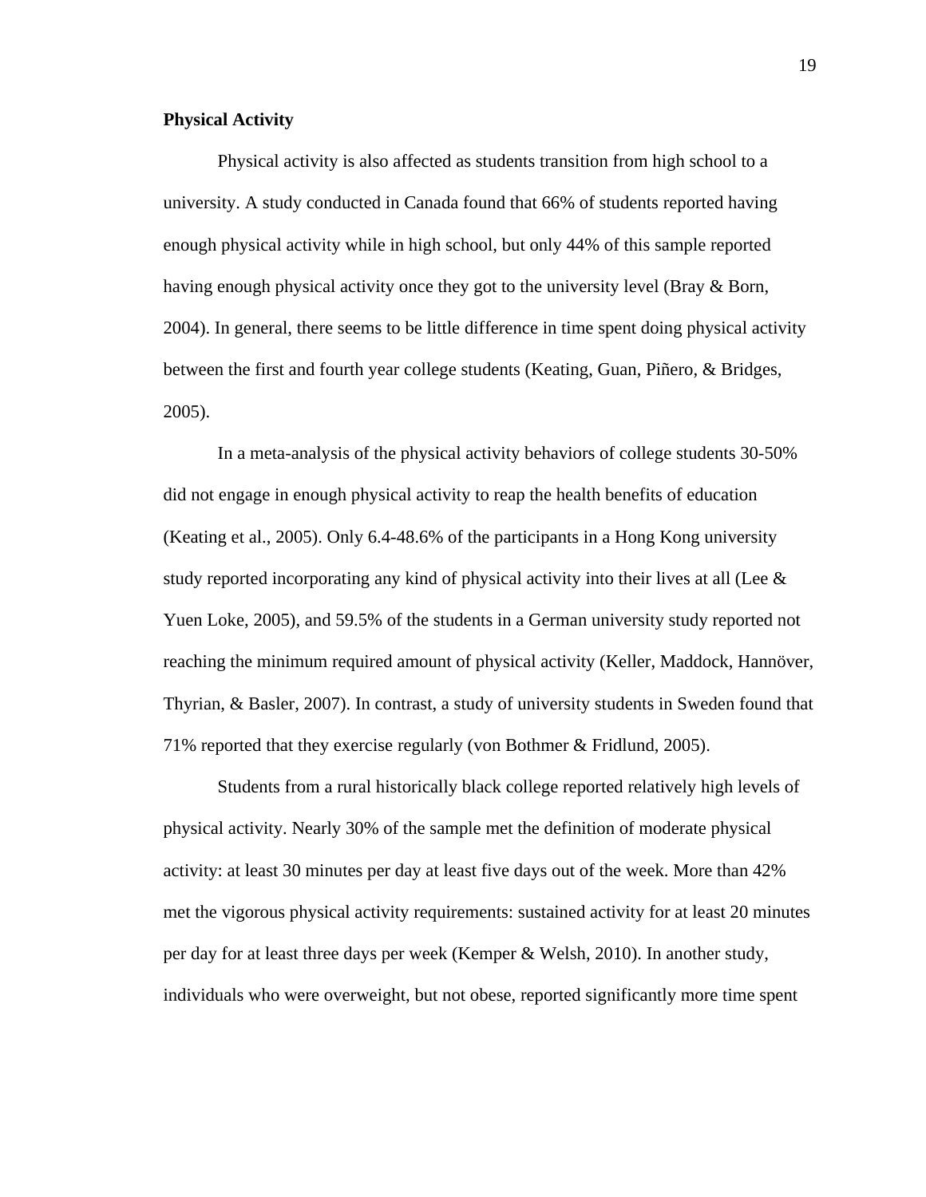**Physical Activity**

Physical activity is also affected as students transition from high school to a university. A study conducted in Canada found that 66% of students reported having enough physical activity while in high school, but only 44% of this sample reported having enough physical activity once they got to the university level (Bray & Born, 2004). In general, there seems to be little difference in time spent doing physical activity between the first and fourth year college students (Keating, Guan, Piñero, & Bridges, 2005).

In a meta-analysis of the physical activity behaviors of college students 30-50% did not engage in enough physical activity to reap the health benefits of education (Keating et al., 2005). Only 6.4-48.6% of the participants in a Hong Kong university study reported incorporating any kind of physical activity into their lives at all (Lee & Yuen Loke, 2005), and 59.5% of the students in a German university study reported not reaching the minimum required amount of physical activity (Keller, Maddock, Hannöver, Thyrian, & Basler, 2007). In contrast, a study of university students in Sweden found that 71% reported that they exercise regularly (von Bothmer & Fridlund, 2005).

Students from a rural historically black college reported relatively high levels of physical activity. Nearly 30% of the sample met the definition of moderate physical activity: at least 30 minutes per day at least five days out of the week. More than 42% met the vigorous physical activity requirements: sustained activity for at least 20 minutes per day for at least three days per week (Kemper & Welsh, 2010). In another study, individuals who were overweight, but not obese, reported significantly more time spent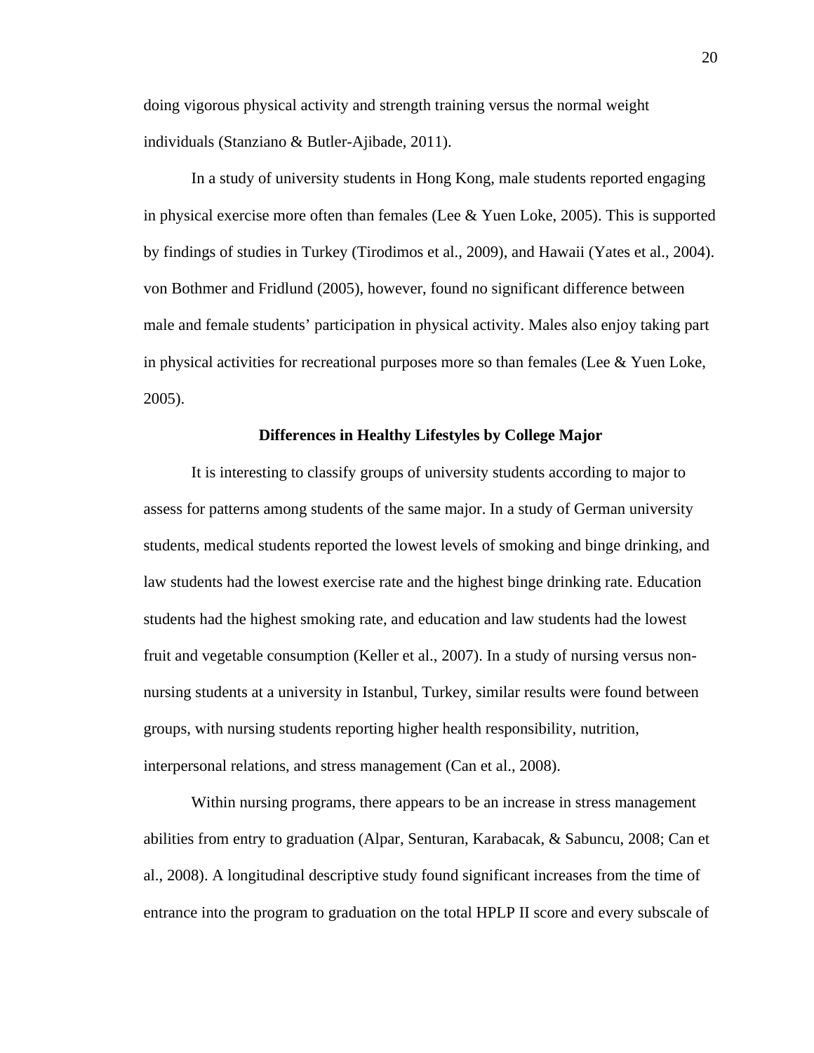doing vigorous physical activity and strength training versus the normal weight individuals (Stanziano & Butler-Ajibade, 2011).

In a study of university students in Hong Kong, male students reported engaging in physical exercise more often than females (Lee & Yuen Loke, 2005). This is supported by findings of studies in Turkey (Tirodimos et al., 2009), and Hawaii (Yates et al., 2004). von Bothmer and Fridlund (2005), however, found no significant difference between male and female students' participation in physical activity. Males also enjoy taking part in physical activities for recreational purposes more so than females (Lee & Yuen Loke, 2005).

## Differences in Healthy Lifestyles by College Major

It is interesting to classify groups of university students according to major to assess for patterns among students of the same major. In a study of German university students, medical students reported the lowest levels of smoking and binge drinking, and law students had the lowest exercise rate and the highest binge drinking rate. Education students had the highest smoking rate, and education and law students had the lowest fruit and vegetable consumption (Keller et al., 2007). In a study of nursing versus non-nursing students at a university in Istanbul, Turkey, similar results were found between groups, with nursing students reporting higher health responsibility, nutrition, interpersonal relations, and stress management (Can et al., 2008).

Within nursing programs, there appears to be an increase in stress management abilities from entry to graduation (Alpar, Senturan, Karabacak, & Sabuncu, 2008; Can et al., 2008). A longitudinal descriptive study found significant increases from the time of entrance into the program to graduation on the total HPLP II score and every subscale of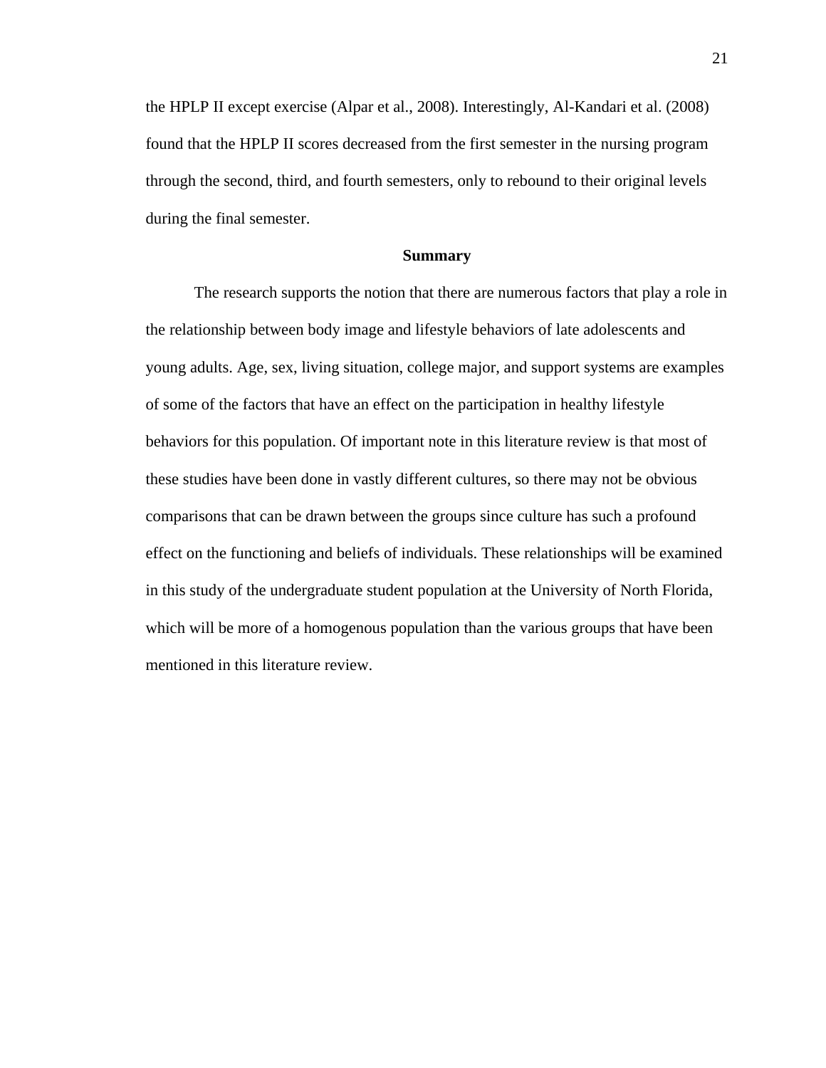the HPLP II except exercise (Alpar et al., 2008). Interestingly, Al-Kandari et al. (2008) found that the HPLP II scores decreased from the first semester in the nursing program through the second, third, and fourth semesters, only to rebound to their original levels during the final semester.

## Summary

The research supports the notion that there are numerous factors that play a role in the relationship between body image and lifestyle behaviors of late adolescents and young adults. Age, sex, living situation, college major, and support systems are examples of some of the factors that have an effect on the participation in healthy lifestyle behaviors for this population. Of important note in this literature review is that most of these studies have been done in vastly different cultures, so there may not be obvious comparisons that can be drawn between the groups since culture has such a profound effect on the functioning and beliefs of individuals. These relationships will be examined in this study of the undergraduate student population at the University of North Florida, which will be more of a homogenous population than the various groups that have been mentioned in this literature review.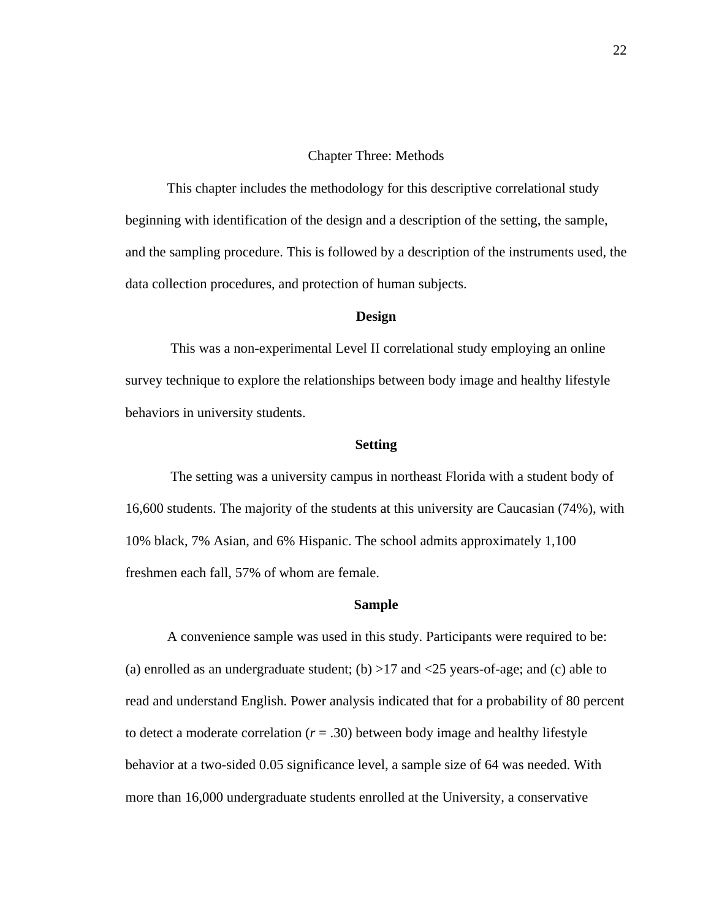# Chapter Three: Methods

This chapter includes the methodology for this descriptive correlational study beginning with identification of the design and a description of the setting, the sample, and the sampling procedure. This is followed by a description of the instruments used, the data collection procedures, and protection of human subjects.

## Design

This was a non-experimental Level II correlational study employing an online survey technique to explore the relationships between body image and healthy lifestyle behaviors in university students.

## Setting

The setting was a university campus in northeast Florida with a student body of 16,600 students. The majority of the students at this university are Caucasian (74%), with 10% black, 7% Asian, and 6% Hispanic. The school admits approximately 1,100 freshmen each fall, 57% of whom are female.

## Sample

A convenience sample was used in this study. Participants were required to be: (a) enrolled as an undergraduate student; (b) >17 and <25 years-of-age; and (c) able to read and understand English. Power analysis indicated that for a probability of 80 percent to detect a moderate correlation ($r = .30$) between body image and healthy lifestyle behavior at a two-sided 0.05 significance level, a sample size of 64 was needed. With more than 16,000 undergraduate students enrolled at the University, a conservative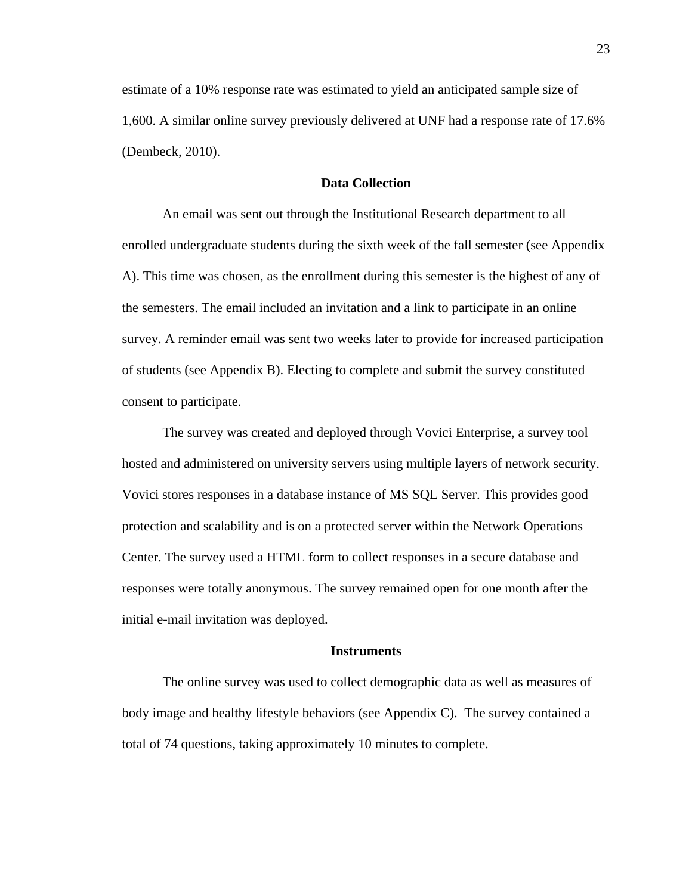estimate of a 10% response rate was estimated to yield an anticipated sample size of 1,600. A similar online survey previously delivered at UNF had a response rate of 17.6% (Dembeck, 2010).

## Data Collection

An email was sent out through the Institutional Research department to all enrolled undergraduate students during the sixth week of the fall semester (see Appendix A). This time was chosen, as the enrollment during this semester is the highest of any of the semesters. The email included an invitation and a link to participate in an online survey. A reminder email was sent two weeks later to provide for increased participation of students (see Appendix B). Electing to complete and submit the survey constituted consent to participate.

The survey was created and deployed through Vovici Enterprise, a survey tool hosted and administered on university servers using multiple layers of network security. Vovici stores responses in a database instance of MS SQL Server. This provides good protection and scalability and is on a protected server within the Network Operations Center. The survey used a HTML form to collect responses in a secure database and responses were totally anonymous. The survey remained open for one month after the initial e-mail invitation was deployed.

## Instruments

The online survey was used to collect demographic data as well as measures of body image and healthy lifestyle behaviors (see Appendix C). The survey contained a total of 74 questions, taking approximately 10 minutes to complete.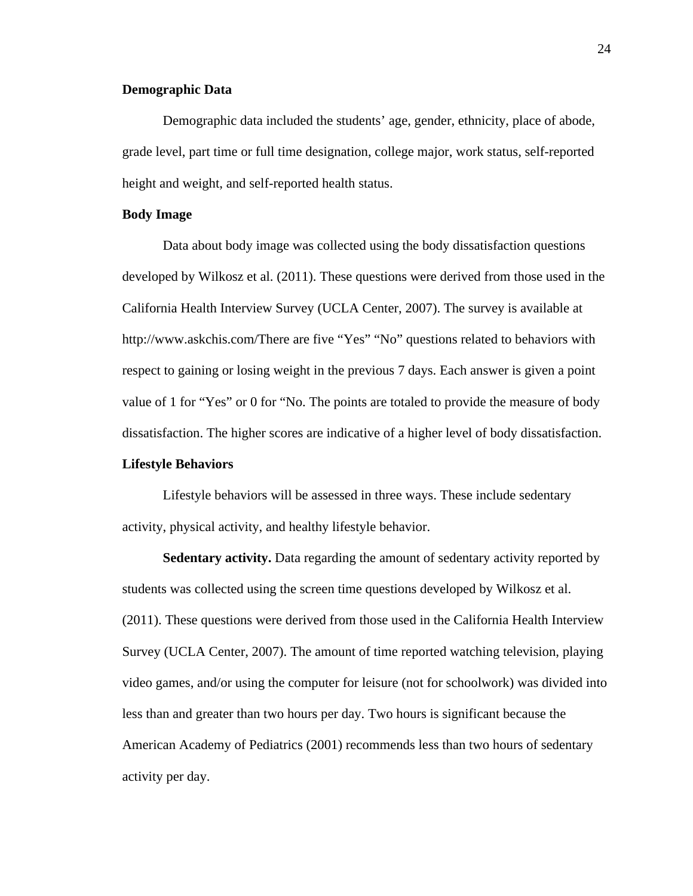**Demographic Data**

Demographic data included the students' age, gender, ethnicity, place of abode, grade level, part time or full time designation, college major, work status, self-reported height and weight, and self-reported health status.

**Body Image**

Data about body image was collected using the body dissatisfaction questions developed by Wilkosz et al. (2011). These questions were derived from those used in the California Health Interview Survey (UCLA Center, 2007). The survey is available at http://www.askchis.com/There are five "Yes" "No" questions related to behaviors with respect to gaining or losing weight in the previous 7 days. Each answer is given a point value of 1 for "Yes" or 0 for "No. The points are totaled to provide the measure of body dissatisfaction. The higher scores are indicative of a higher level of body dissatisfaction.

**Lifestyle Behaviors**

Lifestyle behaviors will be assessed in three ways. These include sedentary activity, physical activity, and healthy lifestyle behavior.

**Sedentary activity.** Data regarding the amount of sedentary activity reported by students was collected using the screen time questions developed by Wilkosz et al. (2011). These questions were derived from those used in the California Health Interview Survey (UCLA Center, 2007). The amount of time reported watching television, playing video games, and/or using the computer for leisure (not for schoolwork) was divided into less than and greater than two hours per day. Two hours is significant because the American Academy of Pediatrics (2001) recommends less than two hours of sedentary activity per day.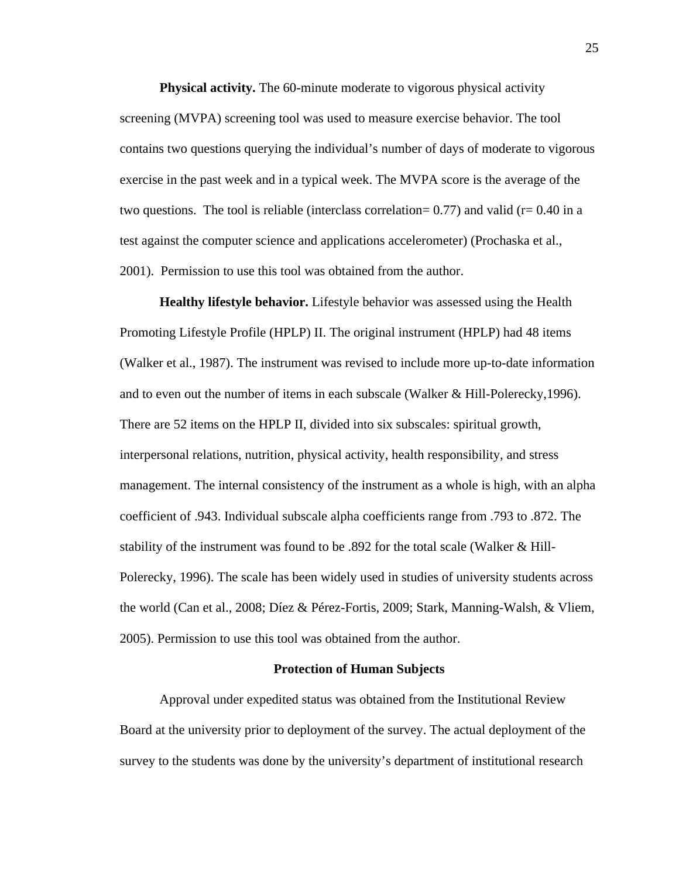**Physical activity.** The 60-minute moderate to vigorous physical activity screening (MVPA) screening tool was used to measure exercise behavior. The tool contains two questions querying the individual's number of days of moderate to vigorous exercise in the past week and in a typical week. The MVPA score is the average of the two questions. The tool is reliable (interclass correlation= 0.77) and valid (r= 0.40 in a test against the computer science and applications accelerometer) (Prochaska et al., 2001). Permission to use this tool was obtained from the author.

**Healthy lifestyle behavior.** Lifestyle behavior was assessed using the Health Promoting Lifestyle Profile (HPLP) II. The original instrument (HPLP) had 48 items (Walker et al., 1987). The instrument was revised to include more up-to-date information and to even out the number of items in each subscale (Walker & Hill-Polerecky,1996). There are 52 items on the HPLP II, divided into six subscales: spiritual growth, interpersonal relations, nutrition, physical activity, health responsibility, and stress management. The internal consistency of the instrument as a whole is high, with an alpha coefficient of .943. Individual subscale alpha coefficients range from .793 to .872. The stability of the instrument was found to be .892 for the total scale (Walker & Hill-Polerecky, 1996). The scale has been widely used in studies of university students across the world (Can et al., 2008; Díez & Pérez-Fortis, 2009; Stark, Manning-Walsh, & Vliem, 2005). Permission to use this tool was obtained from the author.

## Protection of Human Subjects

Approval under expedited status was obtained from the Institutional Review Board at the university prior to deployment of the survey. The actual deployment of the survey to the students was done by the university's department of institutional research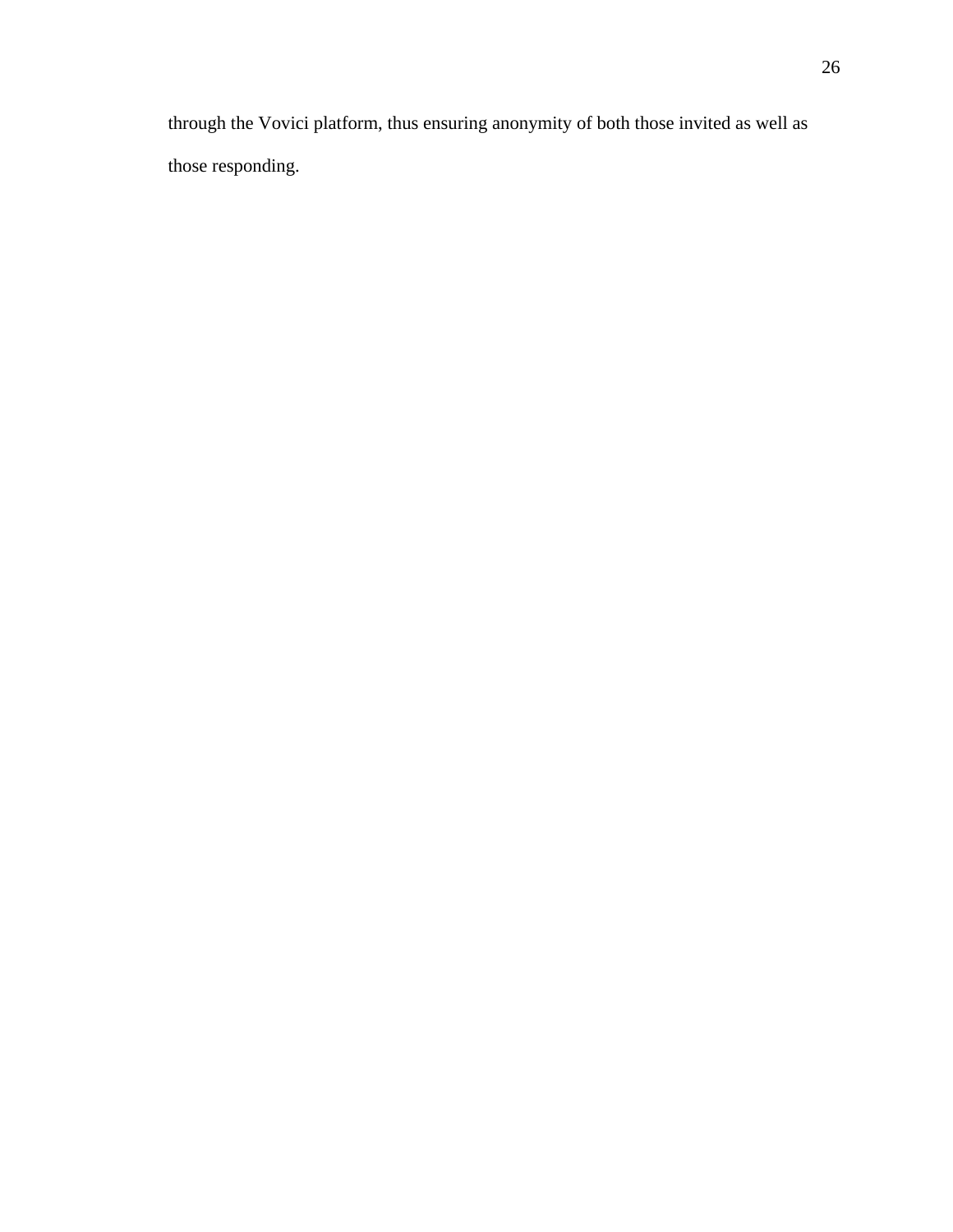through the Vovici platform, thus ensuring anonymity of both those invited as well as those responding.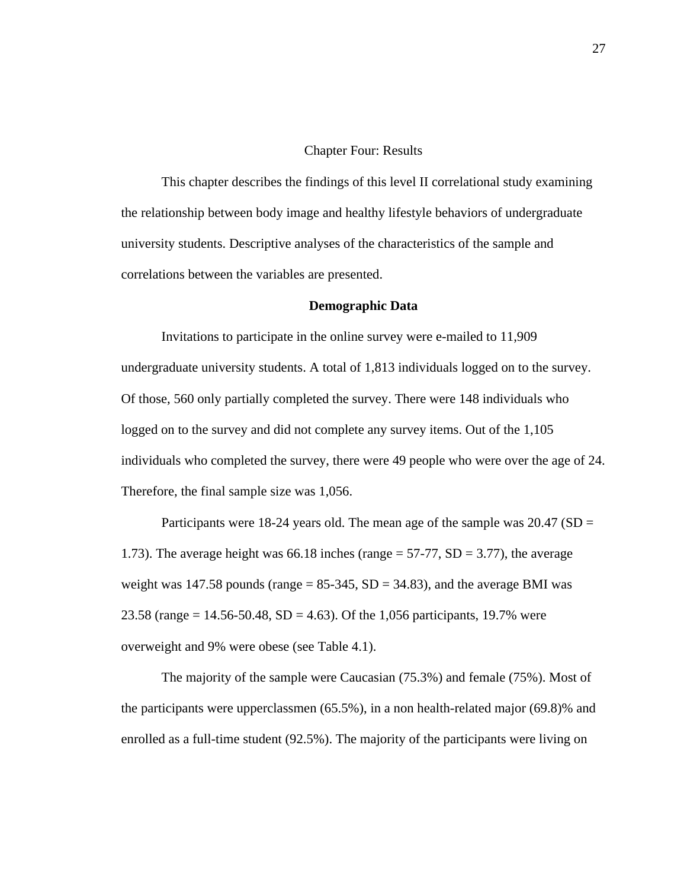# Chapter Four: Results

This chapter describes the findings of this level II correlational study examining the relationship between body image and healthy lifestyle behaviors of undergraduate university students. Descriptive analyses of the characteristics of the sample and correlations between the variables are presented.

## Demographic Data

Invitations to participate in the online survey were e-mailed to 11,909 undergraduate university students. A total of 1,813 individuals logged on to the survey. Of those, 560 only partially completed the survey. There were 148 individuals who logged on to the survey and did not complete any survey items. Out of the 1,105 individuals who completed the survey, there were 49 people who were over the age of 24. Therefore, the final sample size was 1,056.

Participants were 18-24 years old. The mean age of the sample was 20.47 (SD = 1.73). The average height was 66.18 inches (range = 57-77, SD = 3.77), the average weight was 147.58 pounds (range = 85-345, SD = 34.83), and the average BMI was 23.58 (range = 14.56-50.48, SD = 4.63). Of the 1,056 participants, 19.7% were overweight and 9% were obese (see Table 4.1).

The majority of the sample were Caucasian (75.3%) and female (75%). Most of the participants were upperclassmen (65.5%), in a non health-related major (69.8)% and enrolled as a full-time student (92.5%). The majority of the participants were living on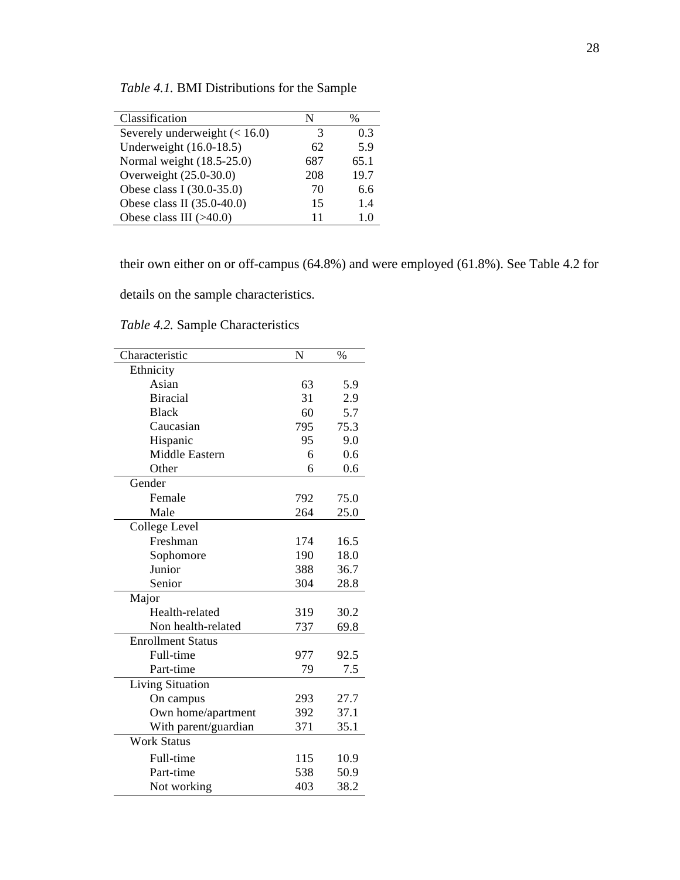*Table 4.1.* BMI Distributions for the Sample

| Classification | N | % |
|---|---|---|
| Severely underweight (< 16.0) | 3 | 0.3 |
| Underweight (16.0-18.5) | 62 | 5.9 |
| Normal weight (18.5-25.0) | 687 | 65.1 |
| Overweight (25.0-30.0) | 208 | 19.7 |
| Obese class I (30.0-35.0) | 70 | 6.6 |
| Obese class II (35.0-40.0) | 15 | 1.4 |
| Obese class III (>40.0) | 11 | 1.0 |

their own either on or off-campus (64.8%) and were employed (61.8%). See Table 4.2 for details on the sample characteristics.

*Table 4.2.* Sample Characteristics

| Characteristic | N | % |
|---|---|---|
| Ethnicity | | |
| Asian | 63 | 5.9 |
| Biracial | 31 | 2.9 |
| Black | 60 | 5.7 |
| Caucasian | 795 | 75.3 |
| Hispanic | 95 | 9.0 |
| Middle Eastern | 6 | 0.6 |
| Other | 6 | 0.6 |
| Gender | | |
| Female | 792 | 75.0 |
| Male | 264 | 25.0 |
| College Level | | |
| Freshman | 174 | 16.5 |
| Sophomore | 190 | 18.0 |
| Junior | 388 | 36.7 |
| Senior | 304 | 28.8 |
| Major | | |
| Health-related | 319 | 30.2 |
| Non health-related | 737 | 69.8 |
| Enrollment Status | | |
| Full-time | 977 | 92.5 |
| Part-time | 79 | 7.5 |
| Living Situation | | |
| On campus | 293 | 27.7 |
| Own home/apartment | 392 | 37.1 |
| With parent/guardian | 371 | 35.1 |
| Work Status | | |
| Full-time | 115 | 10.9 |
| Part-time | 538 | 50.9 |
| Not working | 403 | 38.2 |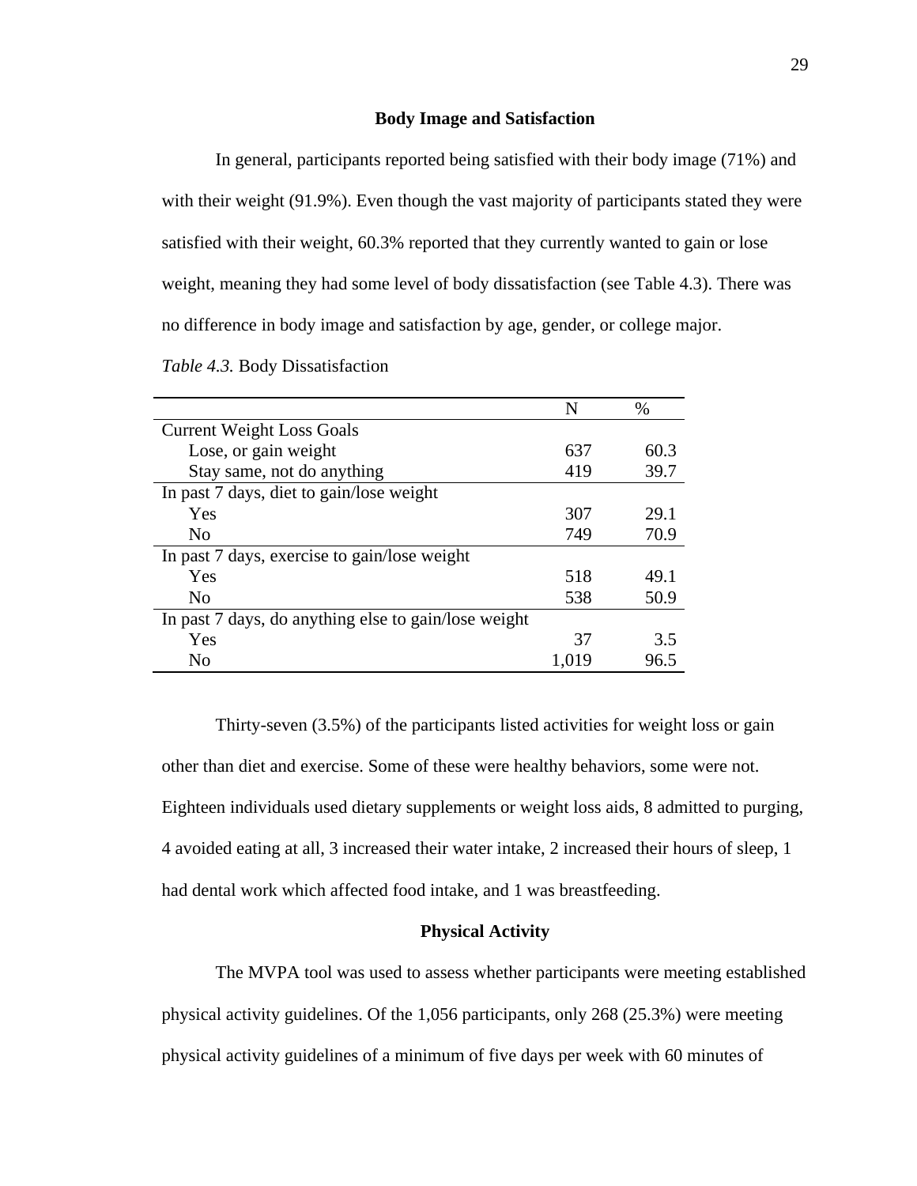## Body Image and Satisfaction

In general, participants reported being satisfied with their body image (71%) and with their weight (91.9%). Even though the vast majority of participants stated they were satisfied with their weight, 60.3% reported that they currently wanted to gain or lose weight, meaning they had some level of body dissatisfaction (see Table 4.3). There was no difference in body image and satisfaction by age, gender, or college major.

*Table 4.3.* Body Dissatisfaction

| | N | % |
|---|---|---|
| Current Weight Loss Goals | | |
| Lose, or gain weight | 637 | 60.3 |
| Stay same, not do anything | 419 | 39.7 |
| In past 7 days, diet to gain/lose weight | | |
| Yes | 307 | 29.1 |
| No | 749 | 70.9 |
| In past 7 days, exercise to gain/lose weight | | |
| Yes | 518 | 49.1 |
| No | 538 | 50.9 |
| In past 7 days, do anything else to gain/lose weight | | |
| Yes | 37 | 3.5 |
| No | 1,019 | 96.5 |

Thirty-seven (3.5%) of the participants listed activities for weight loss or gain other than diet and exercise. Some of these were healthy behaviors, some were not. Eighteen individuals used dietary supplements or weight loss aids, 8 admitted to purging, 4 avoided eating at all, 3 increased their water intake, 2 increased their hours of sleep, 1 had dental work which affected food intake, and 1 was breastfeeding.

## Physical Activity

The MVPA tool was used to assess whether participants were meeting established physical activity guidelines. Of the 1,056 participants, only 268 (25.3%) were meeting physical activity guidelines of a minimum of five days per week with 60 minutes of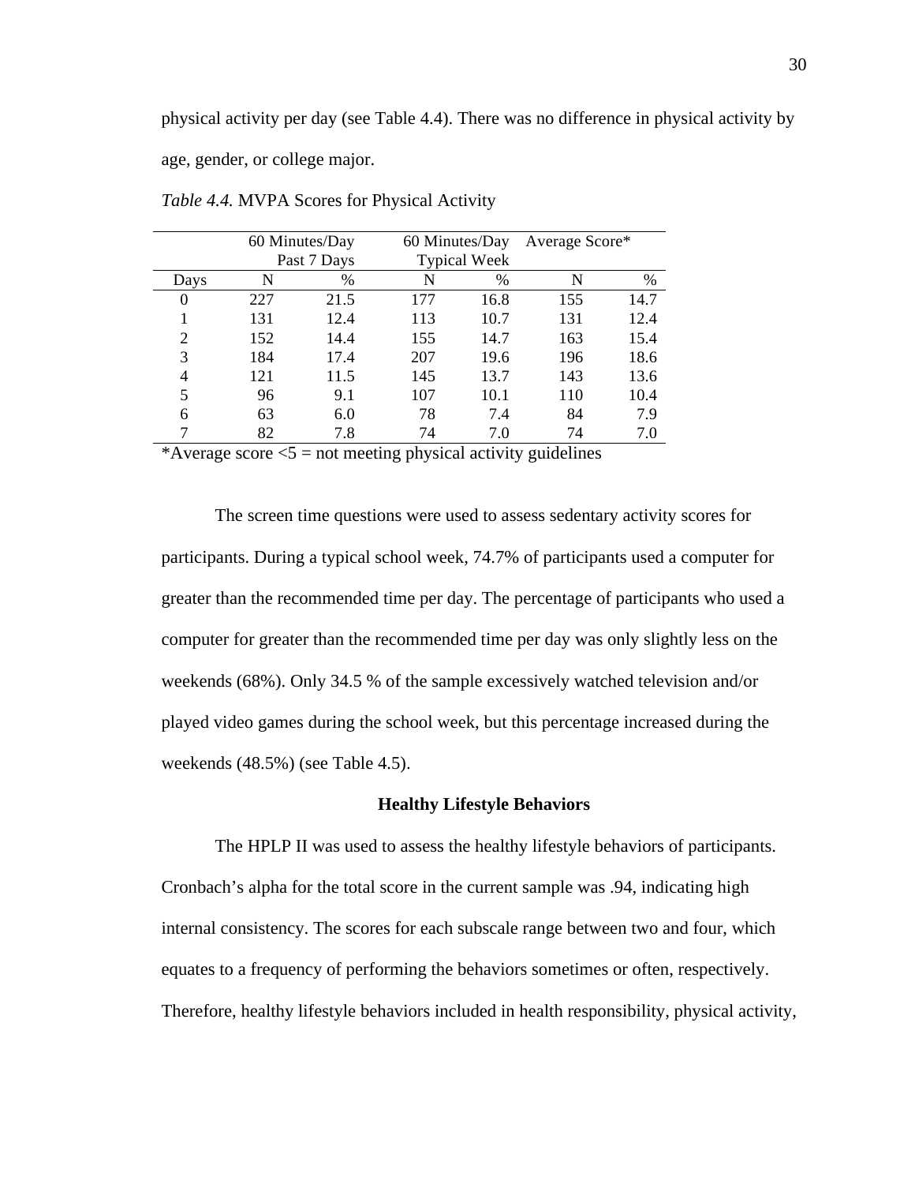physical activity per day (see Table 4.4). There was no difference in physical activity by age, gender, or college major.

*Table 4.4.* MVPA Scores for Physical Activity

| | 60 Minutes/Day Past 7 Days | | 60 Minutes/Day Typical Week | | Average Score* | |
|---|---|---|---|---|---|---|
| Days | N | % | N | % | N | % |
| 0 | 227 | 21.5 | 177 | 16.8 | 155 | 14.7 |
| 1 | 131 | 12.4 | 113 | 10.7 | 131 | 12.4 |
| 2 | 152 | 14.4 | 155 | 14.7 | 163 | 15.4 |
| 3 | 184 | 17.4 | 207 | 19.6 | 196 | 18.6 |
| 4 | 121 | 11.5 | 145 | 13.7 | 143 | 13.6 |
| 5 | 96 | 9.1 | 107 | 10.1 | 110 | 10.4 |
| 6 | 63 | 6.0 | 78 | 7.4 | 84 | 7.9 |
| 7 | 82 | 7.8 | 74 | 7.0 | 74 | 7.0 |

*Average score <5 = not meeting physical activity guidelines

The screen time questions were used to assess sedentary activity scores for participants. During a typical school week, 74.7% of participants used a computer for greater than the recommended time per day. The percentage of participants who used a computer for greater than the recommended time per day was only slightly less on the weekends (68%). Only 34.5 % of the sample excessively watched television and/or played video games during the school week, but this percentage increased during the weekends (48.5%) (see Table 4.5).

## Healthy Lifestyle Behaviors

The HPLP II was used to assess the healthy lifestyle behaviors of participants. Cronbach's alpha for the total score in the current sample was .94, indicating high internal consistency. The scores for each subscale range between two and four, which equates to a frequency of performing the behaviors sometimes or often, respectively. Therefore, healthy lifestyle behaviors included in health responsibility, physical activity,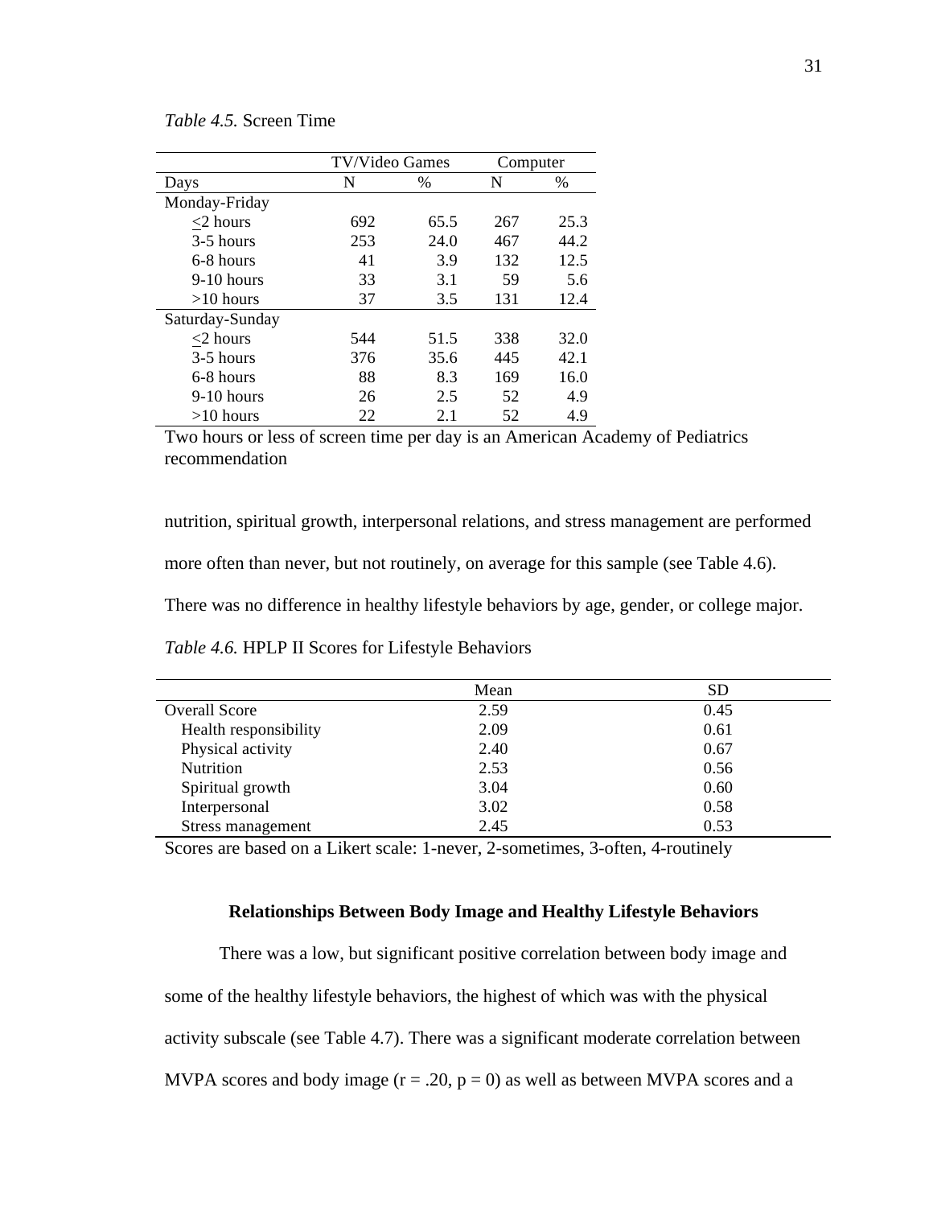*Table 4.5.* Screen Time

| | TV/Video Games | | Computer | |
|---|---|---|---|---|
| Days | N | % | N | % |
| Monday-Friday | | | | |
| ≤2 hours | 692 | 65.5 | 267 | 25.3 |
| 3-5 hours | 253 | 24.0 | 467 | 44.2 |
| 6-8 hours | 41 | 3.9 | 132 | 12.5 |
| 9-10 hours | 33 | 3.1 | 59 | 5.6 |
| >10 hours | 37 | 3.5 | 131 | 12.4 |
| Saturday-Sunday | | | | |
| ≤2 hours | 544 | 51.5 | 338 | 32.0 |
| 3-5 hours | 376 | 35.6 | 445 | 42.1 |
| 6-8 hours | 88 | 8.3 | 169 | 16.0 |
| 9-10 hours | 26 | 2.5 | 52 | 4.9 |
| >10 hours | 22 | 2.1 | 52 | 4.9 |

Two hours or less of screen time per day is an American Academy of Pediatrics recommendation

nutrition, spiritual growth, interpersonal relations, and stress management are performed more often than never, but not routinely, on average for this sample (see Table 4.6). There was no difference in healthy lifestyle behaviors by age, gender, or college major.

*Table 4.6.* HPLP II Scores for Lifestyle Behaviors

| | Mean | SD |
|---|---|---|
| Overall Score | 2.59 | 0.45 |
| Health responsibility | 2.09 | 0.61 |
| Physical activity | 2.40 | 0.67 |
| Nutrition | 2.53 | 0.56 |
| Spiritual growth | 3.04 | 0.60 |
| Interpersonal | 3.02 | 0.58 |
| Stress management | 2.45 | 0.53 |

Scores are based on a Likert scale: 1-never, 2-sometimes, 3-often, 4-routinely

### Relationships Between Body Image and Healthy Lifestyle Behaviors

There was a low, but significant positive correlation between body image and some of the healthy lifestyle behaviors, the highest of which was with the physical activity subscale (see Table 4.7). There was a significant moderate correlation between MVPA scores and body image ($r = .20$, $p = 0$) as well as between MVPA scores and a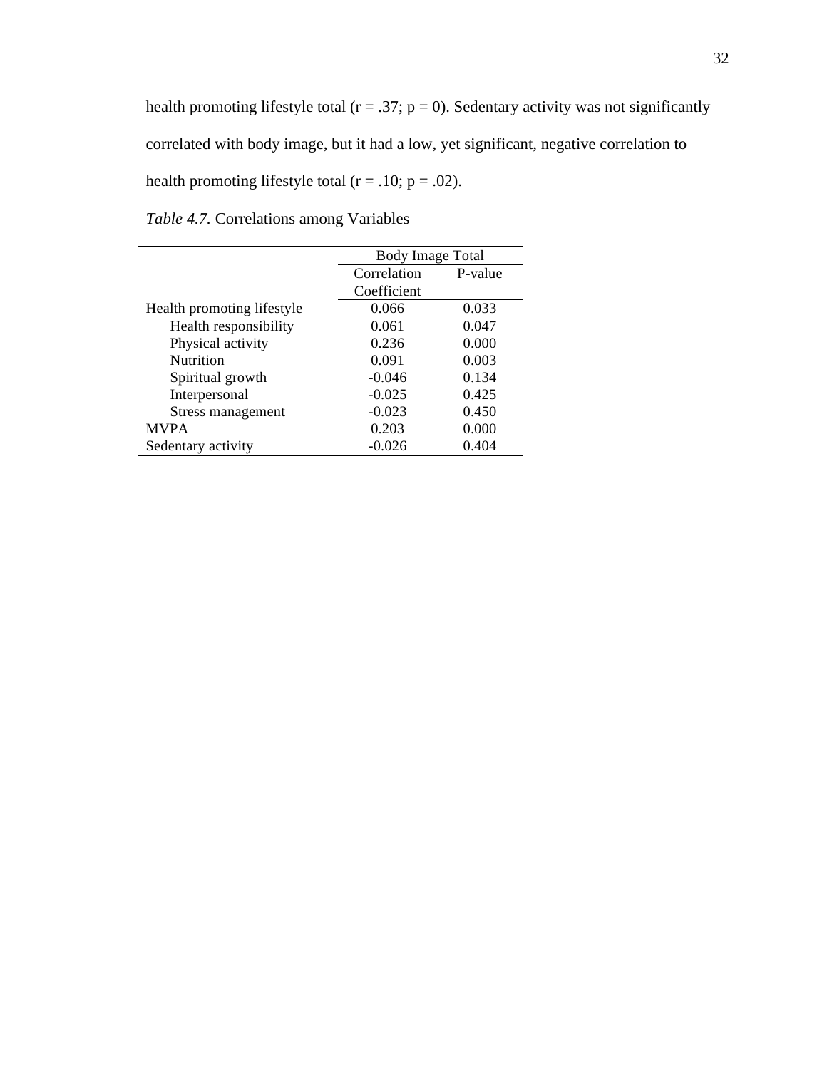health promoting lifestyle total ($r = .37$; $p = 0$). Sedentary activity was not significantly correlated with body image, but it had a low, yet significant, negative correlation to health promoting lifestyle total ($r = .10$; $p = .02$).

*Table 4.7.* Correlations among Variables

| | Body Image Total | |
|---|---|---|
| | Correlation Coefficient | P-value |
| Health promoting lifestyle | 0.066 | 0.033 |
| Health responsibility | 0.061 | 0.047 |
| Physical activity | 0.236 | 0.000 |
| Nutrition | 0.091 | 0.003 |
| Spiritual growth | -0.046 | 0.134 |
| Interpersonal | -0.025 | 0.425 |
| Stress management | -0.023 | 0.450 |
| MVPA | 0.203 | 0.000 |
| Sedentary activity | -0.026 | 0.404 |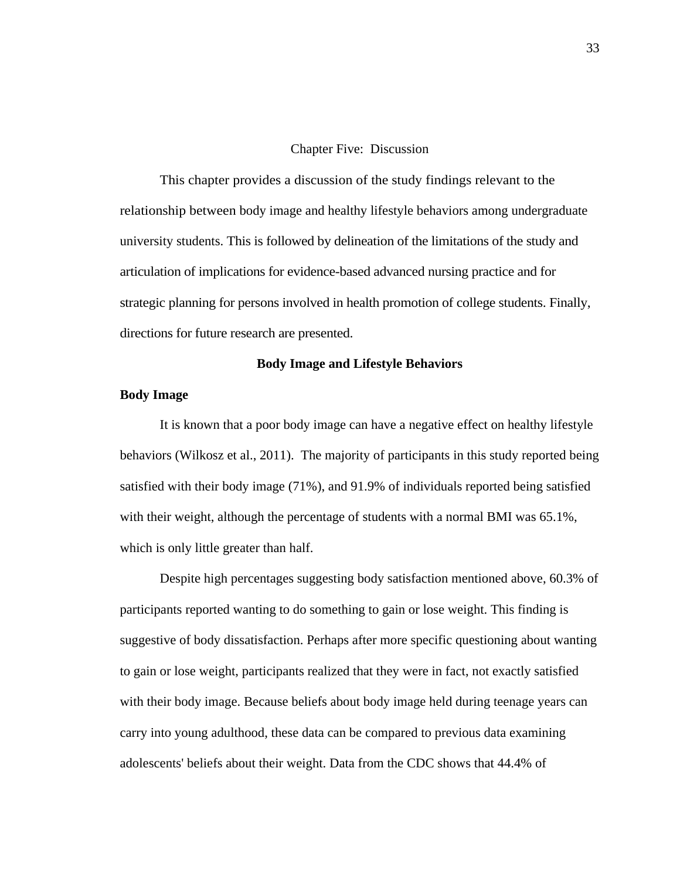# Chapter Five: Discussion

This chapter provides a discussion of the study findings relevant to the relationship between body image and healthy lifestyle behaviors among undergraduate university students. This is followed by delineation of the limitations of the study and articulation of implications for evidence-based advanced nursing practice and for strategic planning for persons involved in health promotion of college students. Finally, directions for future research are presented.

## Body Image and Lifestyle Behaviors

### Body Image

It is known that a poor body image can have a negative effect on healthy lifestyle behaviors (Wilkosz et al., 2011). The majority of participants in this study reported being satisfied with their body image (71%), and 91.9% of individuals reported being satisfied with their weight, although the percentage of students with a normal BMI was 65.1%, which is only little greater than half.

Despite high percentages suggesting body satisfaction mentioned above, 60.3% of participants reported wanting to do something to gain or lose weight. This finding is suggestive of body dissatisfaction. Perhaps after more specific questioning about wanting to gain or lose weight, participants realized that they were in fact, not exactly satisfied with their body image. Because beliefs about body image held during teenage years can carry into young adulthood, these data can be compared to previous data examining adolescents' beliefs about their weight. Data from the CDC shows that 44.4% of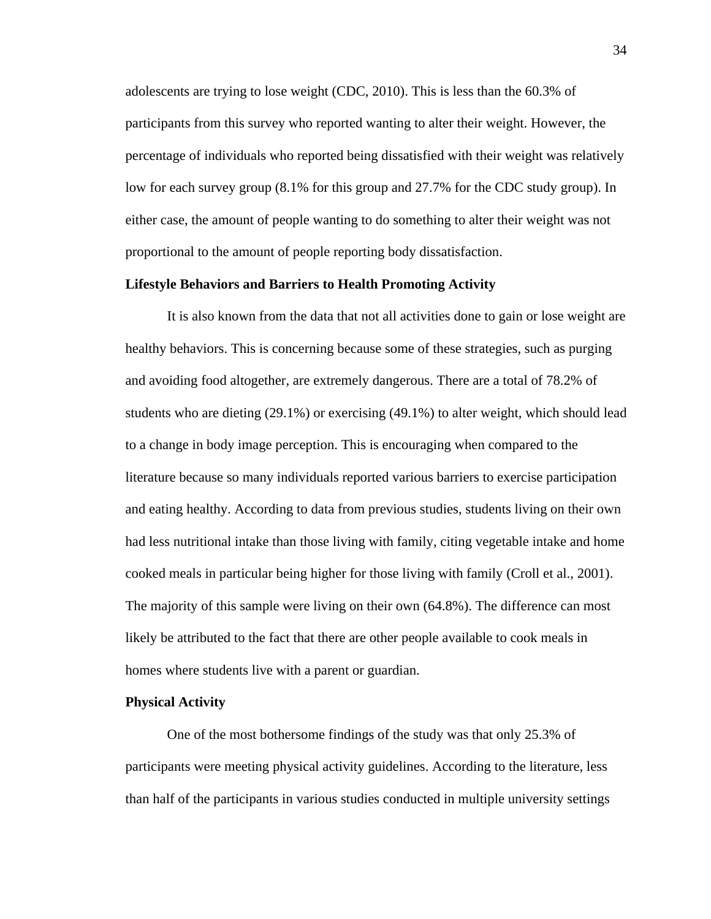adolescents are trying to lose weight (CDC, 2010). This is less than the 60.3% of participants from this survey who reported wanting to alter their weight. However, the percentage of individuals who reported being dissatisfied with their weight was relatively low for each survey group (8.1% for this group and 27.7% for the CDC study group). In either case, the amount of people wanting to do something to alter their weight was not proportional to the amount of people reporting body dissatisfaction.

**Lifestyle Behaviors and Barriers to Health Promoting Activity**

It is also known from the data that not all activities done to gain or lose weight are healthy behaviors. This is concerning because some of these strategies, such as purging and avoiding food altogether, are extremely dangerous. There are a total of 78.2% of students who are dieting (29.1%) or exercising (49.1%) to alter weight, which should lead to a change in body image perception. This is encouraging when compared to the literature because so many individuals reported various barriers to exercise participation and eating healthy. According to data from previous studies, students living on their own had less nutritional intake than those living with family, citing vegetable intake and home cooked meals in particular being higher for those living with family (Croll et al., 2001). The majority of this sample were living on their own (64.8%). The difference can most likely be attributed to the fact that there are other people available to cook meals in homes where students live with a parent or guardian.

**Physical Activity**

One of the most bothersome findings of the study was that only 25.3% of participants were meeting physical activity guidelines. According to the literature, less than half of the participants in various studies conducted in multiple university settings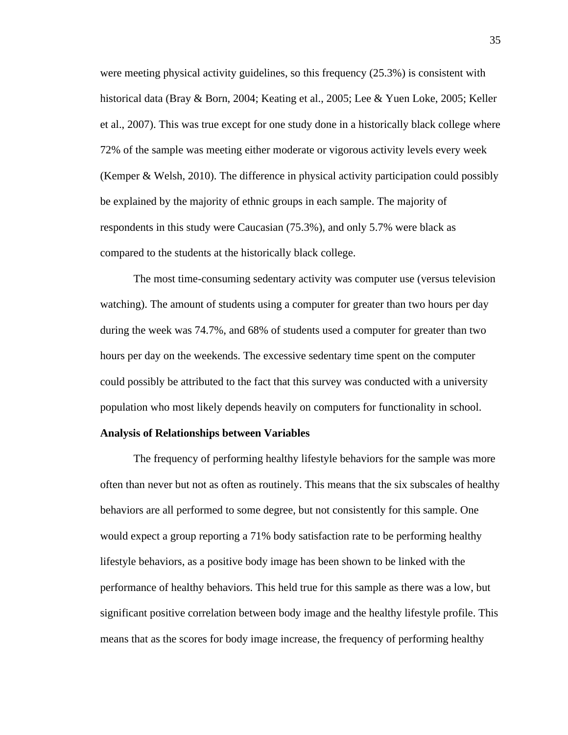were meeting physical activity guidelines, so this frequency (25.3%) is consistent with historical data (Bray & Born, 2004; Keating et al., 2005; Lee & Yuen Loke, 2005; Keller et al., 2007). This was true except for one study done in a historically black college where 72% of the sample was meeting either moderate or vigorous activity levels every week (Kemper & Welsh, 2010). The difference in physical activity participation could possibly be explained by the majority of ethnic groups in each sample. The majority of respondents in this study were Caucasian (75.3%), and only 5.7% were black as compared to the students at the historically black college.

The most time-consuming sedentary activity was computer use (versus television watching). The amount of students using a computer for greater than two hours per day during the week was 74.7%, and 68% of students used a computer for greater than two hours per day on the weekends. The excessive sedentary time spent on the computer could possibly be attributed to the fact that this survey was conducted with a university population who most likely depends heavily on computers for functionality in school.

**Analysis of Relationships between Variables**

The frequency of performing healthy lifestyle behaviors for the sample was more often than never but not as often as routinely. This means that the six subscales of healthy behaviors are all performed to some degree, but not consistently for this sample. One would expect a group reporting a 71% body satisfaction rate to be performing healthy lifestyle behaviors, as a positive body image has been shown to be linked with the performance of healthy behaviors. This held true for this sample as there was a low, but significant positive correlation between body image and the healthy lifestyle profile. This means that as the scores for body image increase, the frequency of performing healthy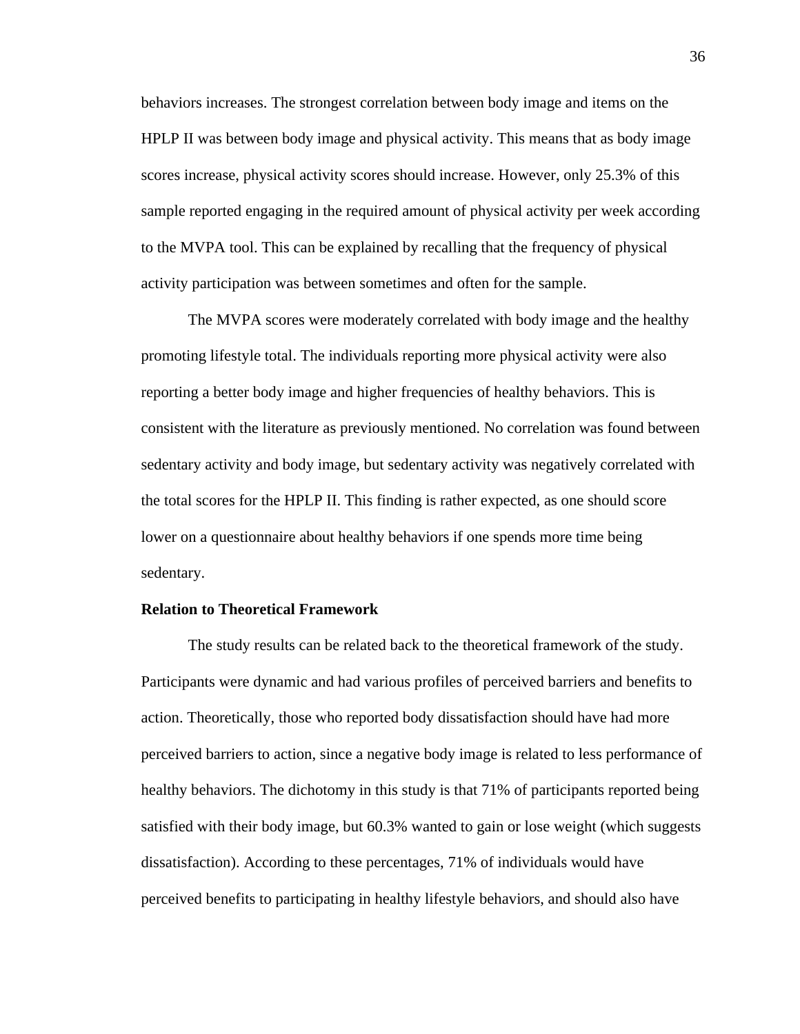behaviors increases. The strongest correlation between body image and items on the HPLP II was between body image and physical activity. This means that as body image scores increase, physical activity scores should increase. However, only 25.3% of this sample reported engaging in the required amount of physical activity per week according to the MVPA tool. This can be explained by recalling that the frequency of physical activity participation was between sometimes and often for the sample.

The MVPA scores were moderately correlated with body image and the healthy promoting lifestyle total. The individuals reporting more physical activity were also reporting a better body image and higher frequencies of healthy behaviors. This is consistent with the literature as previously mentioned. No correlation was found between sedentary activity and body image, but sedentary activity was negatively correlated with the total scores for the HPLP II. This finding is rather expected, as one should score lower on a questionnaire about healthy behaviors if one spends more time being sedentary.

**Relation to Theoretical Framework**

The study results can be related back to the theoretical framework of the study. Participants were dynamic and had various profiles of perceived barriers and benefits to action. Theoretically, those who reported body dissatisfaction should have had more perceived barriers to action, since a negative body image is related to less performance of healthy behaviors. The dichotomy in this study is that 71% of participants reported being satisfied with their body image, but 60.3% wanted to gain or lose weight (which suggests dissatisfaction). According to these percentages, 71% of individuals would have perceived benefits to participating in healthy lifestyle behaviors, and should also have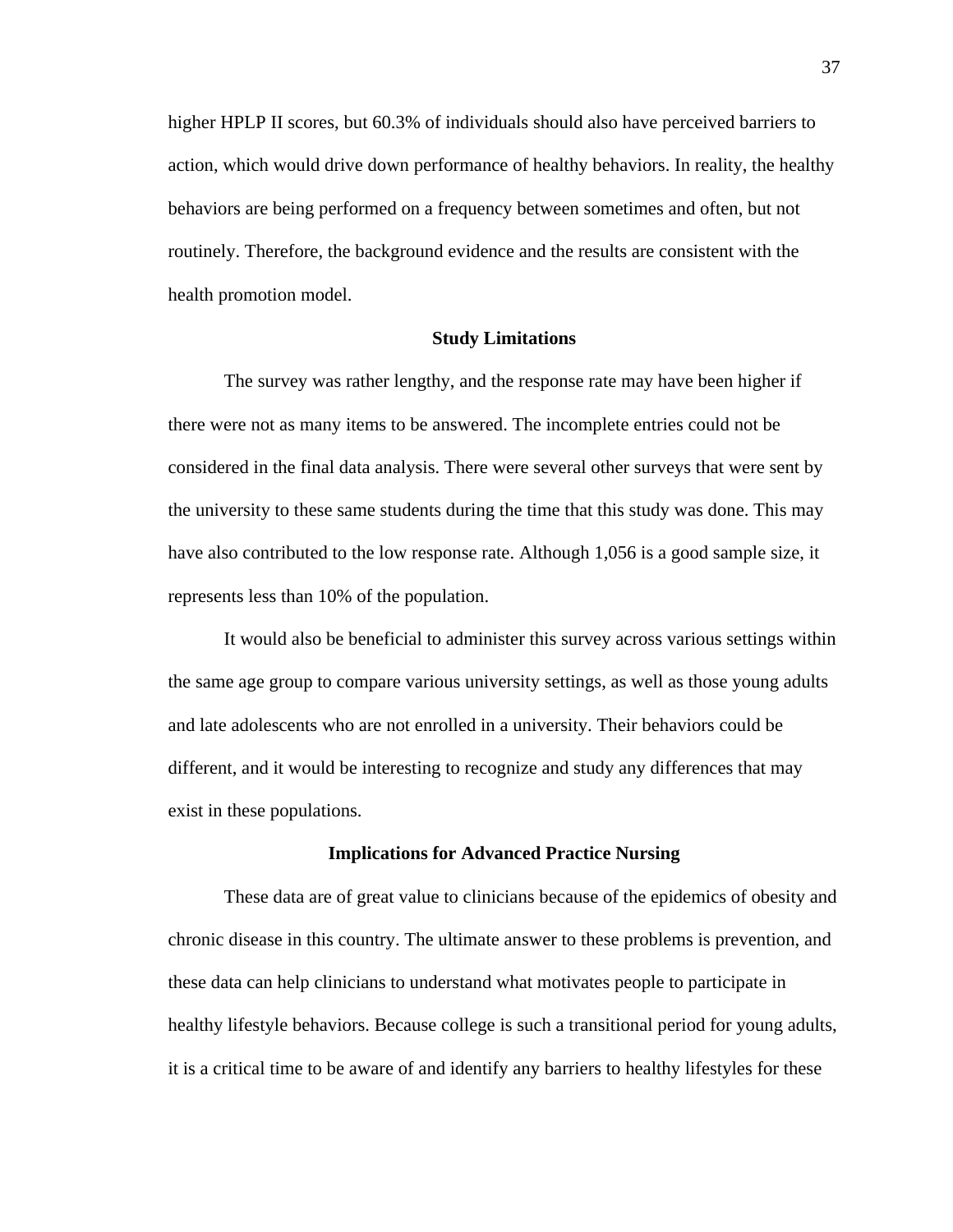higher HPLP II scores, but 60.3% of individuals should also have perceived barriers to action, which would drive down performance of healthy behaviors. In reality, the healthy behaviors are being performed on a frequency between sometimes and often, but not routinely. Therefore, the background evidence and the results are consistent with the health promotion model.

## Study Limitations

The survey was rather lengthy, and the response rate may have been higher if there were not as many items to be answered. The incomplete entries could not be considered in the final data analysis. There were several other surveys that were sent by the university to these same students during the time that this study was done. This may have also contributed to the low response rate. Although 1,056 is a good sample size, it represents less than 10% of the population.

It would also be beneficial to administer this survey across various settings within the same age group to compare various university settings, as well as those young adults and late adolescents who are not enrolled in a university. Their behaviors could be different, and it would be interesting to recognize and study any differences that may exist in these populations.

## Implications for Advanced Practice Nursing

These data are of great value to clinicians because of the epidemics of obesity and chronic disease in this country. The ultimate answer to these problems is prevention, and these data can help clinicians to understand what motivates people to participate in healthy lifestyle behaviors. Because college is such a transitional period for young adults, it is a critical time to be aware of and identify any barriers to healthy lifestyles for these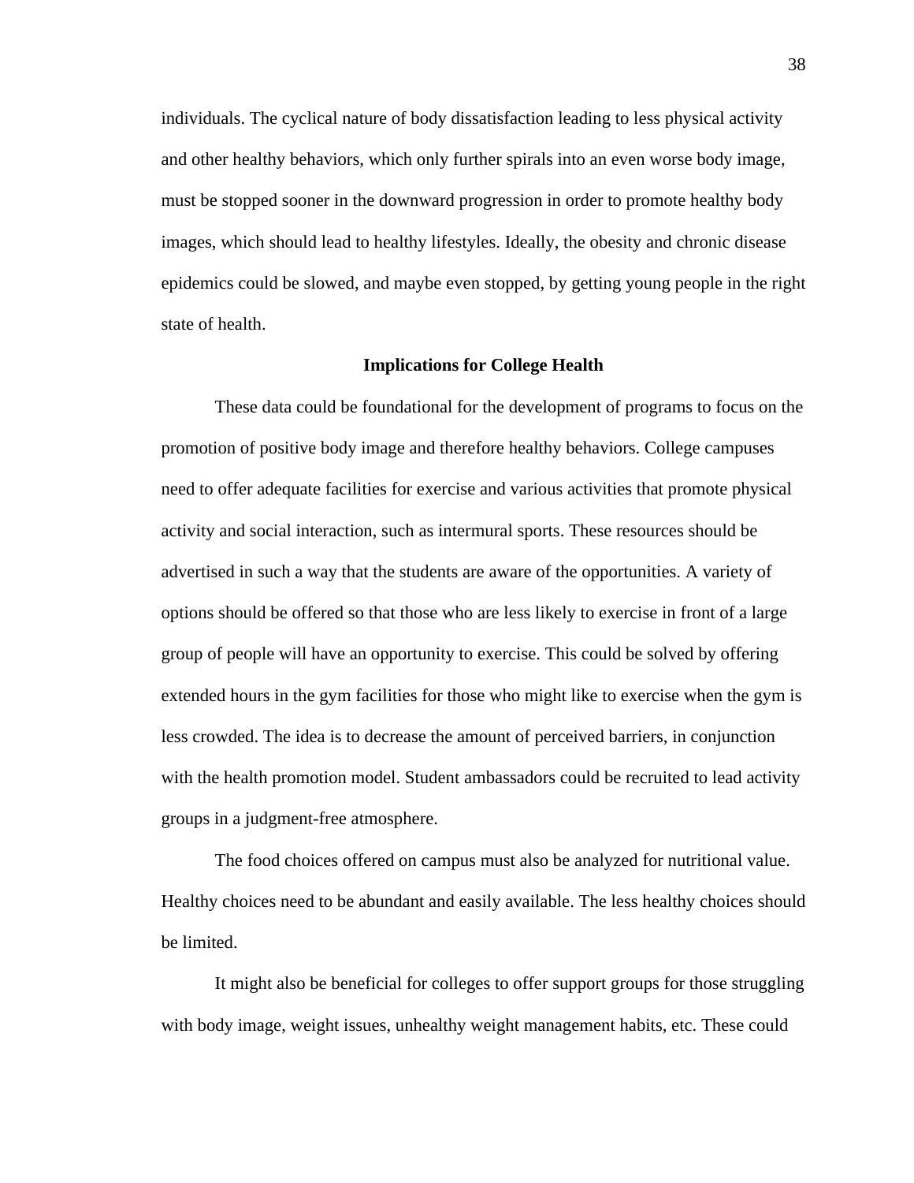individuals. The cyclical nature of body dissatisfaction leading to less physical activity and other healthy behaviors, which only further spirals into an even worse body image, must be stopped sooner in the downward progression in order to promote healthy body images, which should lead to healthy lifestyles. Ideally, the obesity and chronic disease epidemics could be slowed, and maybe even stopped, by getting young people in the right state of health.

## Implications for College Health

These data could be foundational for the development of programs to focus on the promotion of positive body image and therefore healthy behaviors. College campuses need to offer adequate facilities for exercise and various activities that promote physical activity and social interaction, such as intermural sports. These resources should be advertised in such a way that the students are aware of the opportunities. A variety of options should be offered so that those who are less likely to exercise in front of a large group of people will have an opportunity to exercise. This could be solved by offering extended hours in the gym facilities for those who might like to exercise when the gym is less crowded. The idea is to decrease the amount of perceived barriers, in conjunction with the health promotion model. Student ambassadors could be recruited to lead activity groups in a judgment-free atmosphere.

The food choices offered on campus must also be analyzed for nutritional value. Healthy choices need to be abundant and easily available. The less healthy choices should be limited.

It might also be beneficial for colleges to offer support groups for those struggling with body image, weight issues, unhealthy weight management habits, etc. These could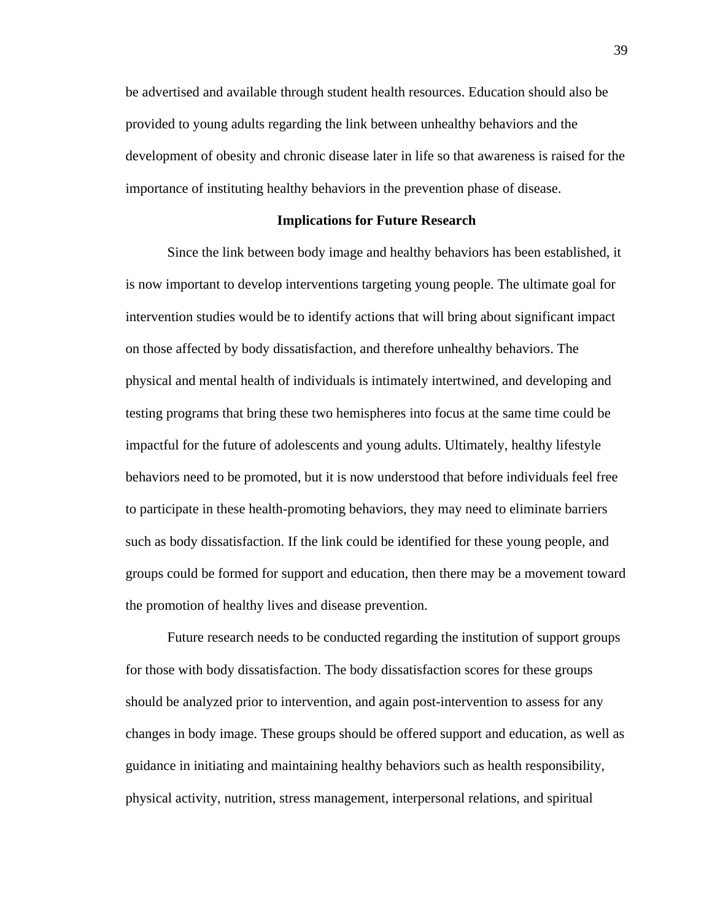be advertised and available through student health resources. Education should also be provided to young adults regarding the link between unhealthy behaviors and the development of obesity and chronic disease later in life so that awareness is raised for the importance of instituting healthy behaviors in the prevention phase of disease.

## Implications for Future Research

Since the link between body image and healthy behaviors has been established, it is now important to develop interventions targeting young people. The ultimate goal for intervention studies would be to identify actions that will bring about significant impact on those affected by body dissatisfaction, and therefore unhealthy behaviors. The physical and mental health of individuals is intimately intertwined, and developing and testing programs that bring these two hemispheres into focus at the same time could be impactful for the future of adolescents and young adults. Ultimately, healthy lifestyle behaviors need to be promoted, but it is now understood that before individuals feel free to participate in these health-promoting behaviors, they may need to eliminate barriers such as body dissatisfaction. If the link could be identified for these young people, and groups could be formed for support and education, then there may be a movement toward the promotion of healthy lives and disease prevention.

Future research needs to be conducted regarding the institution of support groups for those with body dissatisfaction. The body dissatisfaction scores for these groups should be analyzed prior to intervention, and again post-intervention to assess for any changes in body image. These groups should be offered support and education, as well as guidance in initiating and maintaining healthy behaviors such as health responsibility, physical activity, nutrition, stress management, interpersonal relations, and spiritual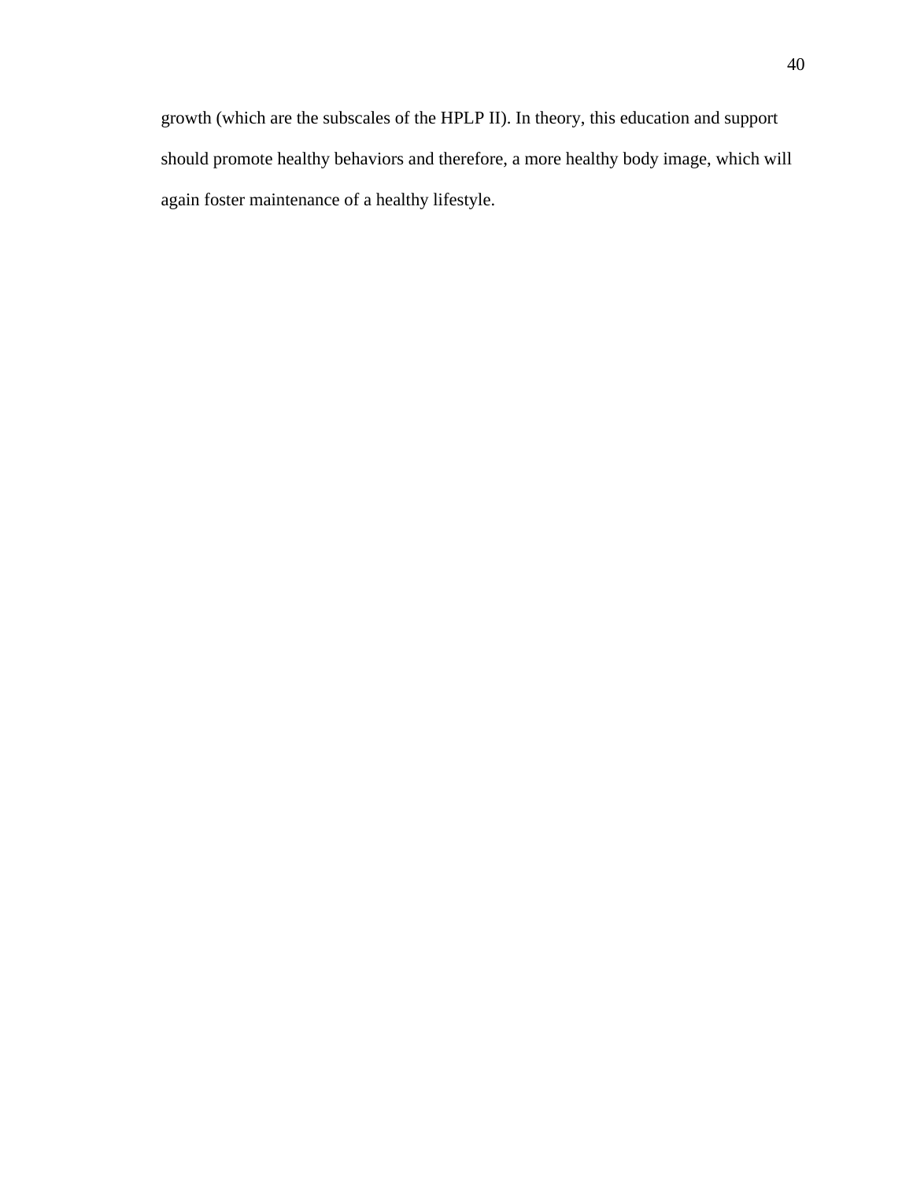growth (which are the subscales of the HPLP II). In theory, this education and support should promote healthy behaviors and therefore, a more healthy body image, which will again foster maintenance of a healthy lifestyle.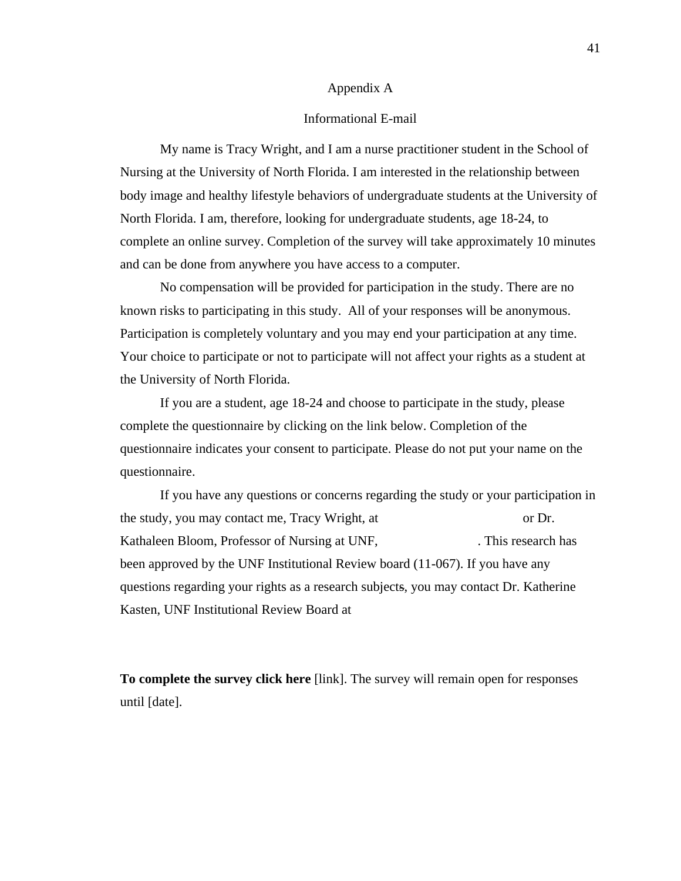# Appendix A

## Informational E-mail

My name is Tracy Wright, and I am a nurse practitioner student in the School of Nursing at the University of North Florida. I am interested in the relationship between body image and healthy lifestyle behaviors of undergraduate students at the University of North Florida. I am, therefore, looking for undergraduate students, age 18-24, to complete an online survey. Completion of the survey will take approximately 10 minutes and can be done from anywhere you have access to a computer.

No compensation will be provided for participation in the study. There are no known risks to participating in this study. All of your responses will be anonymous. Participation is completely voluntary and you may end your participation at any time. Your choice to participate or not to participate will not affect your rights as a student at the University of North Florida.

If you are a student, age 18-24 and choose to participate in the study, please complete the questionnaire by clicking on the link below. Completion of the questionnaire indicates your consent to participate. Please do not put your name on the questionnaire.

If you have any questions or concerns regarding the study or your participation in the study, you may contact me, Tracy Wright, at or Dr. Kathaleen Bloom, Professor of Nursing at UNF, . This research has been approved by the UNF Institutional Review board (11-067). If you have any questions regarding your rights as a research subjects, you may contact Dr. Katherine Kasten, UNF Institutional Review Board at

**To complete the survey click here** [link]. The survey will remain open for responses until [date].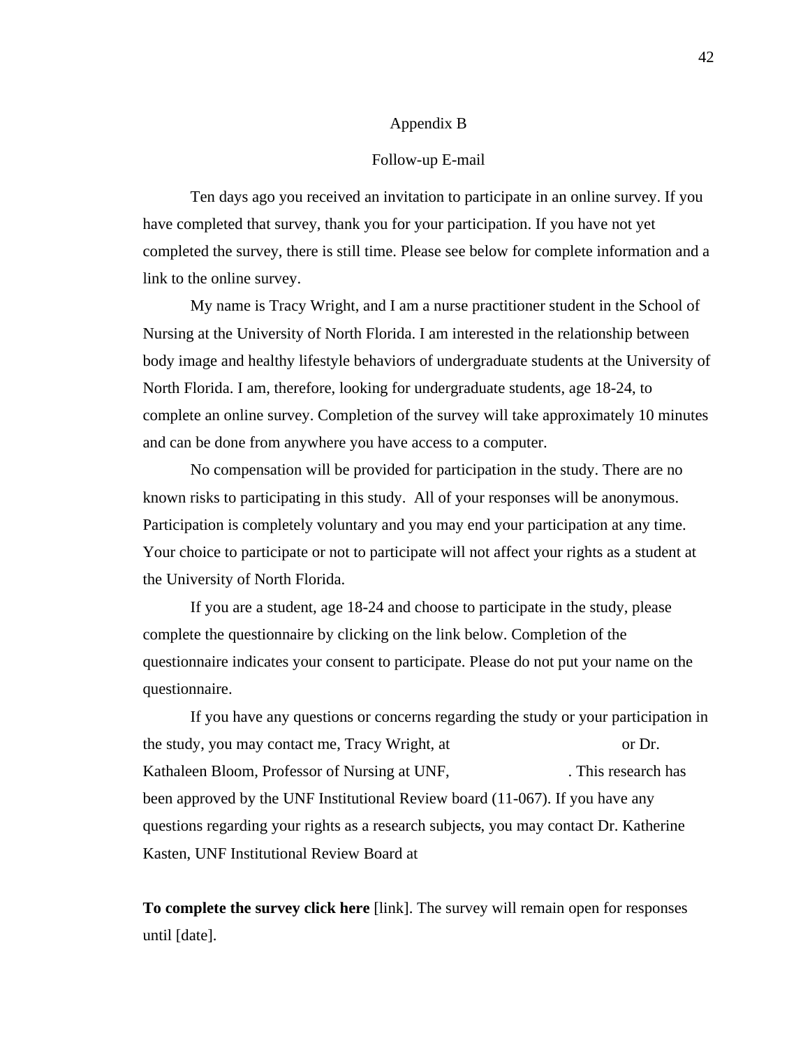# Appendix B

## Follow-up E-mail

Ten days ago you received an invitation to participate in an online survey. If you have completed that survey, thank you for your participation. If you have not yet completed the survey, there is still time. Please see below for complete information and a link to the online survey.

My name is Tracy Wright, and I am a nurse practitioner student in the School of Nursing at the University of North Florida. I am interested in the relationship between body image and healthy lifestyle behaviors of undergraduate students at the University of North Florida. I am, therefore, looking for undergraduate students, age 18-24, to complete an online survey. Completion of the survey will take approximately 10 minutes and can be done from anywhere you have access to a computer.

No compensation will be provided for participation in the study. There are no known risks to participating in this study. All of your responses will be anonymous. Participation is completely voluntary and you may end your participation at any time. Your choice to participate or not to participate will not affect your rights as a student at the University of North Florida.

If you are a student, age 18-24 and choose to participate in the study, please complete the questionnaire by clicking on the link below. Completion of the questionnaire indicates your consent to participate. Please do not put your name on the questionnaire.

If you have any questions or concerns regarding the study or your participation in the study, you may contact me, Tracy Wright, at or Dr. Kathaleen Bloom, Professor of Nursing at UNF, . This research has been approved by the UNF Institutional Review board (11-067). If you have any questions regarding your rights as a research subjects, you may contact Dr. Katherine Kasten, UNF Institutional Review Board at

**To complete the survey click here** [link]. The survey will remain open for responses until [date].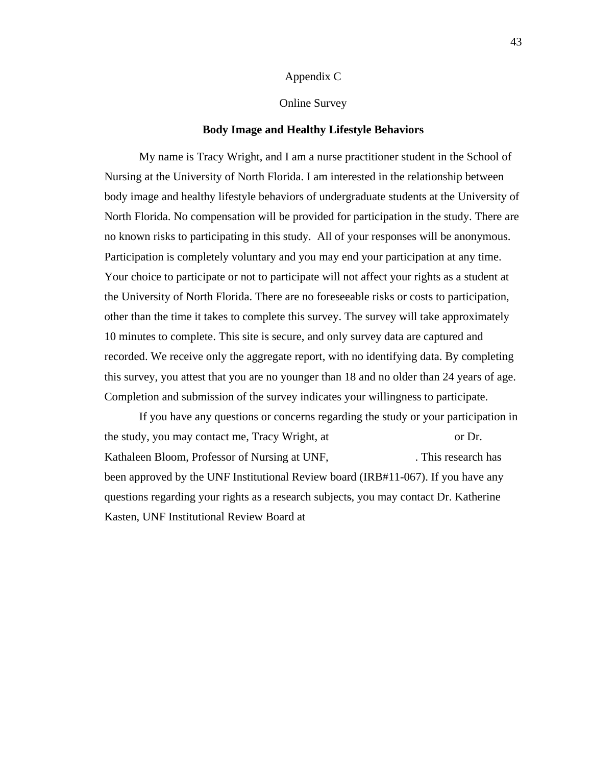Appendix C

Online Survey

**Body Image and Healthy Lifestyle Behaviors**

My name is Tracy Wright, and I am a nurse practitioner student in the School of Nursing at the University of North Florida. I am interested in the relationship between body image and healthy lifestyle behaviors of undergraduate students at the University of North Florida. No compensation will be provided for participation in the study. There are no known risks to participating in this study. All of your responses will be anonymous. Participation is completely voluntary and you may end your participation at any time. Your choice to participate or not to participate will not affect your rights as a student at the University of North Florida. There are no foreseeable risks or costs to participation, other than the time it takes to complete this survey. The survey will take approximately 10 minutes to complete. This site is secure, and only survey data are captured and recorded. We receive only the aggregate report, with no identifying data. By completing this survey, you attest that you are no younger than 18 and no older than 24 years of age. Completion and submission of the survey indicates your willingness to participate.

If you have any questions or concerns regarding the study or your participation in the study, you may contact me, Tracy Wright, at or Dr. Kathaleen Bloom, Professor of Nursing at UNF, . This research has been approved by the UNF Institutional Review board (IRB#11-067). If you have any questions regarding your rights as a research subjects, you may contact Dr. Katherine Kasten, UNF Institutional Review Board at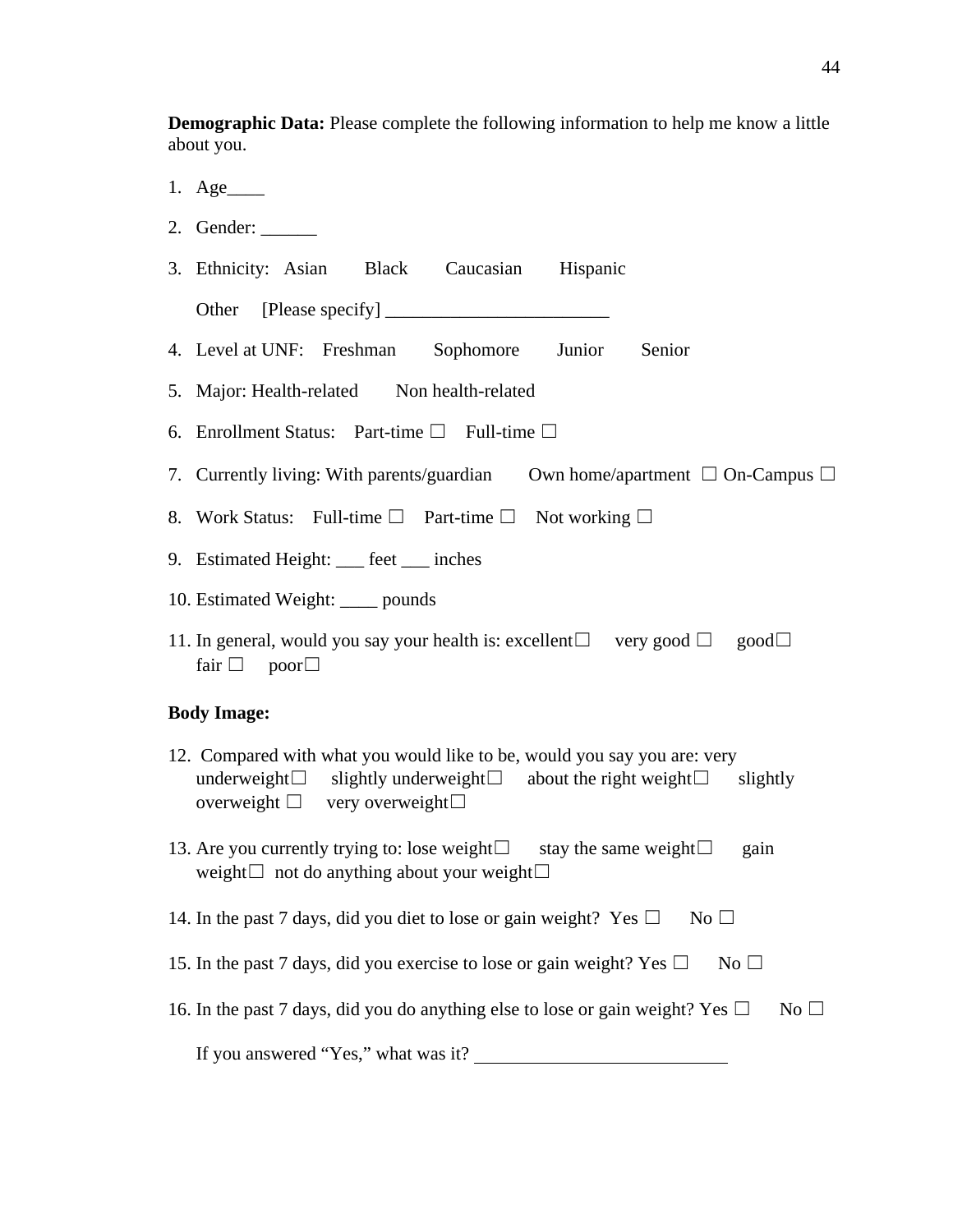**Demographic Data:** Please complete the following information to help me know a little about you.

1. Age____
2. Gender: ______
3. Ethnicity: Asian Black Caucasian Hispanic

   Other [Please specify] ________________________
4. Level at UNF: Freshman Sophomore Junior Senior
5. Major: Health-related Non health-related
6. Enrollment Status: Part-time ☐ Full-time ☐
7. Currently living: With parents/guardian Own home/apartment ☐ On-Campus ☐
8. Work Status: Full-time ☐ Part-time ☐ Not working ☐
9. Estimated Height: ___ feet ___ inches
10. Estimated Weight: ____ pounds
11. In general, would you say your health is: excellent☐ very good ☐ good☐ fair ☐ poor☐

**Body Image:**

12. Compared with what you would like to be, would you say you are: very underweight☐ slightly underweight☐ about the right weight☐ slightly overweight ☐ very overweight☐
13. Are you currently trying to: lose weight☐ stay the same weight☐ gain weight☐ not do anything about your weight☐
14. In the past 7 days, did you diet to lose or gain weight? Yes ☐ No ☐
15. In the past 7 days, did you exercise to lose or gain weight? Yes ☐ No ☐
16. In the past 7 days, did you do anything else to lose or gain weight? Yes ☐ No ☐

    If you answered "Yes," what was it? ___________________________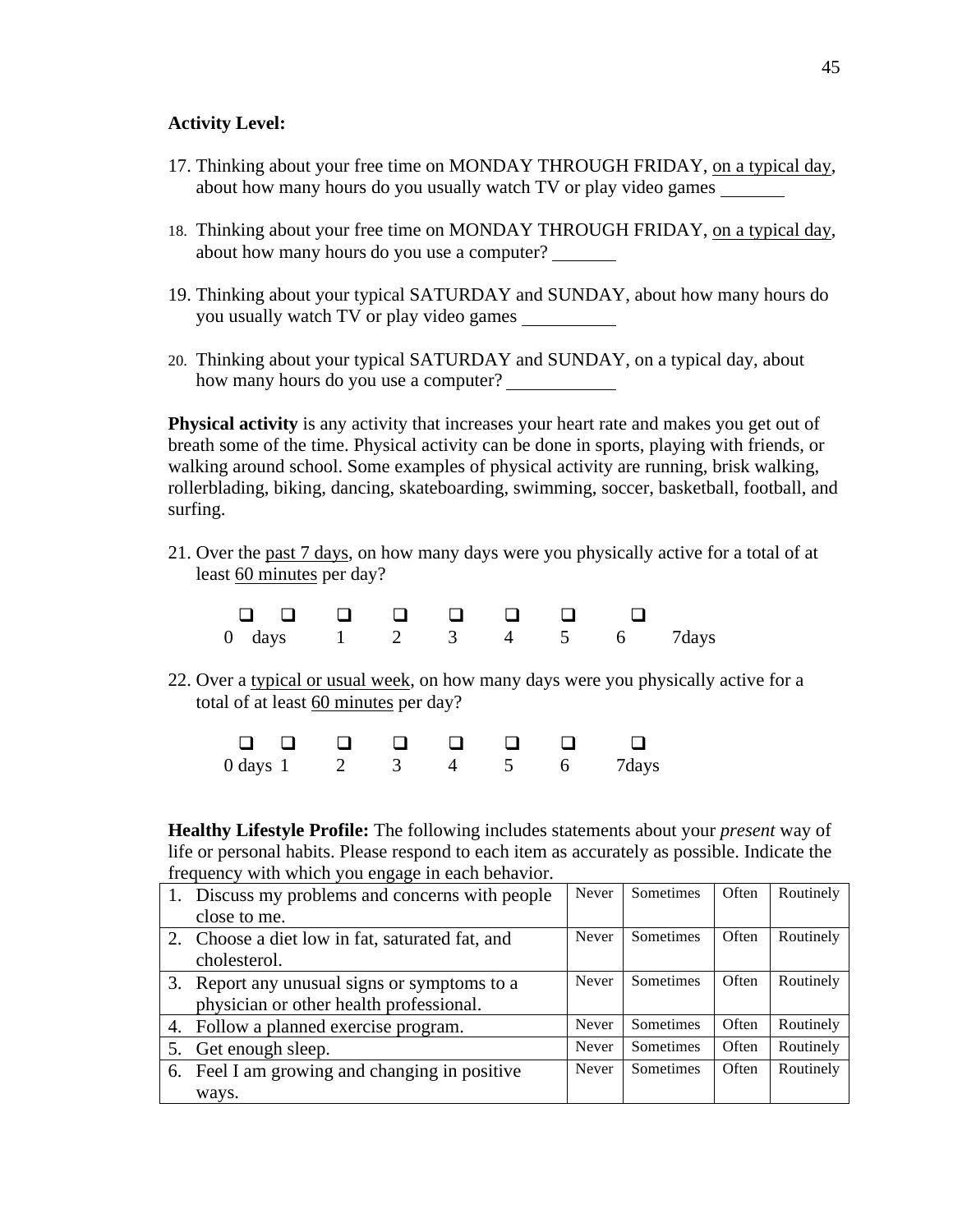**Activity Level:**

17. Thinking about your free time on MONDAY THROUGH FRIDAY, <u>on a typical day</u>, about how many hours do you usually watch TV or play video games _______

18. Thinking about your free time on MONDAY THROUGH FRIDAY, <u>on a typical day</u>, about how many hours do you use a computer? _______

19. Thinking about your typical SATURDAY and SUNDAY, about how many hours do you usually watch TV or play video games __________

20. Thinking about your typical SATURDAY and SUNDAY, on a typical day, about how many hours do you use a computer? ___________

**Physical activity** is any activity that increases your heart rate and makes you get out of breath some of the time. Physical activity can be done in sports, playing with friends, or walking around school. Some examples of physical activity are running, brisk walking, rollerblading, biking, dancing, skateboarding, swimming, soccer, basketball, football, and surfing.

21. Over the <u>past 7 days</u>, on how many days were you physically active for a total of at least <u>60 minutes</u> per day?

❑ ❑ ❑ ❑ ❑ ❑ ❑ ❑
0 days 1 2 3 4 5 6 7days

22. Over a <u>typical or usual week</u>, on how many days were you physically active for a total of at least <u>60 minutes</u> per day?

❑ ❑ ❑ ❑ ❑ ❑ ❑ ❑
0 days 1 2 3 4 5 6 7days

**Healthy Lifestyle Profile:** The following includes statements about your *present* way of life or personal habits. Please respond to each item as accurately as possible. Indicate the frequency with which you engage in each behavior.

| | | | | |
|---|---|---|---|---|
| 1. Discuss my problems and concerns with people close to me. | Never | Sometimes | Often | Routinely |
| 2. Choose a diet low in fat, saturated fat, and cholesterol. | Never | Sometimes | Often | Routinely |
| 3. Report any unusual signs or symptoms to a physician or other health professional. | Never | Sometimes | Often | Routinely |
| 4. Follow a planned exercise program. | Never | Sometimes | Often | Routinely |
| 5. Get enough sleep. | Never | Sometimes | Often | Routinely |
| 6. Feel I am growing and changing in positive ways. | Never | Sometimes | Often | Routinely |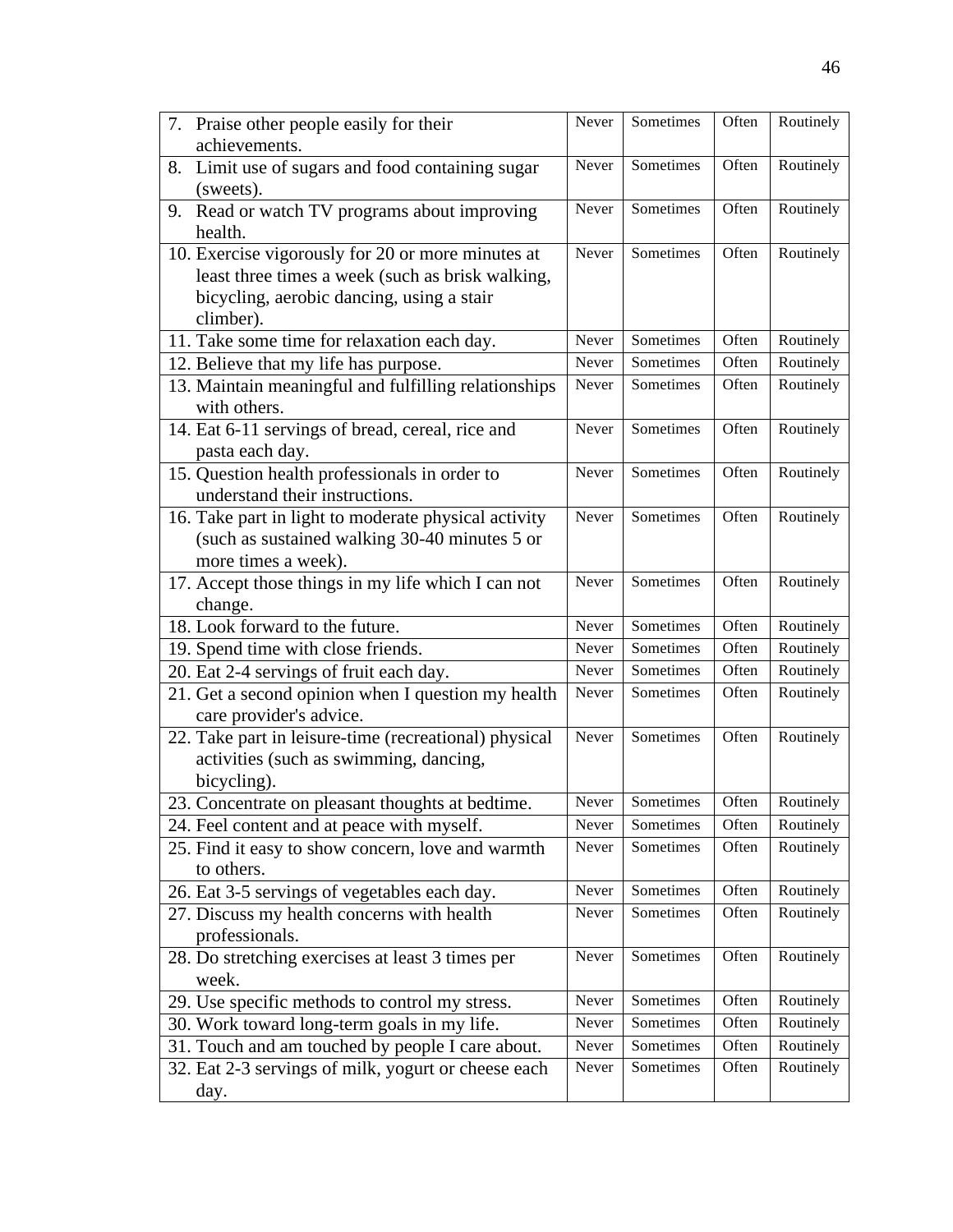| | | | | |
|---|---|---|---|---|
| 7. Praise other people easily for their achievements. | Never | Sometimes | Often | Routinely |
| 8. Limit use of sugars and food containing sugar (sweets). | Never | Sometimes | Often | Routinely |
| 9. Read or watch TV programs about improving health. | Never | Sometimes | Often | Routinely |
| 10. Exercise vigorously for 20 or more minutes at least three times a week (such as brisk walking, bicycling, aerobic dancing, using a stair climber). | Never | Sometimes | Often | Routinely |
| 11. Take some time for relaxation each day. | Never | Sometimes | Often | Routinely |
| 12. Believe that my life has purpose. | Never | Sometimes | Often | Routinely |
| 13. Maintain meaningful and fulfilling relationships with others. | Never | Sometimes | Often | Routinely |
| 14. Eat 6-11 servings of bread, cereal, rice and pasta each day. | Never | Sometimes | Often | Routinely |
| 15. Question health professionals in order to understand their instructions. | Never | Sometimes | Often | Routinely |
| 16. Take part in light to moderate physical activity (such as sustained walking 30-40 minutes 5 or more times a week). | Never | Sometimes | Often | Routinely |
| 17. Accept those things in my life which I can not change. | Never | Sometimes | Often | Routinely |
| 18. Look forward to the future. | Never | Sometimes | Often | Routinely |
| 19. Spend time with close friends. | Never | Sometimes | Often | Routinely |
| 20. Eat 2-4 servings of fruit each day. | Never | Sometimes | Often | Routinely |
| 21. Get a second opinion when I question my health care provider's advice. | Never | Sometimes | Often | Routinely |
| 22. Take part in leisure-time (recreational) physical activities (such as swimming, dancing, bicycling). | Never | Sometimes | Often | Routinely |
| 23. Concentrate on pleasant thoughts at bedtime. | Never | Sometimes | Often | Routinely |
| 24. Feel content and at peace with myself. | Never | Sometimes | Often | Routinely |
| 25. Find it easy to show concern, love and warmth to others. | Never | Sometimes | Often | Routinely |
| 26. Eat 3-5 servings of vegetables each day. | Never | Sometimes | Often | Routinely |
| 27. Discuss my health concerns with health professionals. | Never | Sometimes | Often | Routinely |
| 28. Do stretching exercises at least 3 times per week. | Never | Sometimes | Often | Routinely |
| 29. Use specific methods to control my stress. | Never | Sometimes | Often | Routinely |
| 30. Work toward long-term goals in my life. | Never | Sometimes | Often | Routinely |
| 31. Touch and am touched by people I care about. | Never | Sometimes | Often | Routinely |
| 32. Eat 2-3 servings of milk, yogurt or cheese each day. | Never | Sometimes | Often | Routinely |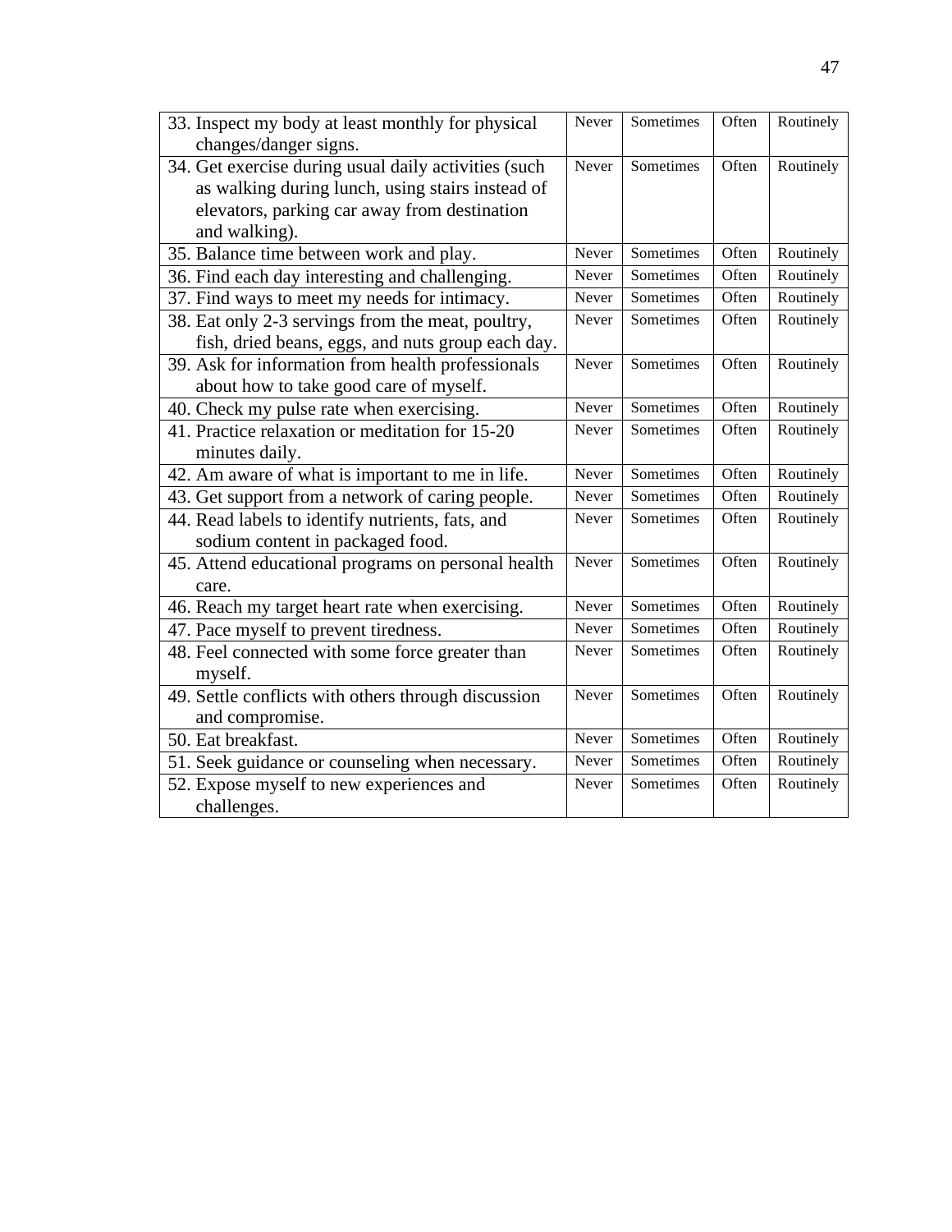| | | | | |
|---|---|---|---|---|
| 33. Inspect my body at least monthly for physical changes/danger signs. | Never | Sometimes | Often | Routinely |
| 34. Get exercise during usual daily activities (such as walking during lunch, using stairs instead of elevators, parking car away from destination and walking). | Never | Sometimes | Often | Routinely |
| 35. Balance time between work and play. | Never | Sometimes | Often | Routinely |
| 36. Find each day interesting and challenging. | Never | Sometimes | Often | Routinely |
| 37. Find ways to meet my needs for intimacy. | Never | Sometimes | Often | Routinely |
| 38. Eat only 2-3 servings from the meat, poultry, fish, dried beans, eggs, and nuts group each day. | Never | Sometimes | Often | Routinely |
| 39. Ask for information from health professionals about how to take good care of myself. | Never | Sometimes | Often | Routinely |
| 40. Check my pulse rate when exercising. | Never | Sometimes | Often | Routinely |
| 41. Practice relaxation or meditation for 15-20 minutes daily. | Never | Sometimes | Often | Routinely |
| 42. Am aware of what is important to me in life. | Never | Sometimes | Often | Routinely |
| 43. Get support from a network of caring people. | Never | Sometimes | Often | Routinely |
| 44. Read labels to identify nutrients, fats, and sodium content in packaged food. | Never | Sometimes | Often | Routinely |
| 45. Attend educational programs on personal health care. | Never | Sometimes | Often | Routinely |
| 46. Reach my target heart rate when exercising. | Never | Sometimes | Often | Routinely |
| 47. Pace myself to prevent tiredness. | Never | Sometimes | Often | Routinely |
| 48. Feel connected with some force greater than myself. | Never | Sometimes | Often | Routinely |
| 49. Settle conflicts with others through discussion and compromise. | Never | Sometimes | Often | Routinely |
| 50. Eat breakfast. | Never | Sometimes | Often | Routinely |
| 51. Seek guidance or counseling when necessary. | Never | Sometimes | Often | Routinely |
| 52. Expose myself to new experiences and challenges. | Never | Sometimes | Often | Routinely |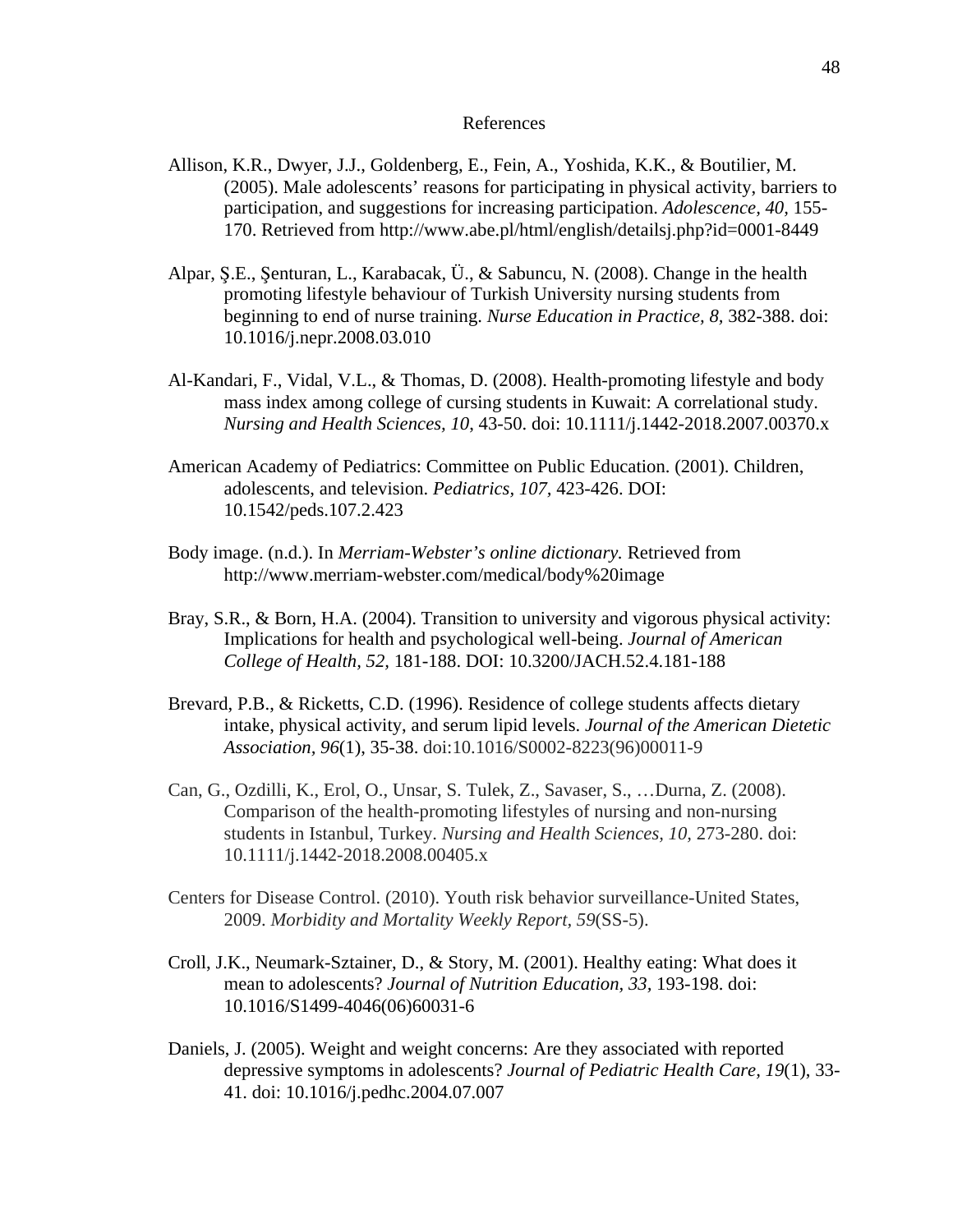# References

Allison, K.R., Dwyer, J.J., Goldenberg, E., Fein, A., Yoshida, K.K., & Boutilier, M. (2005). Male adolescents' reasons for participating in physical activity, barriers to participation, and suggestions for increasing participation. *Adolescence, 40,* 155-170. Retrieved from http://www.abe.pl/html/english/detailsj.php?id=0001-8449

Alpar, Ş.E., Şenturan, L., Karabacak, Ü., & Sabuncu, N. (2008). Change in the health promoting lifestyle behaviour of Turkish University nursing students from beginning to end of nurse training. *Nurse Education in Practice, 8,* 382-388. doi: 10.1016/j.nepr.2008.03.010

Al-Kandari, F., Vidal, V.L., & Thomas, D. (2008). Health-promoting lifestyle and body mass index among college of cursing students in Kuwait: A correlational study. *Nursing and Health Sciences, 10,* 43-50. doi: 10.1111/j.1442-2018.2007.00370.x

American Academy of Pediatrics: Committee on Public Education. (2001). Children, adolescents, and television. *Pediatrics, 107,* 423-426. DOI: 10.1542/peds.107.2.423

Body image. (n.d.). In *Merriam-Webster's online dictionary.* Retrieved from http://www.merriam-webster.com/medical/body%20image

Bray, S.R., & Born, H.A. (2004). Transition to university and vigorous physical activity: Implications for health and psychological well-being. *Journal of American College of Health, 52,* 181-188. DOI: 10.3200/JACH.52.4.181-188

Brevard, P.B., & Ricketts, C.D. (1996). Residence of college students affects dietary intake, physical activity, and serum lipid levels. *Journal of the American Dietetic Association, 96*(1), 35-38. doi:10.1016/S0002-8223(96)00011-9

Can, G., Ozdilli, K., Erol, O., Unsar, S. Tulek, Z., Savaser, S., …Durna, Z. (2008). Comparison of the health-promoting lifestyles of nursing and non-nursing students in Istanbul, Turkey. *Nursing and Health Sciences, 10,* 273-280. doi: 10.1111/j.1442-2018.2008.00405.x

Centers for Disease Control. (2010). Youth risk behavior surveillance-United States, 2009. *Morbidity and Mortality Weekly Report, 59*(SS-5).

Croll, J.K., Neumark-Sztainer, D., & Story, M. (2001). Healthy eating: What does it mean to adolescents? *Journal of Nutrition Education, 33,* 193-198. doi: 10.1016/S1499-4046(06)60031-6

Daniels, J. (2005). Weight and weight concerns: Are they associated with reported depressive symptoms in adolescents? *Journal of Pediatric Health Care, 19*(1), 33-41. doi: 10.1016/j.pedhc.2004.07.007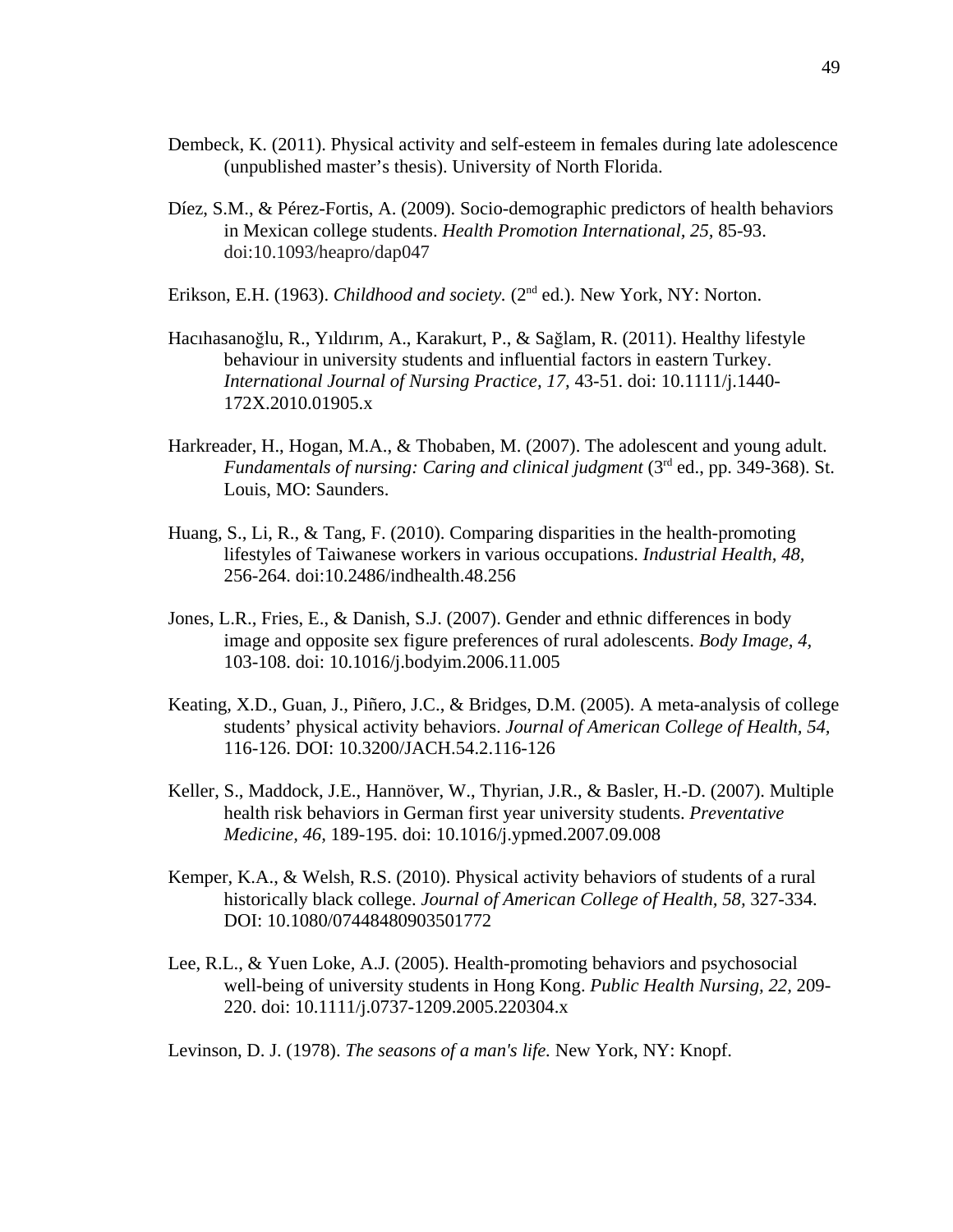Dembeck, K. (2011). Physical activity and self-esteem in females during late adolescence (unpublished master's thesis). University of North Florida.

Díez, S.M., & Pérez-Fortis, A. (2009). Socio-demographic predictors of health behaviors in Mexican college students. *Health Promotion International, 25,* 85-93. doi:10.1093/heapro/dap047

Erikson, E.H. (1963). *Childhood and society.* (2nd ed.). New York, NY: Norton.

Hacıhasanoğlu, R., Yıldırım, A., Karakurt, P., & Sağlam, R. (2011). Healthy lifestyle behaviour in university students and influential factors in eastern Turkey. *International Journal of Nursing Practice, 17,* 43-51. doi: 10.1111/j.1440-172X.2010.01905.x

Harkreader, H., Hogan, M.A., & Thobaben, M. (2007). The adolescent and young adult. *Fundamentals of nursing: Caring and clinical judgment* (3rd ed., pp. 349-368). St. Louis, MO: Saunders.

Huang, S., Li, R., & Tang, F. (2010). Comparing disparities in the health-promoting lifestyles of Taiwanese workers in various occupations. *Industrial Health, 48,* 256-264. doi:10.2486/indhealth.48.256

Jones, L.R., Fries, E., & Danish, S.J. (2007). Gender and ethnic differences in body image and opposite sex figure preferences of rural adolescents. *Body Image, 4,* 103-108. doi: 10.1016/j.bodyim.2006.11.005

Keating, X.D., Guan, J., Piñero, J.C., & Bridges, D.M. (2005). A meta-analysis of college students' physical activity behaviors. *Journal of American College of Health, 54,* 116-126. DOI: 10.3200/JACH.54.2.116-126

Keller, S., Maddock, J.E., Hannöver, W., Thyrian, J.R., & Basler, H.-D. (2007). Multiple health risk behaviors in German first year university students. *Preventative Medicine, 46,* 189-195. doi: 10.1016/j.ypmed.2007.09.008

Kemper, K.A., & Welsh, R.S. (2010). Physical activity behaviors of students of a rural historically black college. *Journal of American College of Health, 58,* 327-334. DOI: 10.1080/07448480903501772

Lee, R.L., & Yuen Loke, A.J. (2005). Health-promoting behaviors and psychosocial well-being of university students in Hong Kong. *Public Health Nursing, 22,* 209-220. doi: 10.1111/j.0737-1209.2005.220304.x

Levinson, D. J. (1978). *The seasons of a man's life.* New York, NY: Knopf.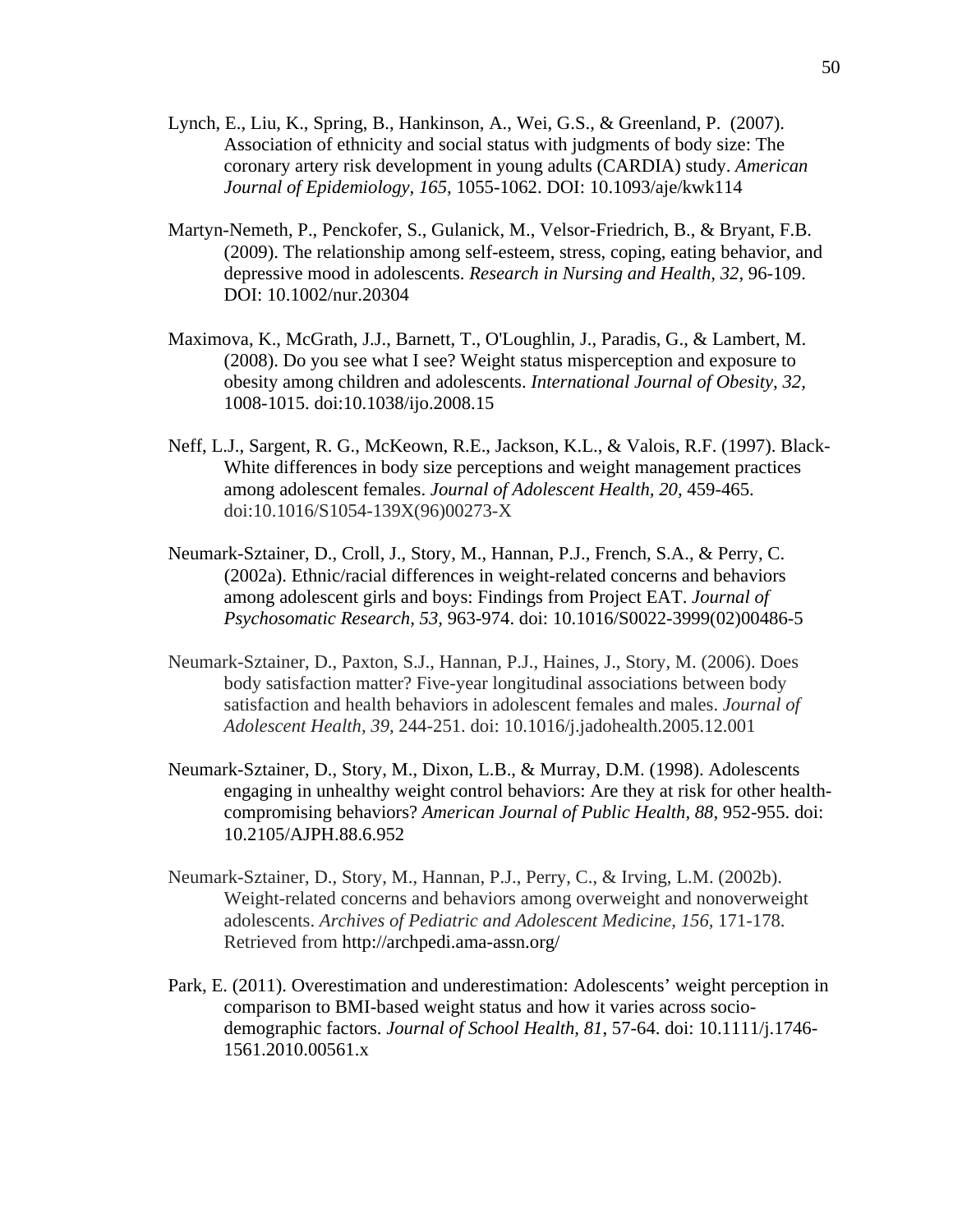Lynch, E., Liu, K., Spring, B., Hankinson, A., Wei, G.S., & Greenland, P. (2007). Association of ethnicity and social status with judgments of body size: The coronary artery risk development in young adults (CARDIA) study. *American Journal of Epidemiology, 165,* 1055-1062. DOI: 10.1093/aje/kwk114

Martyn-Nemeth, P., Penckofer, S., Gulanick, M., Velsor-Friedrich, B., & Bryant, F.B. (2009). The relationship among self-esteem, stress, coping, eating behavior, and depressive mood in adolescents. *Research in Nursing and Health, 32,* 96-109. DOI: 10.1002/nur.20304

Maximova, K., McGrath, J.J., Barnett, T., O'Loughlin, J., Paradis, G., & Lambert, M. (2008). Do you see what I see? Weight status misperception and exposure to obesity among children and adolescents. *International Journal of Obesity, 32,* 1008-1015. doi:10.1038/ijo.2008.15

Neff, L.J., Sargent, R. G., McKeown, R.E., Jackson, K.L., & Valois, R.F. (1997). Black-White differences in body size perceptions and weight management practices among adolescent females. *Journal of Adolescent Health, 20,* 459-465. doi:10.1016/S1054-139X(96)00273-X

Neumark-Sztainer, D., Croll, J., Story, M., Hannan, P.J., French, S.A., & Perry, C. (2002a). Ethnic/racial differences in weight-related concerns and behaviors among adolescent girls and boys: Findings from Project EAT. *Journal of Psychosomatic Research, 53,* 963-974. doi: 10.1016/S0022-3999(02)00486-5

Neumark-Sztainer, D., Paxton, S.J., Hannan, P.J., Haines, J., Story, M. (2006). Does body satisfaction matter? Five-year longitudinal associations between body satisfaction and health behaviors in adolescent females and males. *Journal of Adolescent Health, 39,* 244-251. doi: 10.1016/j.jadohealth.2005.12.001

Neumark-Sztainer, D., Story, M., Dixon, L.B., & Murray, D.M. (1998). Adolescents engaging in unhealthy weight control behaviors: Are they at risk for other health-compromising behaviors? *American Journal of Public Health*, *88,* 952-955. doi: 10.2105/AJPH.88.6.952

Neumark-Sztainer, D., Story, M., Hannan, P.J., Perry, C., & Irving, L.M. (2002b). Weight-related concerns and behaviors among overweight and nonoverweight adolescents. *Archives of Pediatric and Adolescent Medicine, 156,* 171-178. Retrieved from http://archpedi.ama-assn.org/

Park, E. (2011). Overestimation and underestimation: Adolescents' weight perception in comparison to BMI-based weight status and how it varies across socio-demographic factors. *Journal of School Health, 81*, 57-64. doi: 10.1111/j.1746-1561.2010.00561.x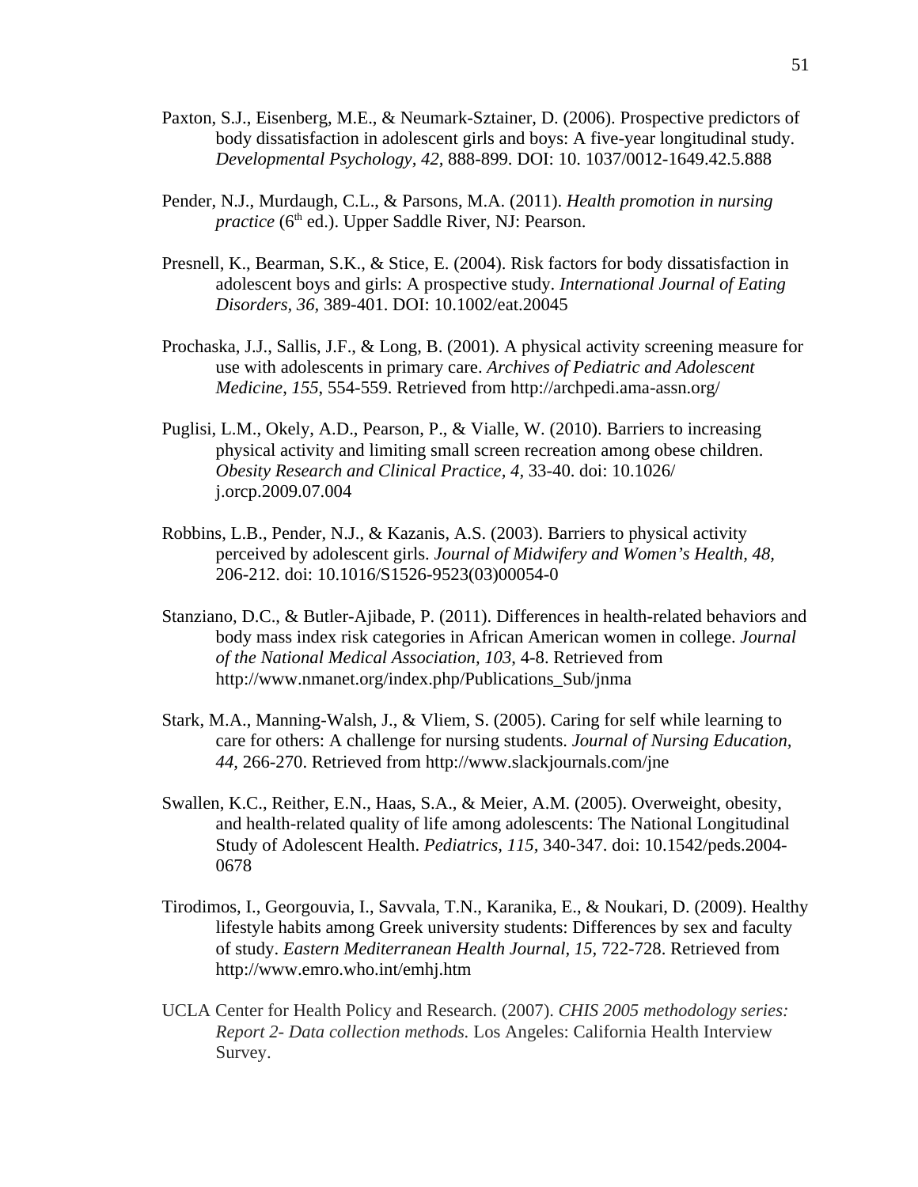Paxton, S.J., Eisenberg, M.E., & Neumark-Sztainer, D. (2006). Prospective predictors of body dissatisfaction in adolescent girls and boys: A five-year longitudinal study. *Developmental Psychology, 42,* 888-899. DOI: 10. 1037/0012-1649.42.5.888

Pender, N.J., Murdaugh, C.L., & Parsons, M.A. (2011). *Health promotion in nursing practice* (6th ed.). Upper Saddle River, NJ: Pearson.

Presnell, K., Bearman, S.K., & Stice, E. (2004). Risk factors for body dissatisfaction in adolescent boys and girls: A prospective study. *International Journal of Eating Disorders, 36,* 389-401. DOI: 10.1002/eat.20045

Prochaska, J.J., Sallis, J.F., & Long, B. (2001). A physical activity screening measure for use with adolescents in primary care. *Archives of Pediatric and Adolescent Medicine*, *155*, 554-559. Retrieved from http://archpedi.ama-assn.org/

Puglisi, L.M., Okely, A.D., Pearson, P., & Vialle, W. (2010). Barriers to increasing physical activity and limiting small screen recreation among obese children. *Obesity Research and Clinical Practice, 4,* 33-40. doi: 10.1026/ j.orcp.2009.07.004

Robbins, L.B., Pender, N.J., & Kazanis, A.S. (2003). Barriers to physical activity perceived by adolescent girls. *Journal of Midwifery and Women's Health, 48,* 206-212. doi: 10.1016/S1526-9523(03)00054-0

Stanziano, D.C., & Butler-Ajibade, P. (2011). Differences in health-related behaviors and body mass index risk categories in African American women in college. *Journal of the National Medical Association, 103*, 4-8. Retrieved from http://www.nmanet.org/index.php/Publications_Sub/jnma

Stark, M.A., Manning-Walsh, J., & Vliem, S. (2005). Caring for self while learning to care for others: A challenge for nursing students. *Journal of Nursing Education, 44,* 266-270. Retrieved from http://www.slackjournals.com/jne

Swallen, K.C., Reither, E.N., Haas, S.A., & Meier, A.M. (2005). Overweight, obesity, and health-related quality of life among adolescents: The National Longitudinal Study of Adolescent Health. *Pediatrics, 115,* 340-347. doi: 10.1542/peds.2004-0678

Tirodimos, I., Georgouvia, I., Savvala, T.N., Karanika, E., & Noukari, D. (2009). Healthy lifestyle habits among Greek university students: Differences by sex and faculty of study. *Eastern Mediterranean Health Journal, 15,* 722-728. Retrieved from http://www.emro.who.int/emhj.htm

UCLA Center for Health Policy and Research. (2007). *CHIS 2005 methodology series: Report 2- Data collection methods.* Los Angeles: California Health Interview Survey.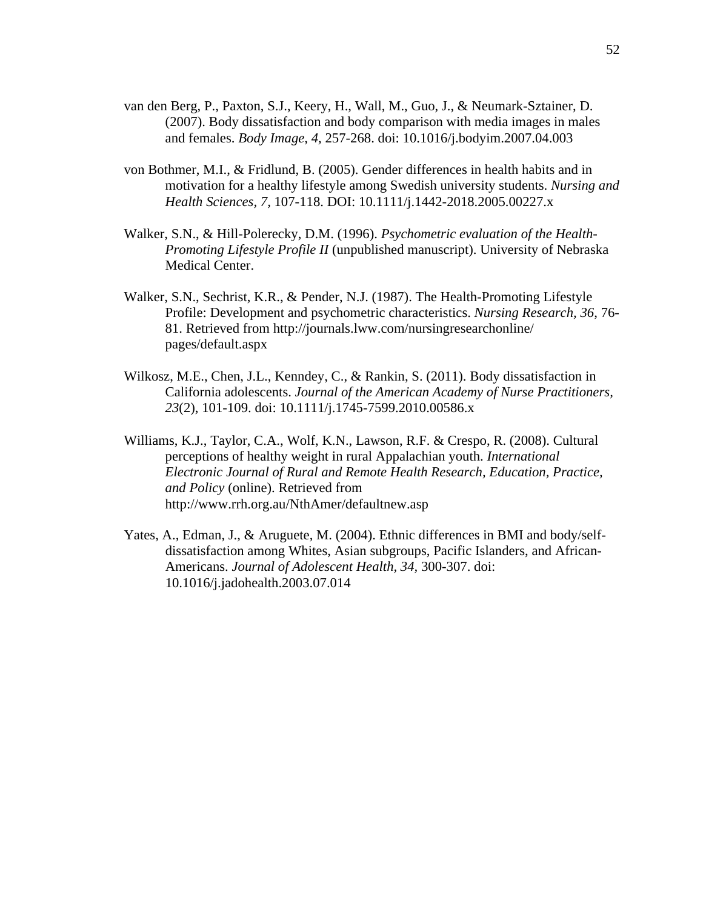van den Berg, P., Paxton, S.J., Keery, H., Wall, M., Guo, J., & Neumark-Sztainer, D. (2007). Body dissatisfaction and body comparison with media images in males and females. *Body Image, 4,* 257-268. doi: 10.1016/j.bodyim.2007.04.003

von Bothmer, M.I., & Fridlund, B. (2005). Gender differences in health habits and in motivation for a healthy lifestyle among Swedish university students. *Nursing and Health Sciences, 7,* 107-118. DOI: 10.1111/j.1442-2018.2005.00227.x

Walker, S.N., & Hill-Polerecky, D.M. (1996). *Psychometric evaluation of the Health-Promoting Lifestyle Profile II* (unpublished manuscript). University of Nebraska Medical Center.

Walker, S.N., Sechrist, K.R., & Pender, N.J. (1987). The Health-Promoting Lifestyle Profile: Development and psychometric characteristics. *Nursing Research, 36*, 76-81. Retrieved from http://journals.lww.com/nursingresearchonline/pages/default.aspx

Wilkosz, M.E., Chen, J.L., Kenndey, C., & Rankin, S. (2011). Body dissatisfaction in California adolescents. *Journal of the American Academy of Nurse Practitioners, 23*(2), 101-109. doi: 10.1111/j.1745-7599.2010.00586.x

Williams, K.J., Taylor, C.A., Wolf, K.N., Lawson, R.F. & Crespo, R. (2008). Cultural perceptions of healthy weight in rural Appalachian youth. *International Electronic Journal of Rural and Remote Health Research, Education, Practice, and Policy* (online). Retrieved from http://www.rrh.org.au/NthAmer/defaultnew.asp

Yates, A., Edman, J., & Aruguete, M. (2004). Ethnic differences in BMI and body/self-dissatisfaction among Whites, Asian subgroups, Pacific Islanders, and African-Americans. *Journal of Adolescent Health, 34,* 300-307. doi: 10.1016/j.jadohealth.2003.07.014